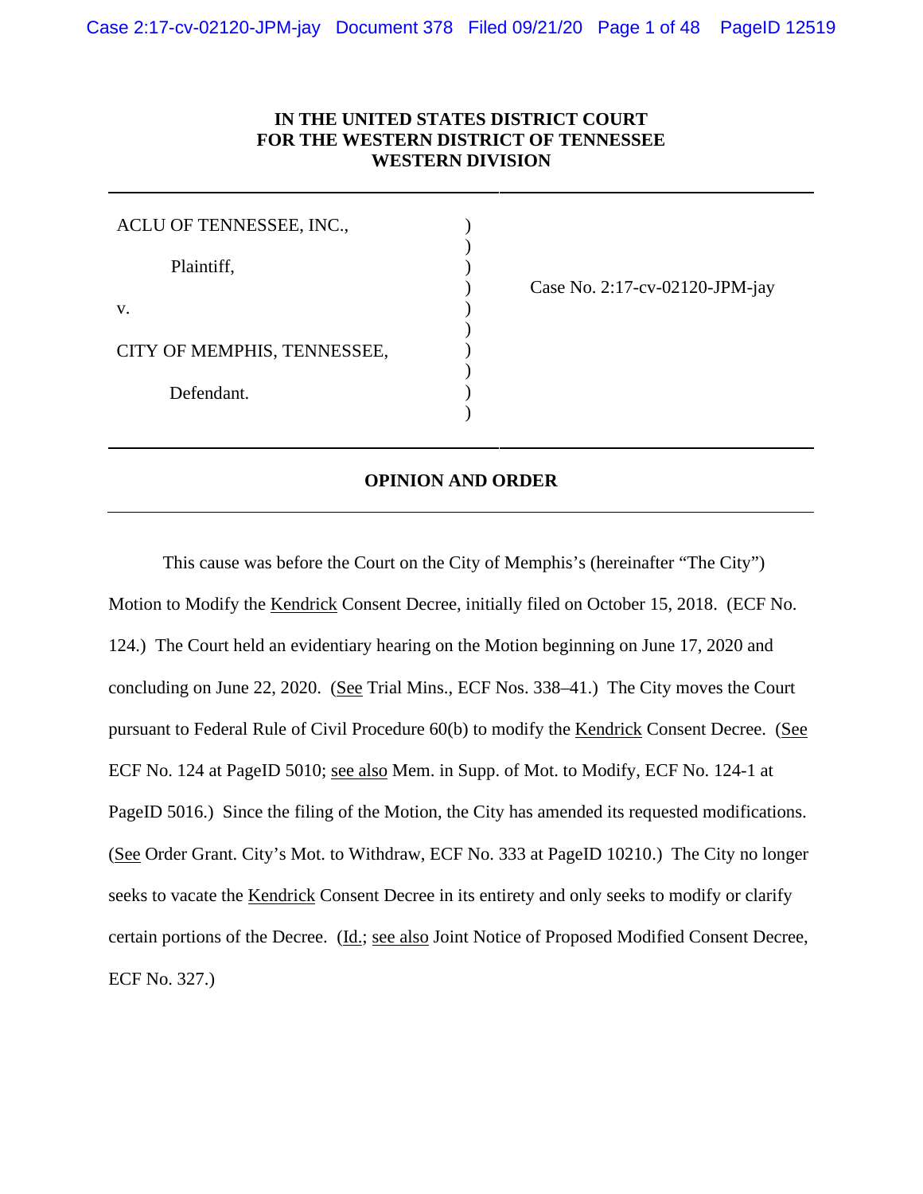**IN THE UNITED STATES DISTRICT COURT**
**FOR THE WESTERN DISTRICT OF TENNESSEE**
**WESTERN DIVISION**

| | | |
|---|---|---|
| ACLU OF TENNESSEE, INC., | ) | |
| | ) | |
| Plaintiff, | ) | |
| | ) | Case No. 2:17-cv-02120-JPM-jay |
| v. | ) | |
| | ) | |
| CITY OF MEMPHIS, TENNESSEE, | ) | |
| | ) | |
| Defendant. | ) | |
| | ) | |

## OPINION AND ORDER

This cause was before the Court on the City of Memphis's (hereinafter "The City") Motion to Modify the Kendrick Consent Decree, initially filed on October 15, 2018. (ECF No. 124.) The Court held an evidentiary hearing on the Motion beginning on June 17, 2020 and concluding on June 22, 2020. (See Trial Mins., ECF Nos. 338–41.) The City moves the Court pursuant to Federal Rule of Civil Procedure 60(b) to modify the Kendrick Consent Decree. (See ECF No. 124 at PageID 5010; see also Mem. in Supp. of Mot. to Modify, ECF No. 124-1 at PageID 5016.) Since the filing of the Motion, the City has amended its requested modifications. (See Order Grant. City's Mot. to Withdraw, ECF No. 333 at PageID 10210.) The City no longer seeks to vacate the Kendrick Consent Decree in its entirety and only seeks to modify or clarify certain portions of the Decree. (Id.; see also Joint Notice of Proposed Modified Consent Decree, ECF No. 327.)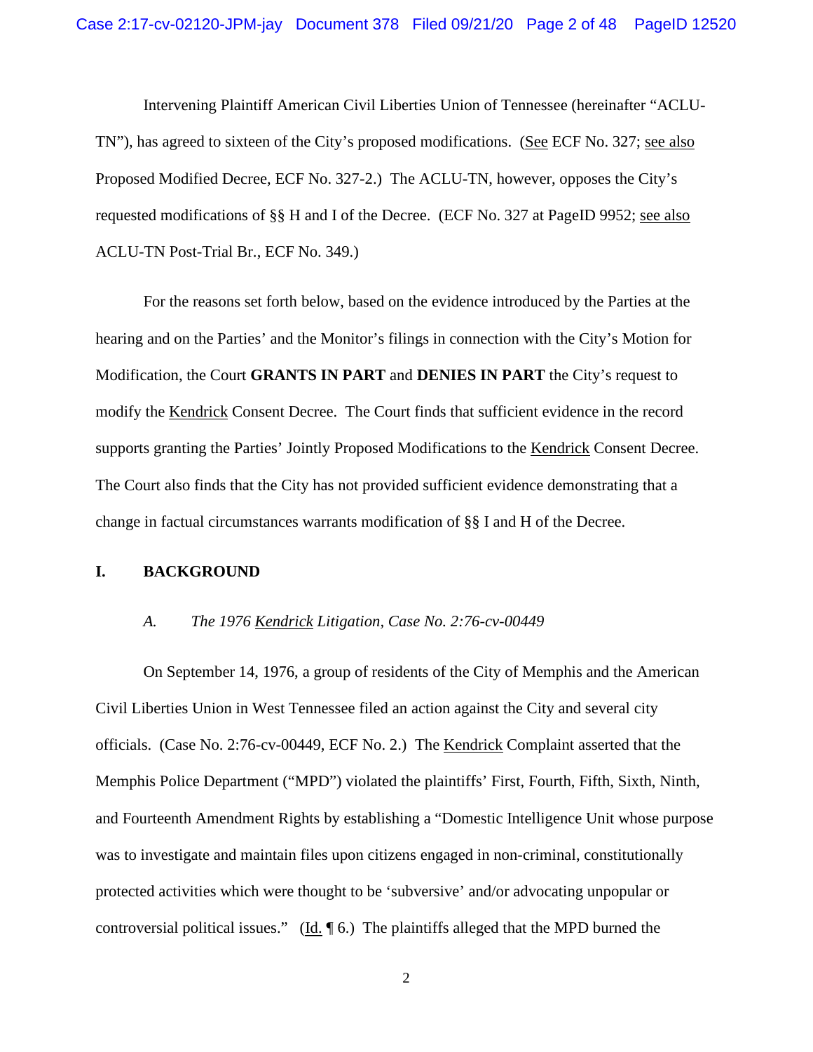Intervening Plaintiff American Civil Liberties Union of Tennessee (hereinafter "ACLU-TN"), has agreed to sixteen of the City's proposed modifications. (See ECF No. 327; see also Proposed Modified Decree, ECF No. 327-2.) The ACLU-TN, however, opposes the City's requested modifications of §§ H and I of the Decree. (ECF No. 327 at PageID 9952; see also ACLU-TN Post-Trial Br., ECF No. 349.)

For the reasons set forth below, based on the evidence introduced by the Parties at the hearing and on the Parties' and the Monitor's filings in connection with the City's Motion for Modification, the Court **GRANTS IN PART** and **DENIES IN PART** the City's request to modify the Kendrick Consent Decree. The Court finds that sufficient evidence in the record supports granting the Parties' Jointly Proposed Modifications to the Kendrick Consent Decree. The Court also finds that the City has not provided sufficient evidence demonstrating that a change in factual circumstances warrants modification of §§ I and H of the Decree.

## I. BACKGROUND

### *A. The 1976 Kendrick Litigation, Case No. 2:76-cv-00449*

On September 14, 1976, a group of residents of the City of Memphis and the American Civil Liberties Union in West Tennessee filed an action against the City and several city officials. (Case No. 2:76-cv-00449, ECF No. 2.) The Kendrick Complaint asserted that the Memphis Police Department ("MPD") violated the plaintiffs' First, Fourth, Fifth, Sixth, Ninth, and Fourteenth Amendment Rights by establishing a "Domestic Intelligence Unit whose purpose was to investigate and maintain files upon citizens engaged in non-criminal, constitutionally protected activities which were thought to be 'subversive' and/or advocating unpopular or controversial political issues." (Id. ¶ 6.) The plaintiffs alleged that the MPD burned the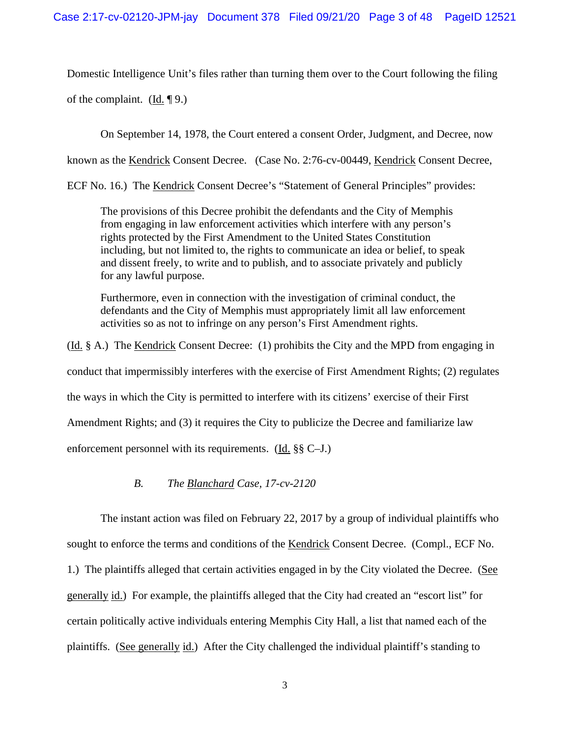Domestic Intelligence Unit's files rather than turning them over to the Court following the filing of the complaint. (Id. ¶ 9.)

On September 14, 1978, the Court entered a consent Order, Judgment, and Decree, now known as the Kendrick Consent Decree. (Case No. 2:76-cv-00449, Kendrick Consent Decree, ECF No. 16.) The Kendrick Consent Decree's "Statement of General Principles" provides:

> The provisions of this Decree prohibit the defendants and the City of Memphis from engaging in law enforcement activities which interfere with any person's rights protected by the First Amendment to the United States Constitution including, but not limited to, the rights to communicate an idea or belief, to speak and dissent freely, to write and to publish, and to associate privately and publicly for any lawful purpose.
>
> Furthermore, even in connection with the investigation of criminal conduct, the defendants and the City of Memphis must appropriately limit all law enforcement activities so as not to infringe on any person's First Amendment rights.

(Id. § A.) The Kendrick Consent Decree: (1) prohibits the City and the MPD from engaging in conduct that impermissibly interferes with the exercise of First Amendment Rights; (2) regulates the ways in which the City is permitted to interfere with its citizens' exercise of their First Amendment Rights; and (3) it requires the City to publicize the Decree and familiarize law enforcement personnel with its requirements. (Id. §§ C–J.)

### *B. The Blanchard Case, 17-cv-2120*

The instant action was filed on February 22, 2017 by a group of individual plaintiffs who sought to enforce the terms and conditions of the Kendrick Consent Decree. (Compl., ECF No. 1.) The plaintiffs alleged that certain activities engaged in by the City violated the Decree. (See generally id.) For example, the plaintiffs alleged that the City had created an "escort list" for certain politically active individuals entering Memphis City Hall, a list that named each of the plaintiffs. (See generally id.) After the City challenged the individual plaintiff's standing to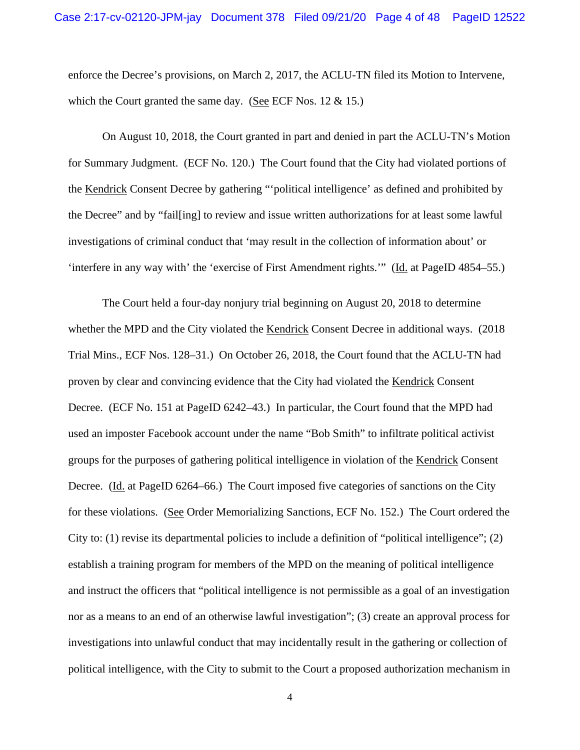enforce the Decree's provisions, on March 2, 2017, the ACLU-TN filed its Motion to Intervene, which the Court granted the same day. (See ECF Nos. 12 & 15.)

On August 10, 2018, the Court granted in part and denied in part the ACLU-TN's Motion for Summary Judgment. (ECF No. 120.) The Court found that the City had violated portions of the Kendrick Consent Decree by gathering "'political intelligence' as defined and prohibited by the Decree" and by "fail[ing] to review and issue written authorizations for at least some lawful investigations of criminal conduct that 'may result in the collection of information about' or 'interfere in any way with' the 'exercise of First Amendment rights.'" (Id. at PageID 4854–55.)

The Court held a four-day nonjury trial beginning on August 20, 2018 to determine whether the MPD and the City violated the Kendrick Consent Decree in additional ways. (2018 Trial Mins., ECF Nos. 128–31.) On October 26, 2018, the Court found that the ACLU-TN had proven by clear and convincing evidence that the City had violated the Kendrick Consent Decree. (ECF No. 151 at PageID 6242–43.) In particular, the Court found that the MPD had used an imposter Facebook account under the name "Bob Smith" to infiltrate political activist groups for the purposes of gathering political intelligence in violation of the Kendrick Consent Decree. (Id. at PageID 6264–66.) The Court imposed five categories of sanctions on the City for these violations. (See Order Memorializing Sanctions, ECF No. 152.) The Court ordered the City to: (1) revise its departmental policies to include a definition of "political intelligence"; (2) establish a training program for members of the MPD on the meaning of political intelligence and instruct the officers that "political intelligence is not permissible as a goal of an investigation nor as a means to an end of an otherwise lawful investigation"; (3) create an approval process for investigations into unlawful conduct that may incidentally result in the gathering or collection of political intelligence, with the City to submit to the Court a proposed authorization mechanism in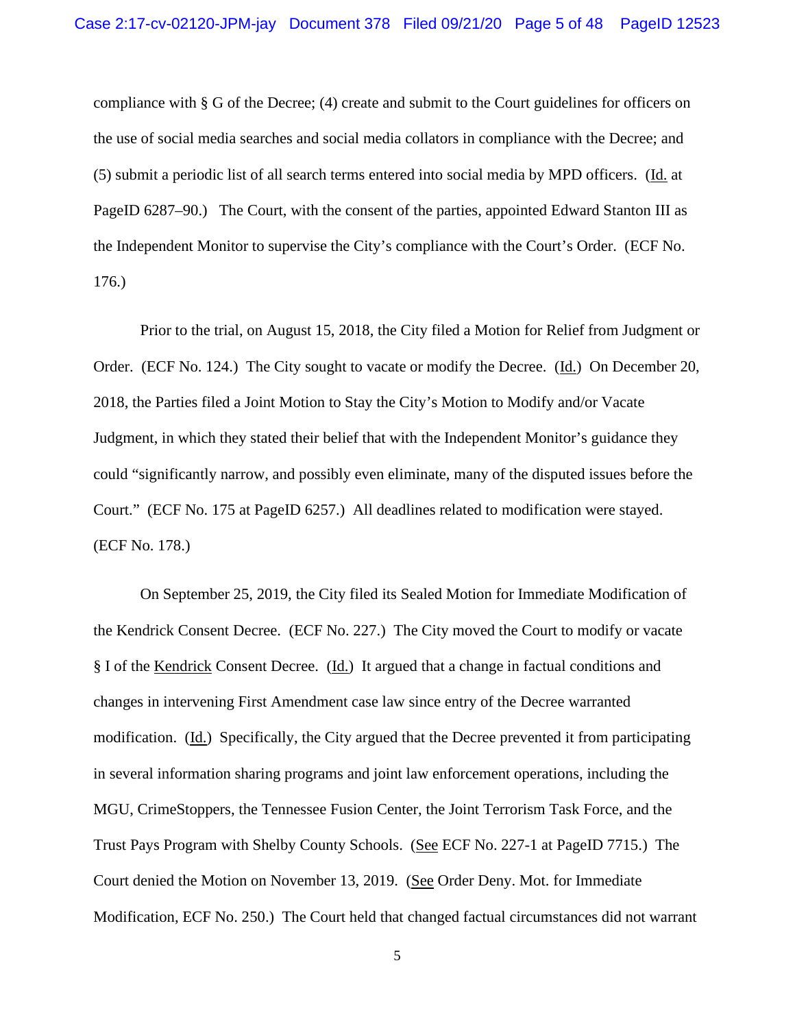compliance with § G of the Decree; (4) create and submit to the Court guidelines for officers on the use of social media searches and social media collators in compliance with the Decree; and (5) submit a periodic list of all search terms entered into social media by MPD officers. (Id. at PageID 6287–90.) The Court, with the consent of the parties, appointed Edward Stanton III as the Independent Monitor to supervise the City's compliance with the Court's Order. (ECF No. 176.)

Prior to the trial, on August 15, 2018, the City filed a Motion for Relief from Judgment or Order. (ECF No. 124.) The City sought to vacate or modify the Decree. (Id.) On December 20, 2018, the Parties filed a Joint Motion to Stay the City's Motion to Modify and/or Vacate Judgment, in which they stated their belief that with the Independent Monitor's guidance they could "significantly narrow, and possibly even eliminate, many of the disputed issues before the Court." (ECF No. 175 at PageID 6257.) All deadlines related to modification were stayed. (ECF No. 178.)

On September 25, 2019, the City filed its Sealed Motion for Immediate Modification of the Kendrick Consent Decree. (ECF No. 227.) The City moved the Court to modify or vacate § I of the Kendrick Consent Decree. (Id.) It argued that a change in factual conditions and changes in intervening First Amendment case law since entry of the Decree warranted modification. (Id.) Specifically, the City argued that the Decree prevented it from participating in several information sharing programs and joint law enforcement operations, including the MGU, CrimeStoppers, the Tennessee Fusion Center, the Joint Terrorism Task Force, and the Trust Pays Program with Shelby County Schools. (See ECF No. 227-1 at PageID 7715.) The Court denied the Motion on November 13, 2019. (See Order Deny. Mot. for Immediate Modification, ECF No. 250.) The Court held that changed factual circumstances did not warrant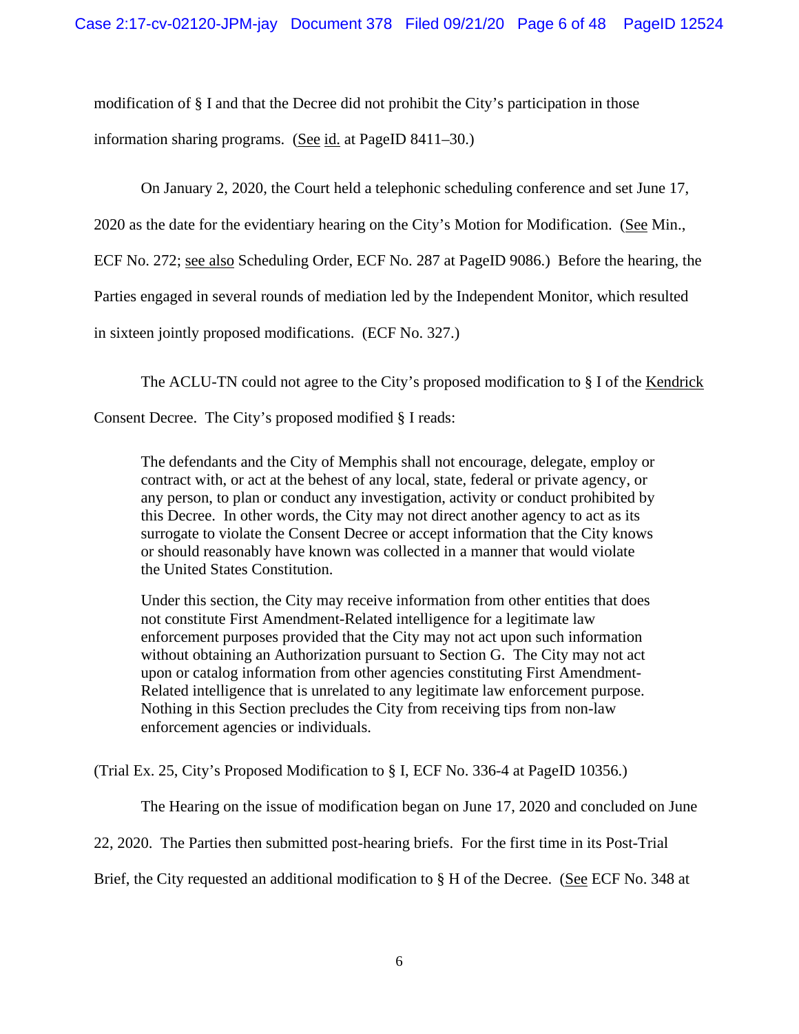modification of § I and that the Decree did not prohibit the City's participation in those information sharing programs. (See id. at PageID 8411–30.)

On January 2, 2020, the Court held a telephonic scheduling conference and set June 17, 2020 as the date for the evidentiary hearing on the City's Motion for Modification. (See Min., ECF No. 272; see also Scheduling Order, ECF No. 287 at PageID 9086.) Before the hearing, the Parties engaged in several rounds of mediation led by the Independent Monitor, which resulted in sixteen jointly proposed modifications. (ECF No. 327.)

The ACLU-TN could not agree to the City's proposed modification to § I of the Kendrick Consent Decree. The City's proposed modified § I reads:

> The defendants and the City of Memphis shall not encourage, delegate, employ or contract with, or act at the behest of any local, state, federal or private agency, or any person, to plan or conduct any investigation, activity or conduct prohibited by this Decree. In other words, the City may not direct another agency to act as its surrogate to violate the Consent Decree or accept information that the City knows or should reasonably have known was collected in a manner that would violate the United States Constitution.
>
> Under this section, the City may receive information from other entities that does not constitute First Amendment-Related intelligence for a legitimate law enforcement purposes provided that the City may not act upon such information without obtaining an Authorization pursuant to Section G. The City may not act upon or catalog information from other agencies constituting First Amendment-Related intelligence that is unrelated to any legitimate law enforcement purpose. Nothing in this Section precludes the City from receiving tips from non-law enforcement agencies or individuals.

(Trial Ex. 25, City's Proposed Modification to § I, ECF No. 336-4 at PageID 10356.)

The Hearing on the issue of modification began on June 17, 2020 and concluded on June 22, 2020. The Parties then submitted post-hearing briefs. For the first time in its Post-Trial Brief, the City requested an additional modification to § H of the Decree. (See ECF No. 348 at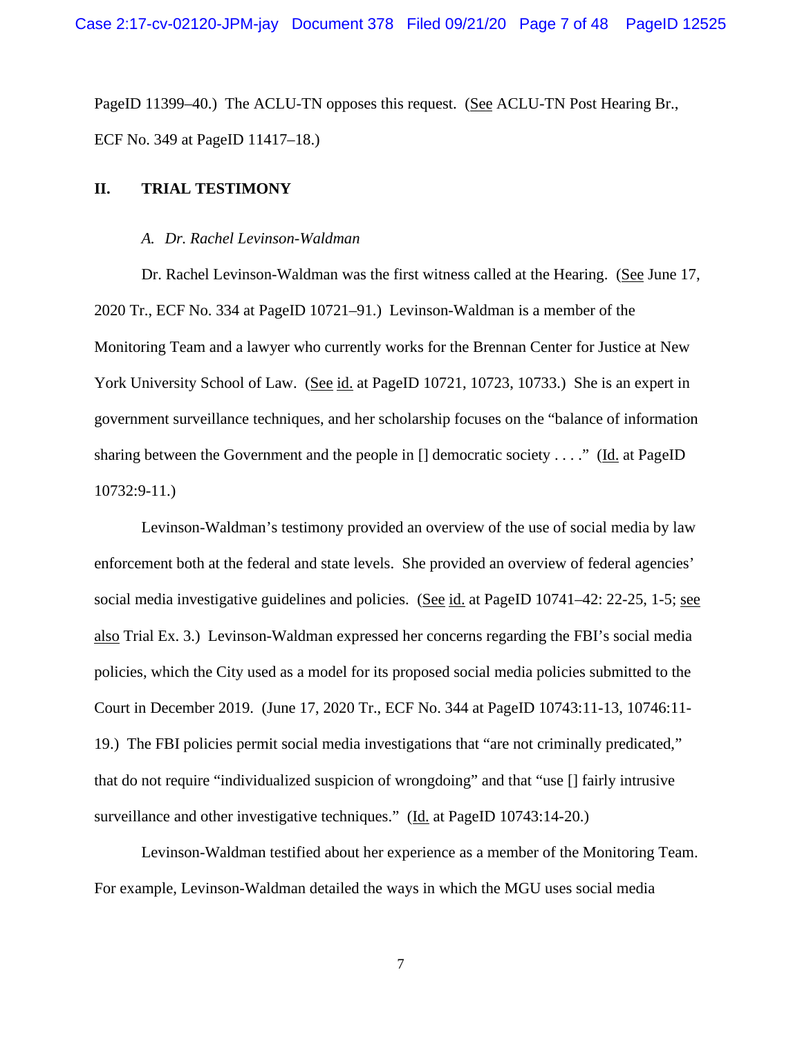PageID 11399–40.) The ACLU-TN opposes this request. (See ACLU-TN Post Hearing Br., ECF No. 349 at PageID 11417–18.)

## II. TRIAL TESTIMONY

### *A. Dr. Rachel Levinson-Waldman*

Dr. Rachel Levinson-Waldman was the first witness called at the Hearing. (See June 17, 2020 Tr., ECF No. 334 at PageID 10721–91.) Levinson-Waldman is a member of the Monitoring Team and a lawyer who currently works for the Brennan Center for Justice at New York University School of Law. (See id. at PageID 10721, 10723, 10733.) She is an expert in government surveillance techniques, and her scholarship focuses on the "balance of information sharing between the Government and the people in [] democratic society . . . ." (Id. at PageID 10732:9-11.)

Levinson-Waldman's testimony provided an overview of the use of social media by law enforcement both at the federal and state levels. She provided an overview of federal agencies' social media investigative guidelines and policies. (See id. at PageID 10741–42: 22-25, 1-5; see also Trial Ex. 3.) Levinson-Waldman expressed her concerns regarding the FBI's social media policies, which the City used as a model for its proposed social media policies submitted to the Court in December 2019. (June 17, 2020 Tr., ECF No. 344 at PageID 10743:11-13, 10746:11-19.) The FBI policies permit social media investigations that "are not criminally predicated," that do not require "individualized suspicion of wrongdoing" and that "use [] fairly intrusive surveillance and other investigative techniques." (Id. at PageID 10743:14-20.)

Levinson-Waldman testified about her experience as a member of the Monitoring Team. For example, Levinson-Waldman detailed the ways in which the MGU uses social media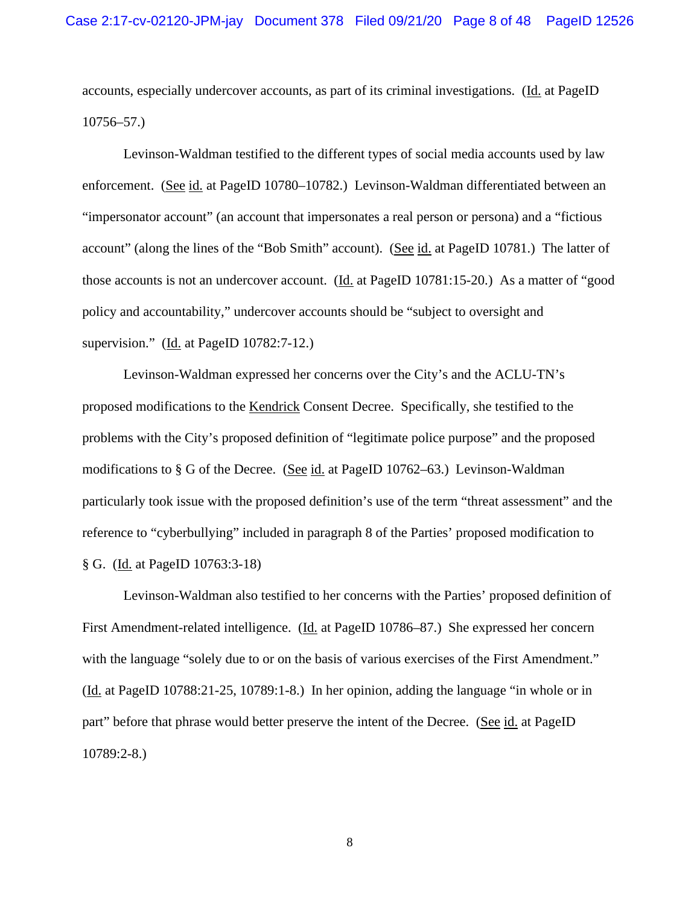accounts, especially undercover accounts, as part of its criminal investigations. (Id. at PageID 10756–57.)

Levinson-Waldman testified to the different types of social media accounts used by law enforcement. (See id. at PageID 10780–10782.) Levinson-Waldman differentiated between an "impersonator account" (an account that impersonates a real person or persona) and a "fictious account" (along the lines of the "Bob Smith" account). (See id. at PageID 10781.) The latter of those accounts is not an undercover account. (Id. at PageID 10781:15-20.) As a matter of "good policy and accountability," undercover accounts should be "subject to oversight and supervision." (Id. at PageID 10782:7-12.)

Levinson-Waldman expressed her concerns over the City's and the ACLU-TN's proposed modifications to the Kendrick Consent Decree. Specifically, she testified to the problems with the City's proposed definition of "legitimate police purpose" and the proposed modifications to § G of the Decree. (See id. at PageID 10762–63.) Levinson-Waldman particularly took issue with the proposed definition's use of the term "threat assessment" and the reference to "cyberbullying" included in paragraph 8 of the Parties' proposed modification to § G. (Id. at PageID 10763:3-18)

Levinson-Waldman also testified to her concerns with the Parties' proposed definition of First Amendment-related intelligence. (Id. at PageID 10786–87.) She expressed her concern with the language "solely due to or on the basis of various exercises of the First Amendment." (Id. at PageID 10788:21-25, 10789:1-8.) In her opinion, adding the language "in whole or in part" before that phrase would better preserve the intent of the Decree. (See id. at PageID 10789:2-8.)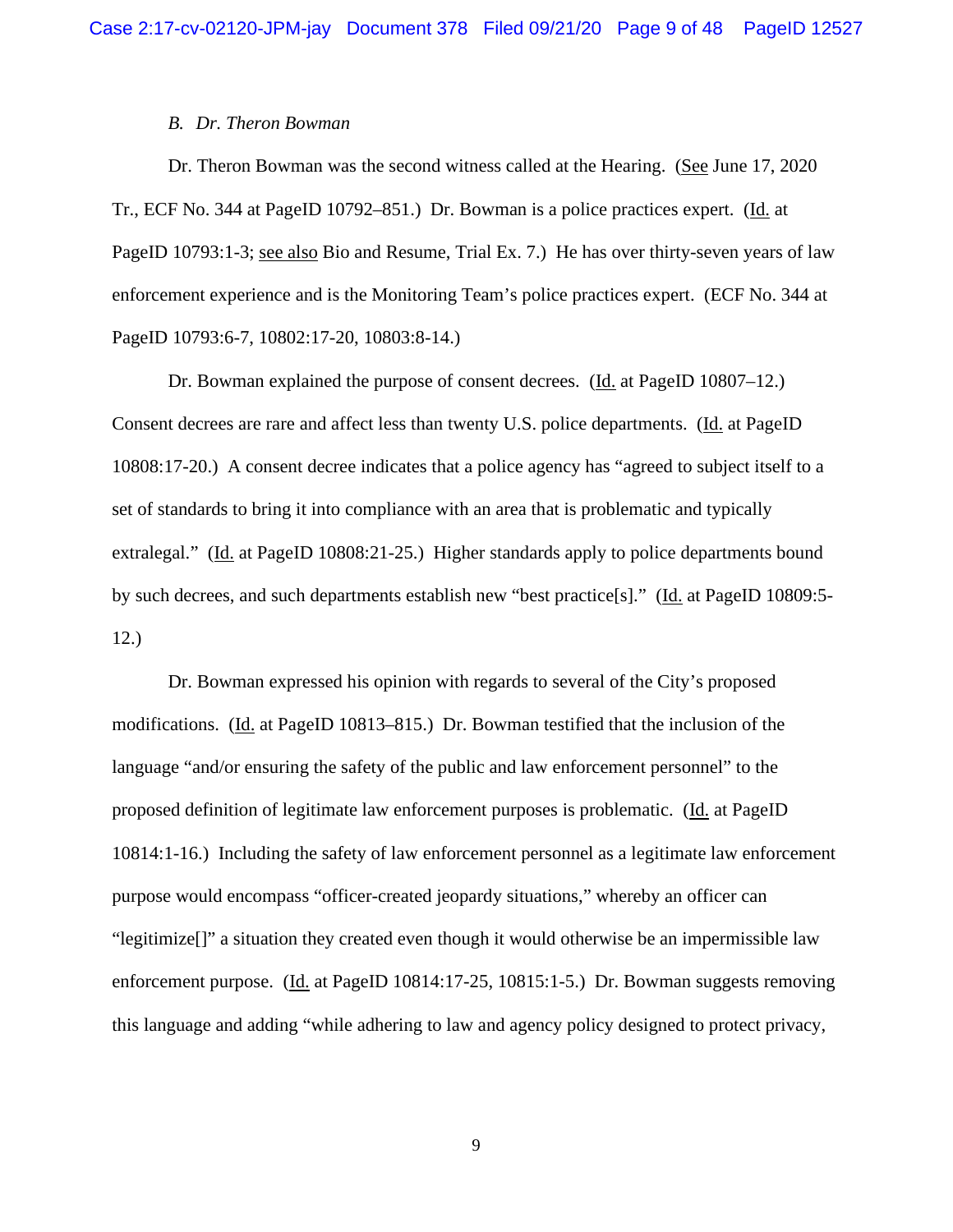### *B. Dr. Theron Bowman*

Dr. Theron Bowman was the second witness called at the Hearing. (See June 17, 2020 Tr., ECF No. 344 at PageID 10792–851.) Dr. Bowman is a police practices expert. (Id. at PageID 10793:1-3; see also Bio and Resume, Trial Ex. 7.) He has over thirty-seven years of law enforcement experience and is the Monitoring Team's police practices expert. (ECF No. 344 at PageID 10793:6-7, 10802:17-20, 10803:8-14.)

Dr. Bowman explained the purpose of consent decrees. (Id. at PageID 10807–12.) Consent decrees are rare and affect less than twenty U.S. police departments. (Id. at PageID 10808:17-20.) A consent decree indicates that a police agency has "agreed to subject itself to a set of standards to bring it into compliance with an area that is problematic and typically extralegal." (Id. at PageID 10808:21-25.) Higher standards apply to police departments bound by such decrees, and such departments establish new "best practice[s]." (Id. at PageID 10809:5-12.)

Dr. Bowman expressed his opinion with regards to several of the City's proposed modifications. (Id. at PageID 10813–815.) Dr. Bowman testified that the inclusion of the language "and/or ensuring the safety of the public and law enforcement personnel" to the proposed definition of legitimate law enforcement purposes is problematic. (Id. at PageID 10814:1-16.) Including the safety of law enforcement personnel as a legitimate law enforcement purpose would encompass "officer-created jeopardy situations," whereby an officer can "legitimize[]" a situation they created even though it would otherwise be an impermissible law enforcement purpose. (Id. at PageID 10814:17-25, 10815:1-5.) Dr. Bowman suggests removing this language and adding "while adhering to law and agency policy designed to protect privacy,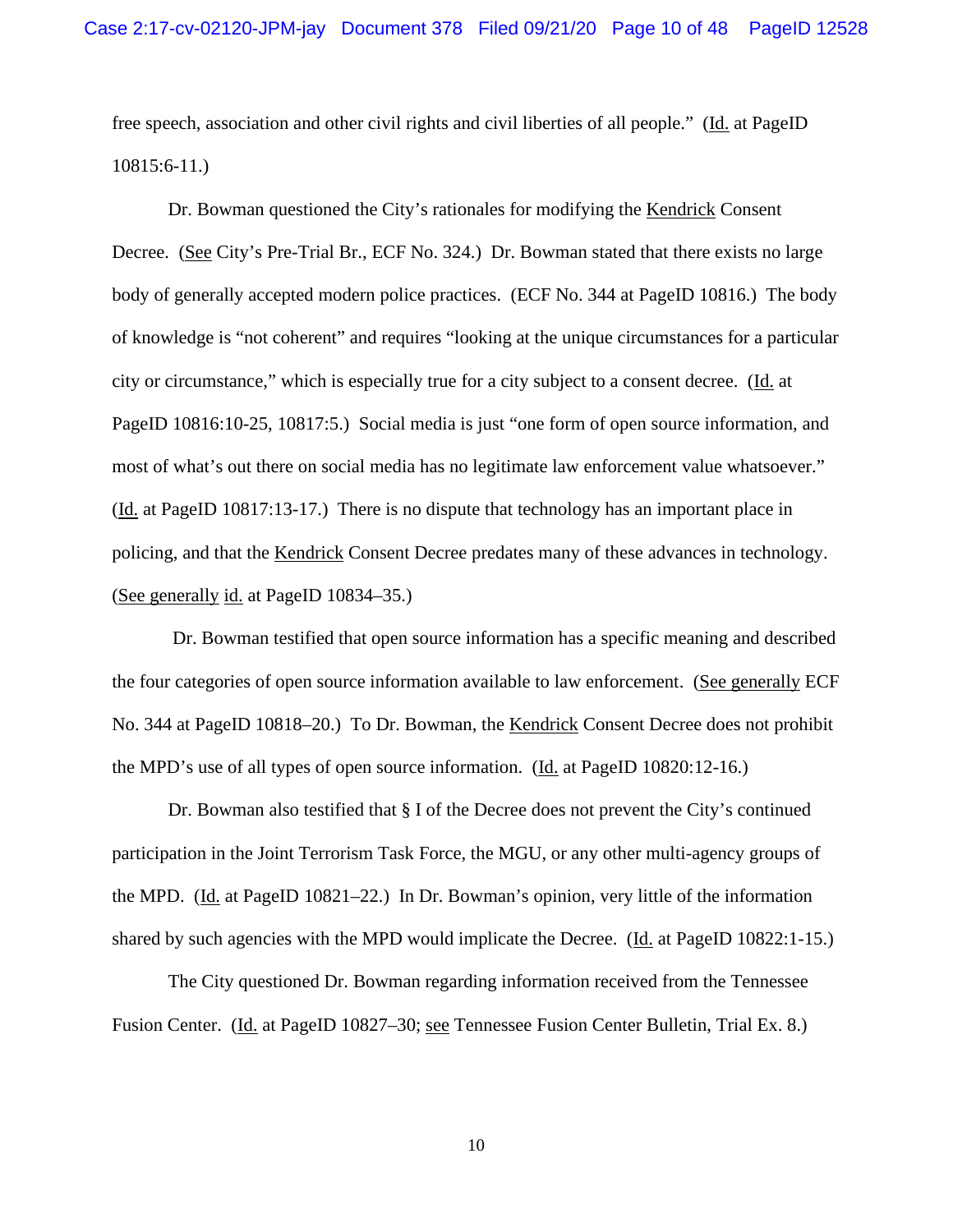free speech, association and other civil rights and civil liberties of all people." (Id. at PageID 10815:6-11.)

Dr. Bowman questioned the City's rationales for modifying the Kendrick Consent Decree. (See City's Pre-Trial Br., ECF No. 324.) Dr. Bowman stated that there exists no large body of generally accepted modern police practices. (ECF No. 344 at PageID 10816.) The body of knowledge is "not coherent" and requires "looking at the unique circumstances for a particular city or circumstance," which is especially true for a city subject to a consent decree. (Id. at PageID 10816:10-25, 10817:5.) Social media is just "one form of open source information, and most of what's out there on social media has no legitimate law enforcement value whatsoever." (Id. at PageID 10817:13-17.) There is no dispute that technology has an important place in policing, and that the Kendrick Consent Decree predates many of these advances in technology. (See generally id. at PageID 10834–35.)

Dr. Bowman testified that open source information has a specific meaning and described the four categories of open source information available to law enforcement. (See generally ECF No. 344 at PageID 10818–20.) To Dr. Bowman, the Kendrick Consent Decree does not prohibit the MPD's use of all types of open source information. (Id. at PageID 10820:12-16.)

Dr. Bowman also testified that § I of the Decree does not prevent the City's continued participation in the Joint Terrorism Task Force, the MGU, or any other multi-agency groups of the MPD. (Id. at PageID 10821–22.) In Dr. Bowman's opinion, very little of the information shared by such agencies with the MPD would implicate the Decree. (Id. at PageID 10822:1-15.)

The City questioned Dr. Bowman regarding information received from the Tennessee Fusion Center. (Id. at PageID 10827–30; see Tennessee Fusion Center Bulletin, Trial Ex. 8.)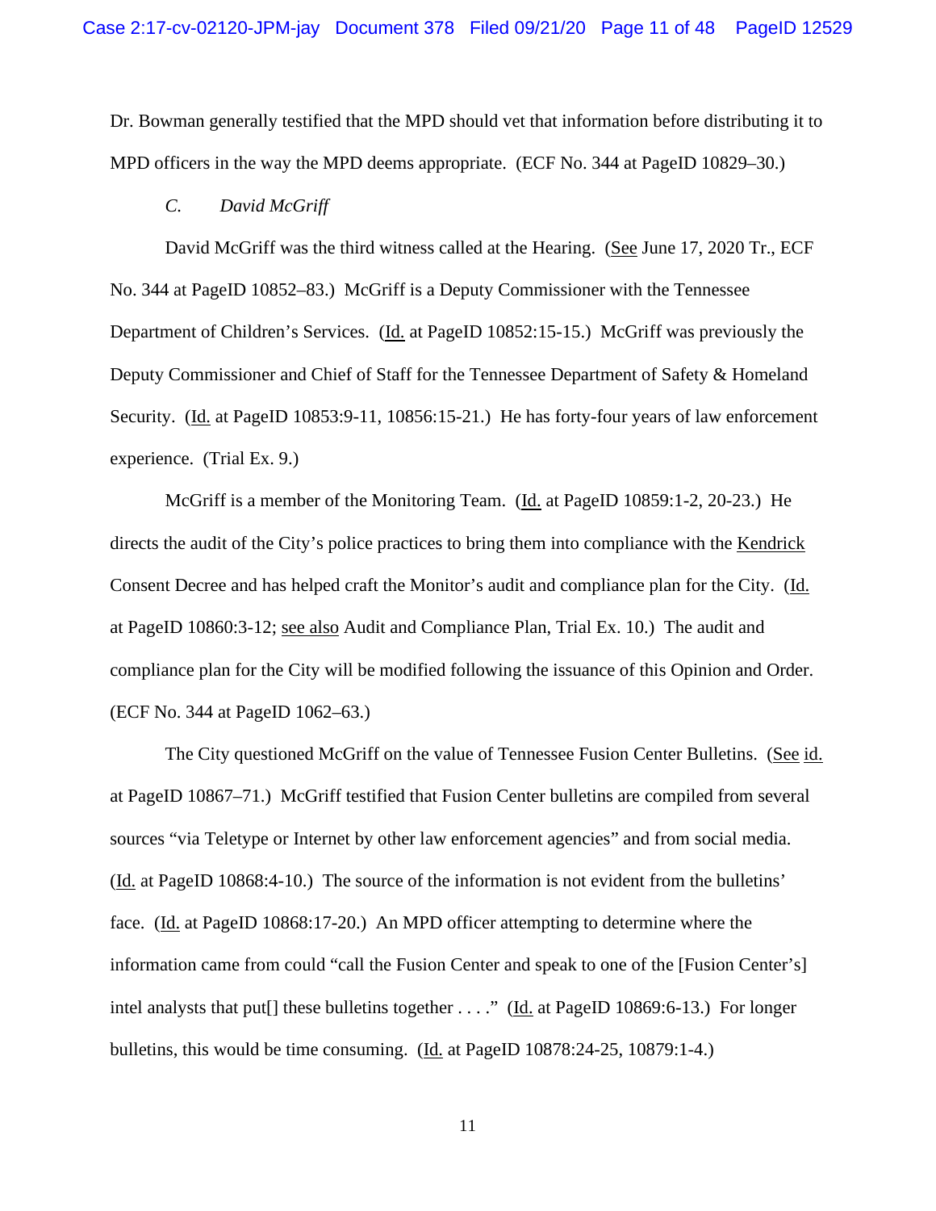Dr. Bowman generally testified that the MPD should vet that information before distributing it to MPD officers in the way the MPD deems appropriate. (ECF No. 344 at PageID 10829–30.)

### C. *David McGriff*

David McGriff was the third witness called at the Hearing. (See June 17, 2020 Tr., ECF No. 344 at PageID 10852–83.) McGriff is a Deputy Commissioner with the Tennessee Department of Children's Services. (Id. at PageID 10852:15-15.) McGriff was previously the Deputy Commissioner and Chief of Staff for the Tennessee Department of Safety & Homeland Security. (Id. at PageID 10853:9-11, 10856:15-21.) He has forty-four years of law enforcement experience. (Trial Ex. 9.)

McGriff is a member of the Monitoring Team. (Id. at PageID 10859:1-2, 20-23.) He directs the audit of the City's police practices to bring them into compliance with the Kendrick Consent Decree and has helped craft the Monitor's audit and compliance plan for the City. (Id. at PageID 10860:3-12; see also Audit and Compliance Plan, Trial Ex. 10.) The audit and compliance plan for the City will be modified following the issuance of this Opinion and Order. (ECF No. 344 at PageID 1062–63.)

The City questioned McGriff on the value of Tennessee Fusion Center Bulletins. (See id. at PageID 10867–71.) McGriff testified that Fusion Center bulletins are compiled from several sources "via Teletype or Internet by other law enforcement agencies" and from social media. (Id. at PageID 10868:4-10.) The source of the information is not evident from the bulletins' face. (Id. at PageID 10868:17-20.) An MPD officer attempting to determine where the information came from could "call the Fusion Center and speak to one of the [Fusion Center's] intel analysts that put[] these bulletins together . . . ." (Id. at PageID 10869:6-13.) For longer bulletins, this would be time consuming. (Id. at PageID 10878:24-25, 10879:1-4.)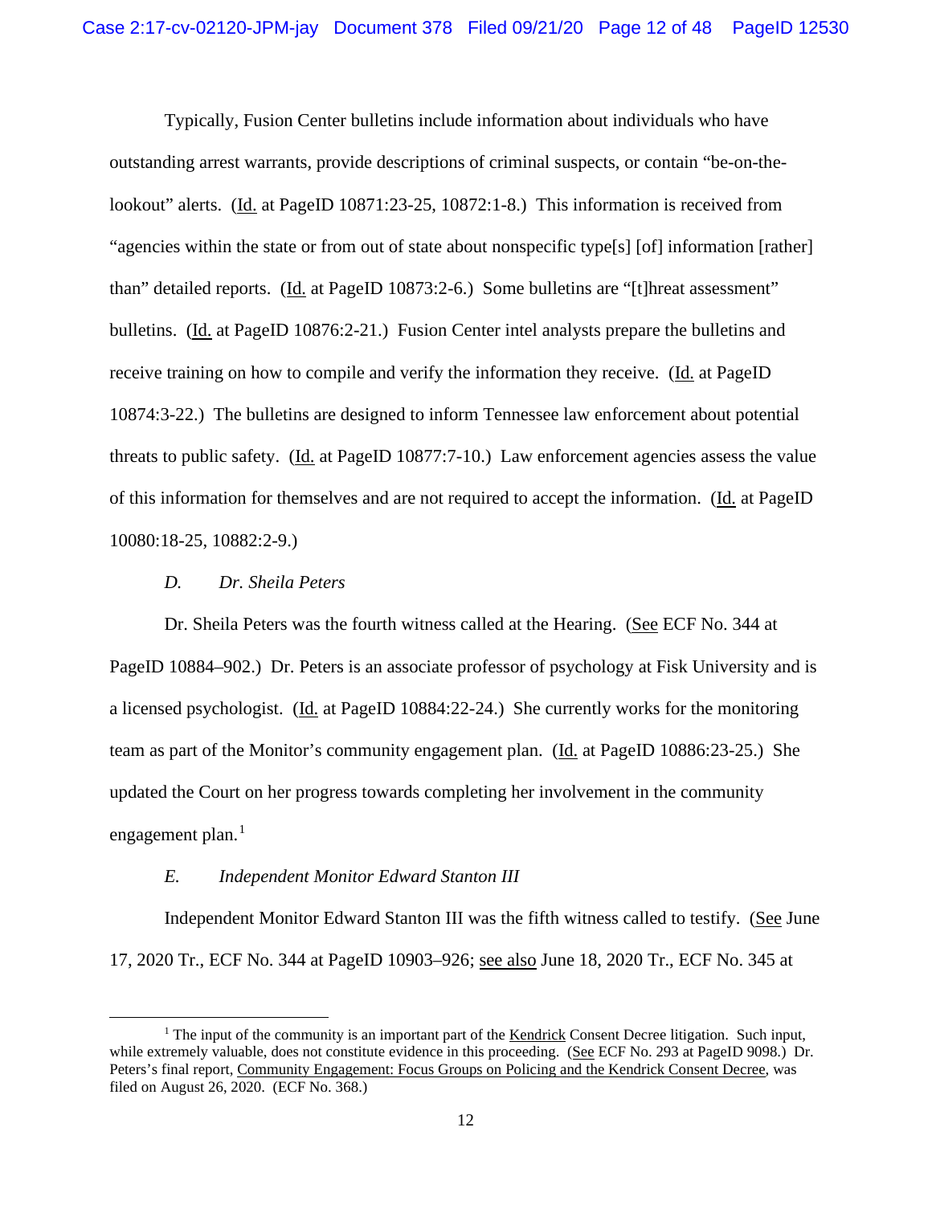Typically, Fusion Center bulletins include information about individuals who have outstanding arrest warrants, provide descriptions of criminal suspects, or contain "be-on-the-lookout" alerts. (Id. at PageID 10871:23-25, 10872:1-8.) This information is received from "agencies within the state or from out of state about nonspecific type[s] [of] information [rather] than" detailed reports. (Id. at PageID 10873:2-6.) Some bulletins are "[t]hreat assessment" bulletins. (Id. at PageID 10876:2-21.) Fusion Center intel analysts prepare the bulletins and receive training on how to compile and verify the information they receive. (Id. at PageID 10874:3-22.) The bulletins are designed to inform Tennessee law enforcement about potential threats to public safety. (Id. at PageID 10877:7-10.) Law enforcement agencies assess the value of this information for themselves and are not required to accept the information. (Id. at PageID 10080:18-25, 10882:2-9.)

### *D. Dr. Sheila Peters*

Dr. Sheila Peters was the fourth witness called at the Hearing. (See ECF No. 344 at PageID 10884–902.) Dr. Peters is an associate professor of psychology at Fisk University and is a licensed psychologist. (Id. at PageID 10884:22-24.) She currently works for the monitoring team as part of the Monitor's community engagement plan. (Id. at PageID 10886:23-25.) She updated the Court on her progress towards completing her involvement in the community engagement plan.[1]

### *E. Independent Monitor Edward Stanton III*

Independent Monitor Edward Stanton III was the fifth witness called to testify. (See June 17, 2020 Tr., ECF No. 344 at PageID 10903–926; see also June 18, 2020 Tr., ECF No. 345 at

---

[1] The input of the community is an important part of the Kendrick Consent Decree litigation. Such input, while extremely valuable, does not constitute evidence in this proceeding. (See ECF No. 293 at PageID 9098.) Dr. Peters's final report, Community Engagement: Focus Groups on Policing and the Kendrick Consent Decree, was filed on August 26, 2020. (ECF No. 368.)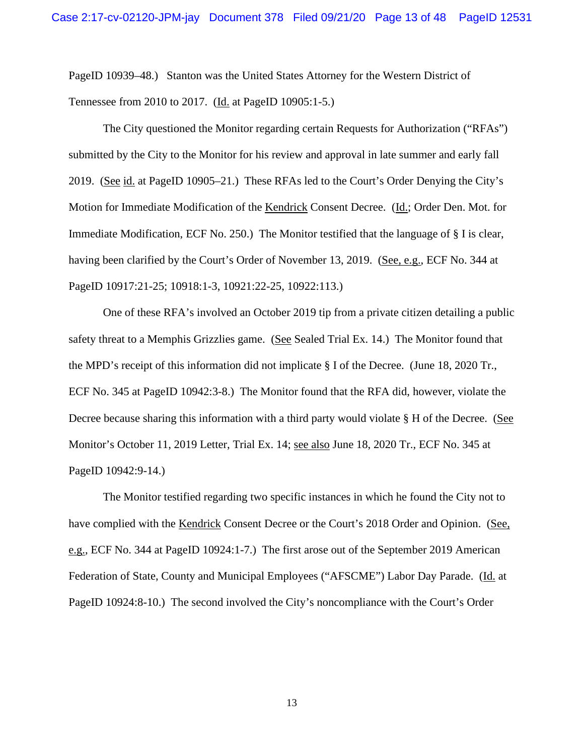PageID 10939–48.) Stanton was the United States Attorney for the Western District of Tennessee from 2010 to 2017. (Id. at PageID 10905:1-5.)

The City questioned the Monitor regarding certain Requests for Authorization ("RFAs") submitted by the City to the Monitor for his review and approval in late summer and early fall 2019. (See id. at PageID 10905–21.) These RFAs led to the Court's Order Denying the City's Motion for Immediate Modification of the Kendrick Consent Decree. (Id.; Order Den. Mot. for Immediate Modification, ECF No. 250.) The Monitor testified that the language of § I is clear, having been clarified by the Court's Order of November 13, 2019. (See, e.g., ECF No. 344 at PageID 10917:21-25; 10918:1-3, 10921:22-25, 10922:113.)

One of these RFA's involved an October 2019 tip from a private citizen detailing a public safety threat to a Memphis Grizzlies game. (See Sealed Trial Ex. 14.) The Monitor found that the MPD's receipt of this information did not implicate § I of the Decree. (June 18, 2020 Tr., ECF No. 345 at PageID 10942:3-8.) The Monitor found that the RFA did, however, violate the Decree because sharing this information with a third party would violate § H of the Decree. (See Monitor's October 11, 2019 Letter, Trial Ex. 14; see also June 18, 2020 Tr., ECF No. 345 at PageID 10942:9-14.)

The Monitor testified regarding two specific instances in which he found the City not to have complied with the Kendrick Consent Decree or the Court's 2018 Order and Opinion. (See, e.g., ECF No. 344 at PageID 10924:1-7.) The first arose out of the September 2019 American Federation of State, County and Municipal Employees ("AFSCME") Labor Day Parade. (Id. at PageID 10924:8-10.) The second involved the City's noncompliance with the Court's Order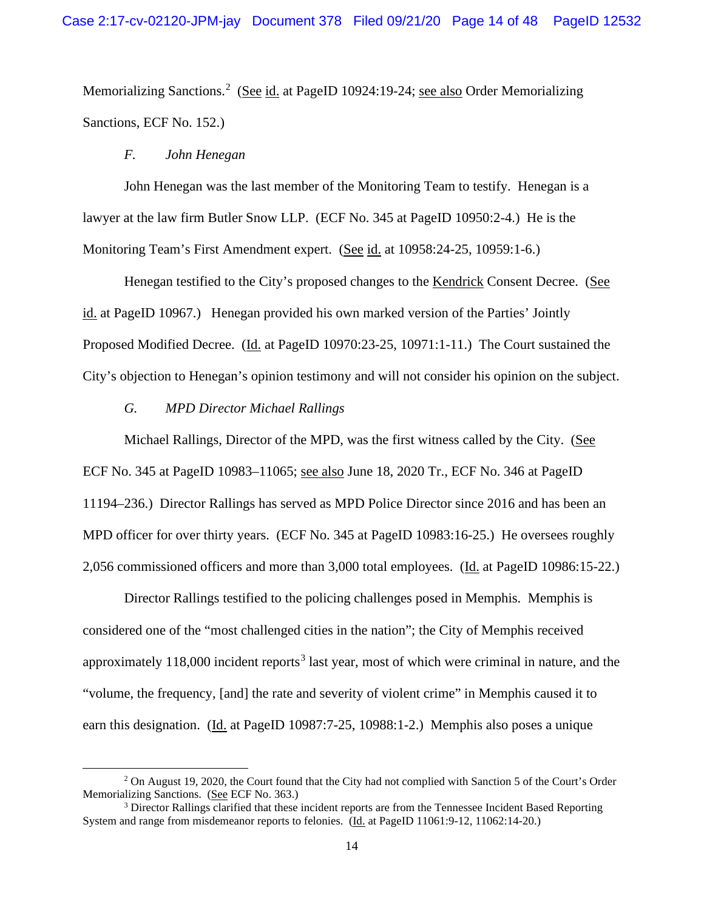Memorializing Sanctions.[2] (See id. at PageID 10924:19-24; see also Order Memorializing Sanctions, ECF No. 152.)

### *F. John Henegan*

John Henegan was the last member of the Monitoring Team to testify. Henegan is a lawyer at the law firm Butler Snow LLP. (ECF No. 345 at PageID 10950:2-4.) He is the Monitoring Team's First Amendment expert. (See id. at 10958:24-25, 10959:1-6.)

Henegan testified to the City's proposed changes to the Kendrick Consent Decree. (See id. at PageID 10967.) Henegan provided his own marked version of the Parties' Jointly Proposed Modified Decree. (Id. at PageID 10970:23-25, 10971:1-11.) The Court sustained the City's objection to Henegan's opinion testimony and will not consider his opinion on the subject.

### *G. MPD Director Michael Rallings*

Michael Rallings, Director of the MPD, was the first witness called by the City. (See ECF No. 345 at PageID 10983–11065; see also June 18, 2020 Tr., ECF No. 346 at PageID 11194–236.) Director Rallings has served as MPD Police Director since 2016 and has been an MPD officer for over thirty years. (ECF No. 345 at PageID 10983:16-25.) He oversees roughly 2,056 commissioned officers and more than 3,000 total employees. (Id. at PageID 10986:15-22.)

Director Rallings testified to the policing challenges posed in Memphis. Memphis is considered one of the "most challenged cities in the nation"; the City of Memphis received approximately 118,000 incident reports[3] last year, most of which were criminal in nature, and the "volume, the frequency, [and] the rate and severity of violent crime" in Memphis caused it to earn this designation. (Id. at PageID 10987:7-25, 10988:1-2.) Memphis also poses a unique

---

[2] On August 19, 2020, the Court found that the City had not complied with Sanction 5 of the Court's Order Memorializing Sanctions. (See ECF No. 363.)

[3] Director Rallings clarified that these incident reports are from the Tennessee Incident Based Reporting System and range from misdemeanor reports to felonies. (Id. at PageID 11061:9-12, 11062:14-20.)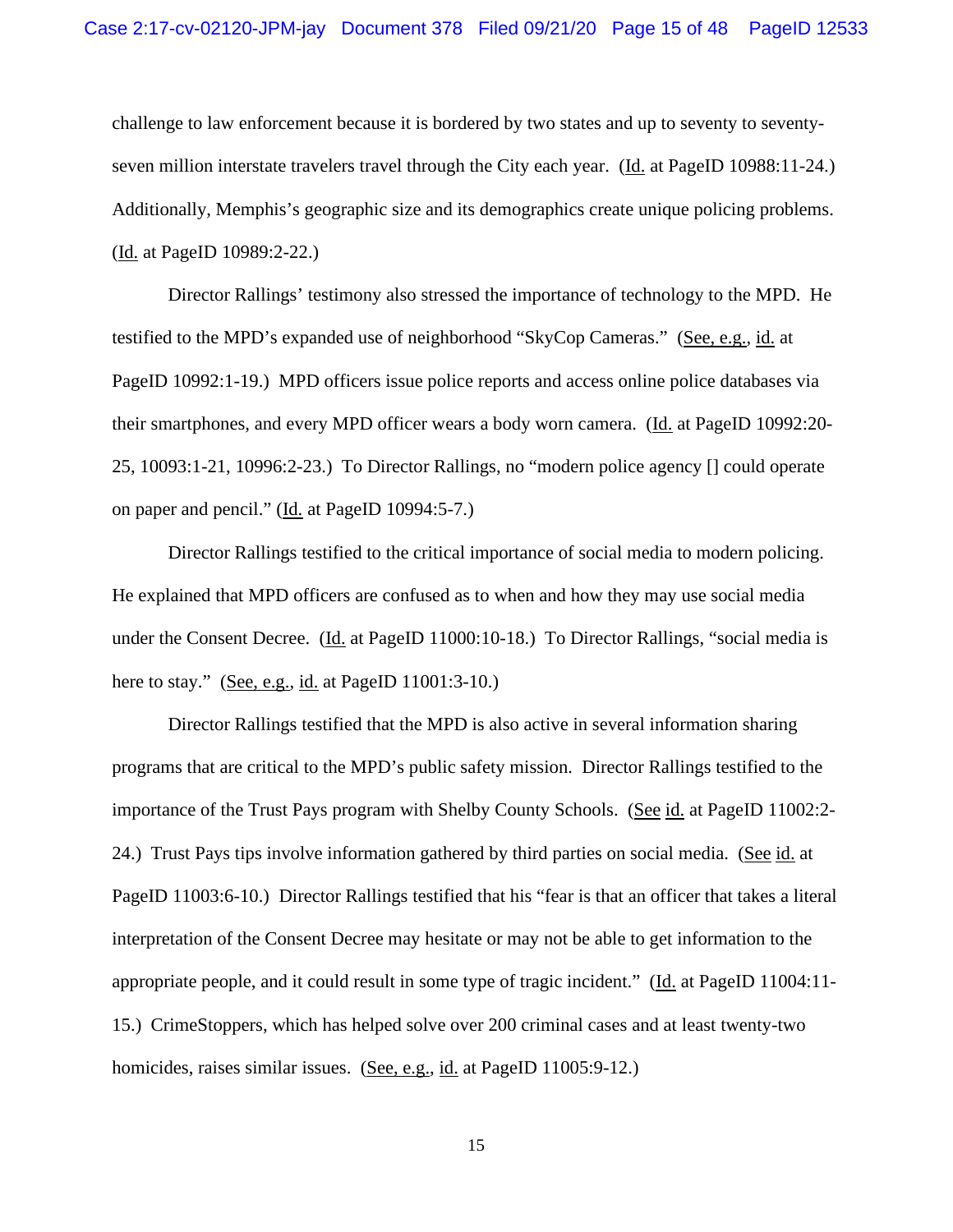challenge to law enforcement because it is bordered by two states and up to seventy to seventy-seven million interstate travelers travel through the City each year. (Id. at PageID 10988:11-24.) Additionally, Memphis's geographic size and its demographics create unique policing problems. (Id. at PageID 10989:2-22.)

Director Rallings' testimony also stressed the importance of technology to the MPD. He testified to the MPD's expanded use of neighborhood "SkyCop Cameras." (See, e.g., id. at PageID 10992:1-19.) MPD officers issue police reports and access online police databases via their smartphones, and every MPD officer wears a body worn camera. (Id. at PageID 10992:20-25, 10093:1-21, 10996:2-23.) To Director Rallings, no "modern police agency [] could operate on paper and pencil." (Id. at PageID 10994:5-7.)

Director Rallings testified to the critical importance of social media to modern policing. He explained that MPD officers are confused as to when and how they may use social media under the Consent Decree. (Id. at PageID 11000:10-18.) To Director Rallings, "social media is here to stay." (See, e.g., id. at PageID 11001:3-10.)

Director Rallings testified that the MPD is also active in several information sharing programs that are critical to the MPD's public safety mission. Director Rallings testified to the importance of the Trust Pays program with Shelby County Schools. (See id. at PageID 11002:2-24.) Trust Pays tips involve information gathered by third parties on social media. (See id. at PageID 11003:6-10.) Director Rallings testified that his "fear is that an officer that takes a literal interpretation of the Consent Decree may hesitate or may not be able to get information to the appropriate people, and it could result in some type of tragic incident." (Id. at PageID 11004:11-15.) CrimeStoppers, which has helped solve over 200 criminal cases and at least twenty-two homicides, raises similar issues. (See, e.g., id. at PageID 11005:9-12.)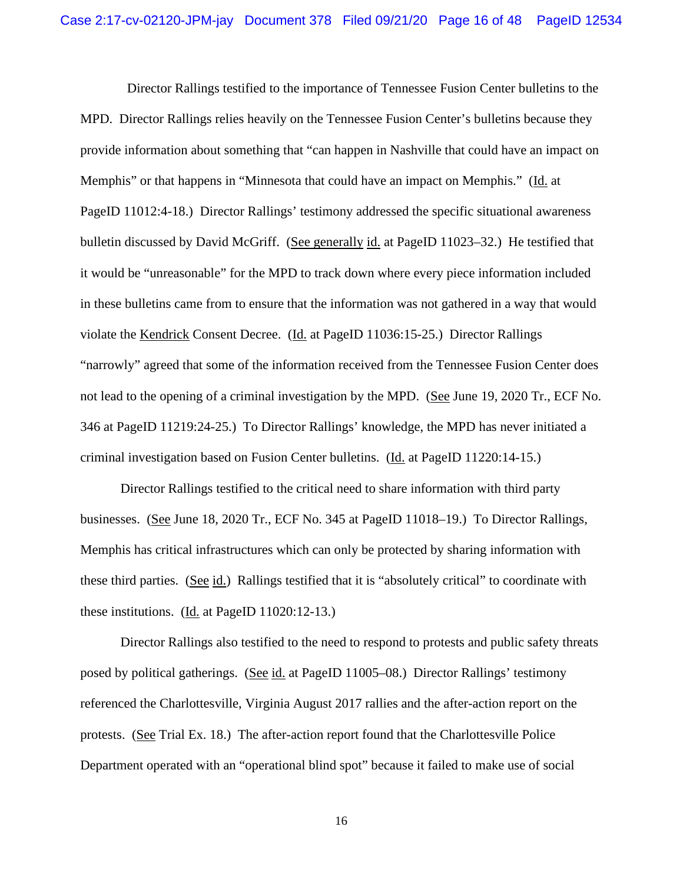Director Rallings testified to the importance of Tennessee Fusion Center bulletins to the MPD. Director Rallings relies heavily on the Tennessee Fusion Center's bulletins because they provide information about something that "can happen in Nashville that could have an impact on Memphis" or that happens in "Minnesota that could have an impact on Memphis." (Id. at PageID 11012:4-18.) Director Rallings' testimony addressed the specific situational awareness bulletin discussed by David McGriff. (See generally id. at PageID 11023–32.) He testified that it would be "unreasonable" for the MPD to track down where every piece information included in these bulletins came from to ensure that the information was not gathered in a way that would violate the Kendrick Consent Decree. (Id. at PageID 11036:15-25.) Director Rallings "narrowly" agreed that some of the information received from the Tennessee Fusion Center does not lead to the opening of a criminal investigation by the MPD. (See June 19, 2020 Tr., ECF No. 346 at PageID 11219:24-25.) To Director Rallings' knowledge, the MPD has never initiated a criminal investigation based on Fusion Center bulletins. (Id. at PageID 11220:14-15.)

Director Rallings testified to the critical need to share information with third party businesses. (See June 18, 2020 Tr., ECF No. 345 at PageID 11018–19.) To Director Rallings, Memphis has critical infrastructures which can only be protected by sharing information with these third parties. (See id.) Rallings testified that it is "absolutely critical" to coordinate with these institutions. (Id. at PageID 11020:12-13.)

Director Rallings also testified to the need to respond to protests and public safety threats posed by political gatherings. (See id. at PageID 11005–08.) Director Rallings' testimony referenced the Charlottesville, Virginia August 2017 rallies and the after-action report on the protests. (See Trial Ex. 18.) The after-action report found that the Charlottesville Police Department operated with an "operational blind spot" because it failed to make use of social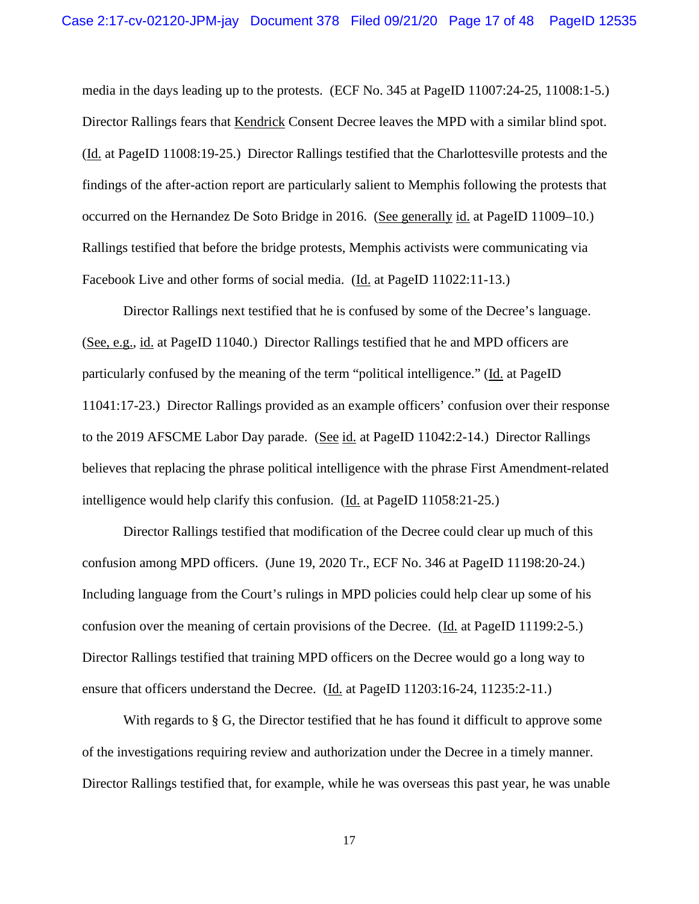media in the days leading up to the protests. (ECF No. 345 at PageID 11007:24-25, 11008:1-5.) Director Rallings fears that Kendrick Consent Decree leaves the MPD with a similar blind spot. (Id. at PageID 11008:19-25.) Director Rallings testified that the Charlottesville protests and the findings of the after-action report are particularly salient to Memphis following the protests that occurred on the Hernandez De Soto Bridge in 2016. (See generally id. at PageID 11009–10.) Rallings testified that before the bridge protests, Memphis activists were communicating via Facebook Live and other forms of social media. (Id. at PageID 11022:11-13.)

Director Rallings next testified that he is confused by some of the Decree's language. (See, e.g., id. at PageID 11040.) Director Rallings testified that he and MPD officers are particularly confused by the meaning of the term "political intelligence." (Id. at PageID 11041:17-23.) Director Rallings provided as an example officers' confusion over their response to the 2019 AFSCME Labor Day parade. (See id. at PageID 11042:2-14.) Director Rallings believes that replacing the phrase political intelligence with the phrase First Amendment-related intelligence would help clarify this confusion. (Id. at PageID 11058:21-25.)

Director Rallings testified that modification of the Decree could clear up much of this confusion among MPD officers. (June 19, 2020 Tr., ECF No. 346 at PageID 11198:20-24.) Including language from the Court's rulings in MPD policies could help clear up some of his confusion over the meaning of certain provisions of the Decree. (Id. at PageID 11199:2-5.) Director Rallings testified that training MPD officers on the Decree would go a long way to ensure that officers understand the Decree. (Id. at PageID 11203:16-24, 11235:2-11.)

With regards to § G, the Director testified that he has found it difficult to approve some of the investigations requiring review and authorization under the Decree in a timely manner. Director Rallings testified that, for example, while he was overseas this past year, he was unable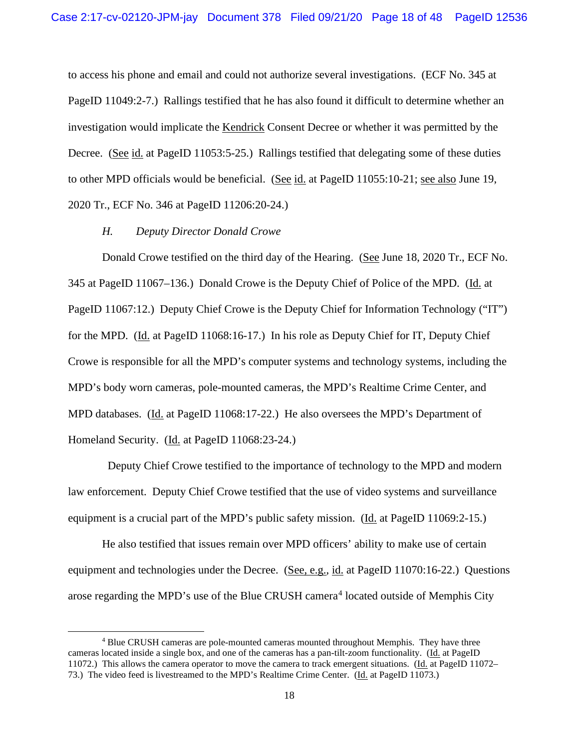to access his phone and email and could not authorize several investigations. (ECF No. 345 at PageID 11049:2-7.) Rallings testified that he has also found it difficult to determine whether an investigation would implicate the Kendrick Consent Decree or whether it was permitted by the Decree. (See id. at PageID 11053:5-25.) Rallings testified that delegating some of these duties to other MPD officials would be beneficial. (See id. at PageID 11055:10-21; see also June 19, 2020 Tr., ECF No. 346 at PageID 11206:20-24.)

*H. Deputy Director Donald Crowe*

Donald Crowe testified on the third day of the Hearing. (See June 18, 2020 Tr., ECF No. 345 at PageID 11067–136.) Donald Crowe is the Deputy Chief of Police of the MPD. (Id. at PageID 11067:12.) Deputy Chief Crowe is the Deputy Chief for Information Technology ("IT") for the MPD. (Id. at PageID 11068:16-17.) In his role as Deputy Chief for IT, Deputy Chief Crowe is responsible for all the MPD's computer systems and technology systems, including the MPD's body worn cameras, pole-mounted cameras, the MPD's Realtime Crime Center, and MPD databases. (Id. at PageID 11068:17-22.) He also oversees the MPD's Department of Homeland Security. (Id. at PageID 11068:23-24.)

Deputy Chief Crowe testified to the importance of technology to the MPD and modern law enforcement. Deputy Chief Crowe testified that the use of video systems and surveillance equipment is a crucial part of the MPD's public safety mission. (Id. at PageID 11069:2-15.)

He also testified that issues remain over MPD officers' ability to make use of certain equipment and technologies under the Decree. (See, e.g., id. at PageID 11070:16-22.) Questions arose regarding the MPD's use of the Blue CRUSH camera[4] located outside of Memphis City

[4] Blue CRUSH cameras are pole-mounted cameras mounted throughout Memphis. They have three cameras located inside a single box, and one of the cameras has a pan-tilt-zoom functionality. (Id. at PageID 11072.) This allows the camera operator to move the camera to track emergent situations. (Id. at PageID 11072–73.) The video feed is livestreamed to the MPD's Realtime Crime Center. (Id. at PageID 11073.)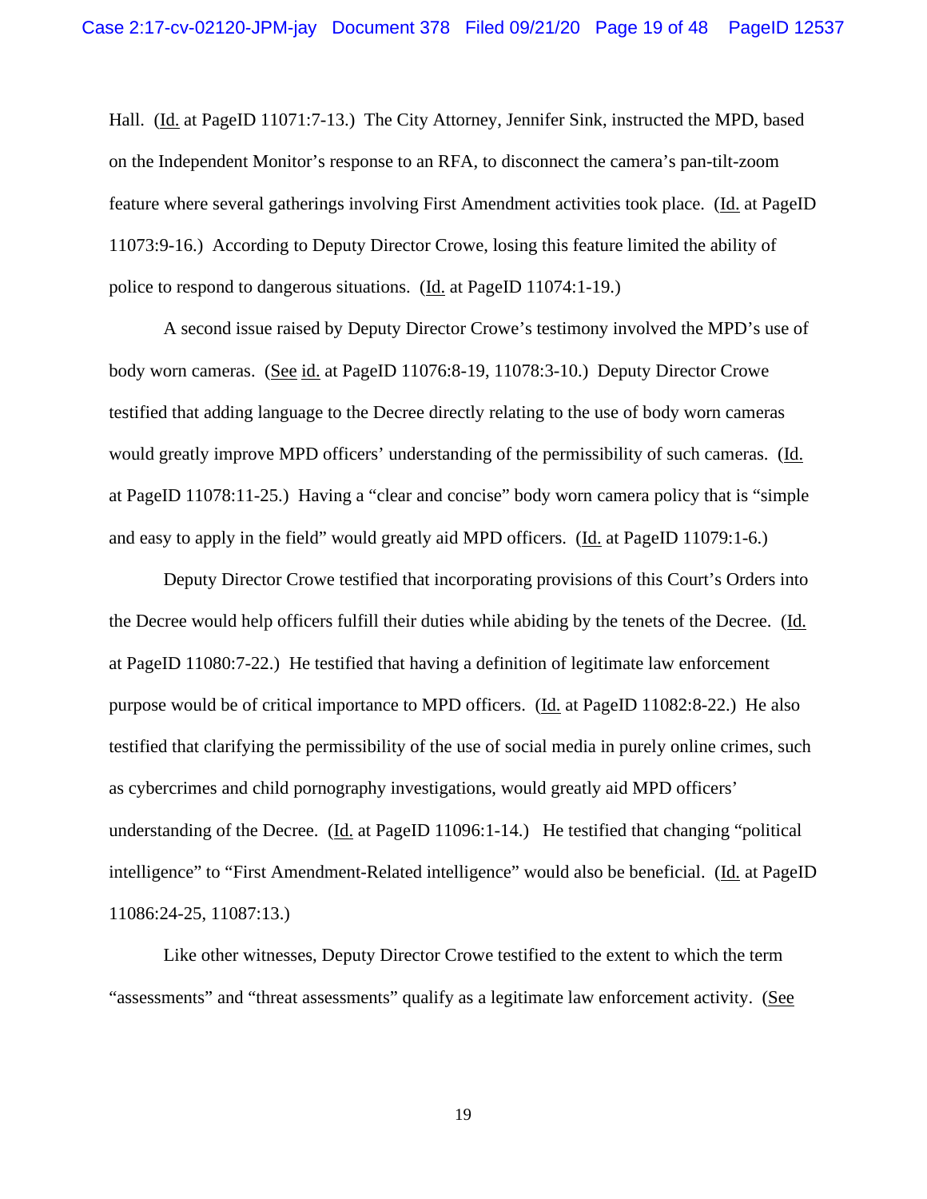Hall. (Id. at PageID 11071:7-13.) The City Attorney, Jennifer Sink, instructed the MPD, based on the Independent Monitor's response to an RFA, to disconnect the camera's pan-tilt-zoom feature where several gatherings involving First Amendment activities took place. (Id. at PageID 11073:9-16.) According to Deputy Director Crowe, losing this feature limited the ability of police to respond to dangerous situations. (Id. at PageID 11074:1-19.)

A second issue raised by Deputy Director Crowe's testimony involved the MPD's use of body worn cameras. (See id. at PageID 11076:8-19, 11078:3-10.) Deputy Director Crowe testified that adding language to the Decree directly relating to the use of body worn cameras would greatly improve MPD officers' understanding of the permissibility of such cameras. (Id. at PageID 11078:11-25.) Having a "clear and concise" body worn camera policy that is "simple and easy to apply in the field" would greatly aid MPD officers. (Id. at PageID 11079:1-6.)

Deputy Director Crowe testified that incorporating provisions of this Court's Orders into the Decree would help officers fulfill their duties while abiding by the tenets of the Decree. (Id. at PageID 11080:7-22.) He testified that having a definition of legitimate law enforcement purpose would be of critical importance to MPD officers. (Id. at PageID 11082:8-22.) He also testified that clarifying the permissibility of the use of social media in purely online crimes, such as cybercrimes and child pornography investigations, would greatly aid MPD officers' understanding of the Decree. (Id. at PageID 11096:1-14.) He testified that changing "political intelligence" to "First Amendment-Related intelligence" would also be beneficial. (Id. at PageID 11086:24-25, 11087:13.)

Like other witnesses, Deputy Director Crowe testified to the extent to which the term "assessments" and "threat assessments" qualify as a legitimate law enforcement activity. (See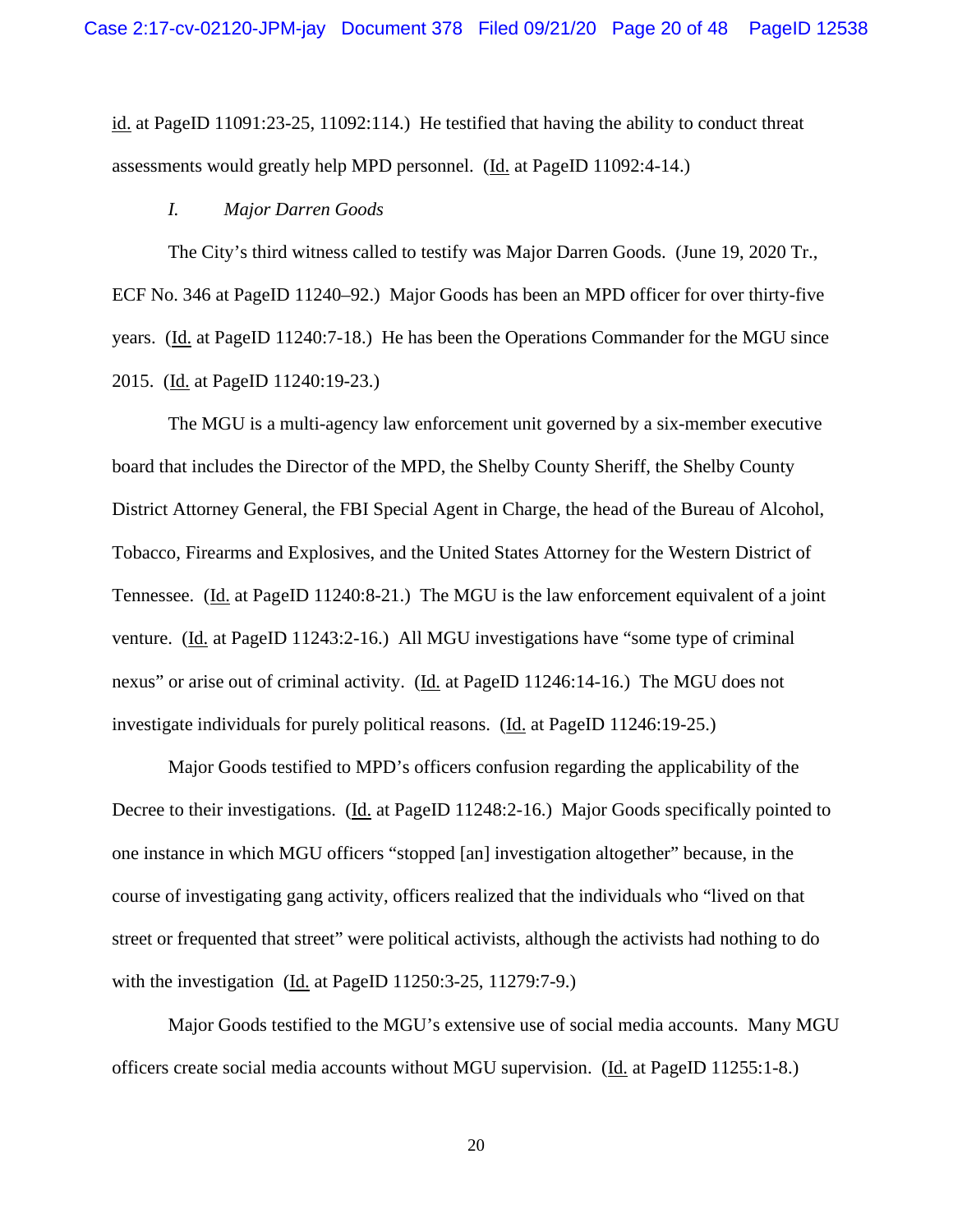id. at PageID 11091:23-25, 11092:114.) He testified that having the ability to conduct threat assessments would greatly help MPD personnel. (Id. at PageID 11092:4-14.)

### *I. Major Darren Goods*

The City's third witness called to testify was Major Darren Goods. (June 19, 2020 Tr., ECF No. 346 at PageID 11240–92.) Major Goods has been an MPD officer for over thirty-five years. (Id. at PageID 11240:7-18.) He has been the Operations Commander for the MGU since 2015. (Id. at PageID 11240:19-23.)

The MGU is a multi-agency law enforcement unit governed by a six-member executive board that includes the Director of the MPD, the Shelby County Sheriff, the Shelby County District Attorney General, the FBI Special Agent in Charge, the head of the Bureau of Alcohol, Tobacco, Firearms and Explosives, and the United States Attorney for the Western District of Tennessee. (Id. at PageID 11240:8-21.) The MGU is the law enforcement equivalent of a joint venture. (Id. at PageID 11243:2-16.) All MGU investigations have "some type of criminal nexus" or arise out of criminal activity. (Id. at PageID 11246:14-16.) The MGU does not investigate individuals for purely political reasons. (Id. at PageID 11246:19-25.)

Major Goods testified to MPD's officers confusion regarding the applicability of the Decree to their investigations. (Id. at PageID 11248:2-16.) Major Goods specifically pointed to one instance in which MGU officers "stopped [an] investigation altogether" because, in the course of investigating gang activity, officers realized that the individuals who "lived on that street or frequented that street" were political activists, although the activists had nothing to do with the investigation (Id. at PageID 11250:3-25, 11279:7-9.)

Major Goods testified to the MGU's extensive use of social media accounts. Many MGU officers create social media accounts without MGU supervision. (Id. at PageID 11255:1-8.)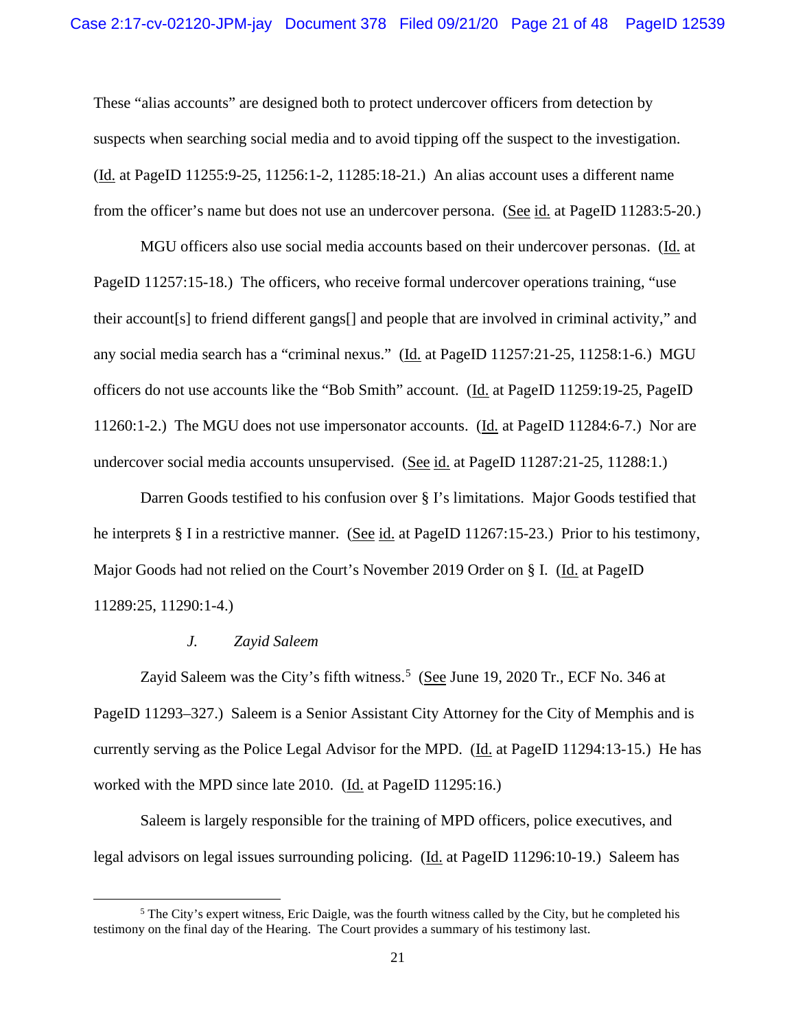These "alias accounts" are designed both to protect undercover officers from detection by suspects when searching social media and to avoid tipping off the suspect to the investigation. (Id. at PageID 11255:9-25, 11256:1-2, 11285:18-21.) An alias account uses a different name from the officer's name but does not use an undercover persona. (See id. at PageID 11283:5-20.)

MGU officers also use social media accounts based on their undercover personas. (Id. at PageID 11257:15-18.) The officers, who receive formal undercover operations training, "use their account[s] to friend different gangs[] and people that are involved in criminal activity," and any social media search has a "criminal nexus." (Id. at PageID 11257:21-25, 11258:1-6.) MGU officers do not use accounts like the "Bob Smith" account. (Id. at PageID 11259:19-25, PageID 11260:1-2.) The MGU does not use impersonator accounts. (Id. at PageID 11284:6-7.) Nor are undercover social media accounts unsupervised. (See id. at PageID 11287:21-25, 11288:1.)

Darren Goods testified to his confusion over § I's limitations. Major Goods testified that he interprets § I in a restrictive manner. (See id. at PageID 11267:15-23.) Prior to his testimony, Major Goods had not relied on the Court's November 2019 Order on § I. (Id. at PageID 11289:25, 11290:1-4.)

### *J. Zayid Saleem*

Zayid Saleem was the City's fifth witness.[5] (See June 19, 2020 Tr., ECF No. 346 at PageID 11293–327.) Saleem is a Senior Assistant City Attorney for the City of Memphis and is currently serving as the Police Legal Advisor for the MPD. (Id. at PageID 11294:13-15.) He has worked with the MPD since late 2010. (Id. at PageID 11295:16.)

Saleem is largely responsible for the training of MPD officers, police executives, and legal advisors on legal issues surrounding policing. (Id. at PageID 11296:10-19.) Saleem has

---

[5] The City's expert witness, Eric Daigle, was the fourth witness called by the City, but he completed his testimony on the final day of the Hearing. The Court provides a summary of his testimony last.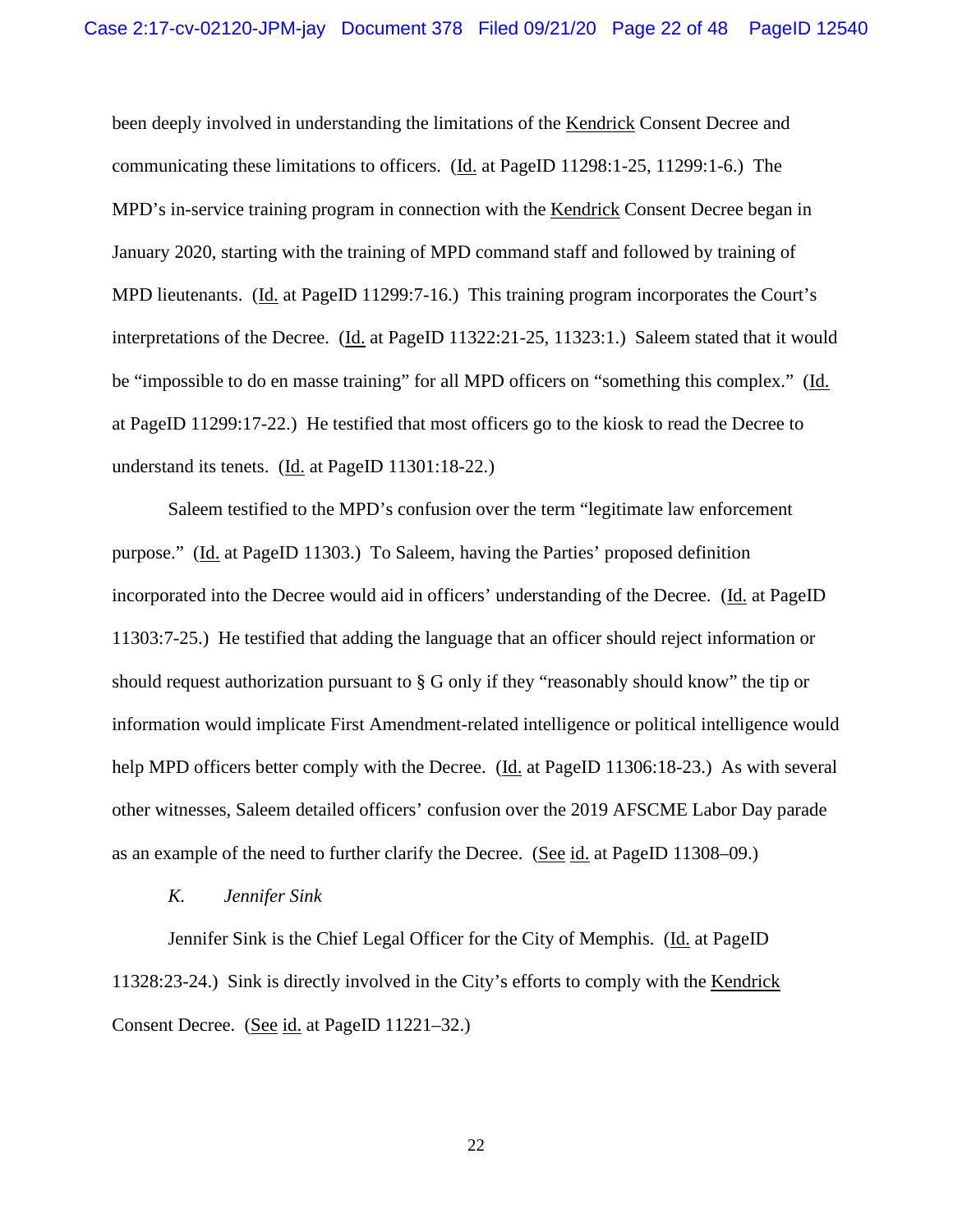been deeply involved in understanding the limitations of the Kendrick Consent Decree and communicating these limitations to officers. (Id. at PageID 11298:1-25, 11299:1-6.) The MPD's in-service training program in connection with the Kendrick Consent Decree began in January 2020, starting with the training of MPD command staff and followed by training of MPD lieutenants. (Id. at PageID 11299:7-16.) This training program incorporates the Court's interpretations of the Decree. (Id. at PageID 11322:21-25, 11323:1.) Saleem stated that it would be "impossible to do en masse training" for all MPD officers on "something this complex." (Id. at PageID 11299:17-22.) He testified that most officers go to the kiosk to read the Decree to understand its tenets. (Id. at PageID 11301:18-22.)

Saleem testified to the MPD's confusion over the term "legitimate law enforcement purpose." (Id. at PageID 11303.) To Saleem, having the Parties' proposed definition incorporated into the Decree would aid in officers' understanding of the Decree. (Id. at PageID 11303:7-25.) He testified that adding the language that an officer should reject information or should request authorization pursuant to § G only if they "reasonably should know" the tip or information would implicate First Amendment-related intelligence or political intelligence would help MPD officers better comply with the Decree. (Id. at PageID 11306:18-23.) As with several other witnesses, Saleem detailed officers' confusion over the 2019 AFSCME Labor Day parade as an example of the need to further clarify the Decree. (See id. at PageID 11308–09.)

### *K. Jennifer Sink*

Jennifer Sink is the Chief Legal Officer for the City of Memphis. (Id. at PageID 11328:23-24.) Sink is directly involved in the City's efforts to comply with the Kendrick Consent Decree. (See id. at PageID 11221–32.)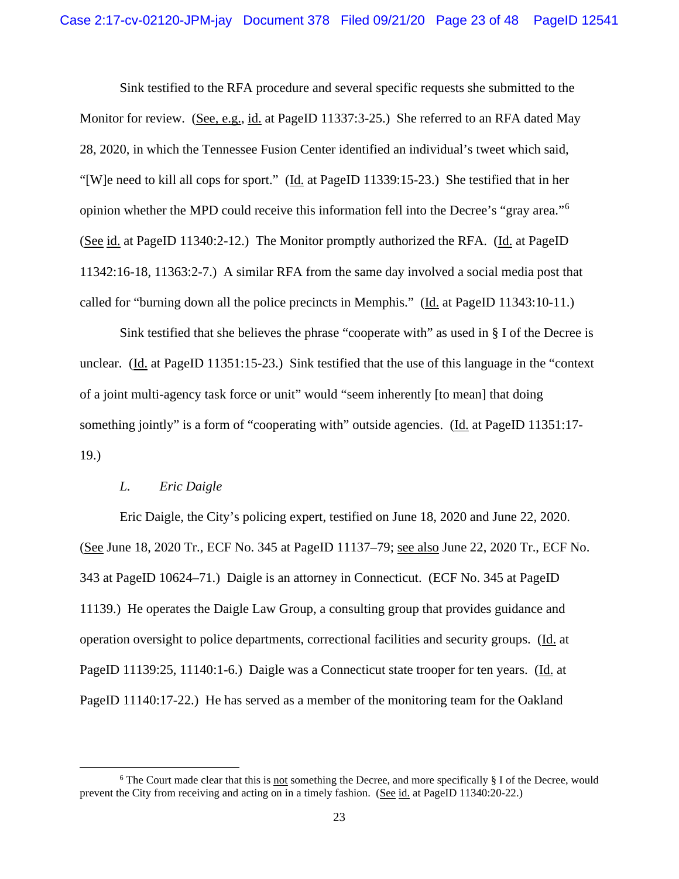Sink testified to the RFA procedure and several specific requests she submitted to the Monitor for review. (See, e.g., id. at PageID 11337:3-25.) She referred to an RFA dated May 28, 2020, in which the Tennessee Fusion Center identified an individual's tweet which said, "[W]e need to kill all cops for sport." (Id. at PageID 11339:15-23.) She testified that in her opinion whether the MPD could receive this information fell into the Decree's "gray area."[6] (See id. at PageID 11340:2-12.) The Monitor promptly authorized the RFA. (Id. at PageID 11342:16-18, 11363:2-7.) A similar RFA from the same day involved a social media post that called for "burning down all the police precincts in Memphis." (Id. at PageID 11343:10-11.)

Sink testified that she believes the phrase "cooperate with" as used in § I of the Decree is unclear. (Id. at PageID 11351:15-23.) Sink testified that the use of this language in the "context of a joint multi-agency task force or unit" would "seem inherently [to mean] that doing something jointly" is a form of "cooperating with" outside agencies. (Id. at PageID 11351:17-19.)

### *L. Eric Daigle*

Eric Daigle, the City's policing expert, testified on June 18, 2020 and June 22, 2020. (See June 18, 2020 Tr., ECF No. 345 at PageID 11137–79; see also June 22, 2020 Tr., ECF No. 343 at PageID 10624–71.) Daigle is an attorney in Connecticut. (ECF No. 345 at PageID 11139.) He operates the Daigle Law Group, a consulting group that provides guidance and operation oversight to police departments, correctional facilities and security groups. (Id. at PageID 11139:25, 11140:1-6.) Daigle was a Connecticut state trooper for ten years. (Id. at PageID 11140:17-22.) He has served as a member of the monitoring team for the Oakland

---

[6] The Court made clear that this is not something the Decree, and more specifically § I of the Decree, would prevent the City from receiving and acting on in a timely fashion. (See id. at PageID 11340:20-22.)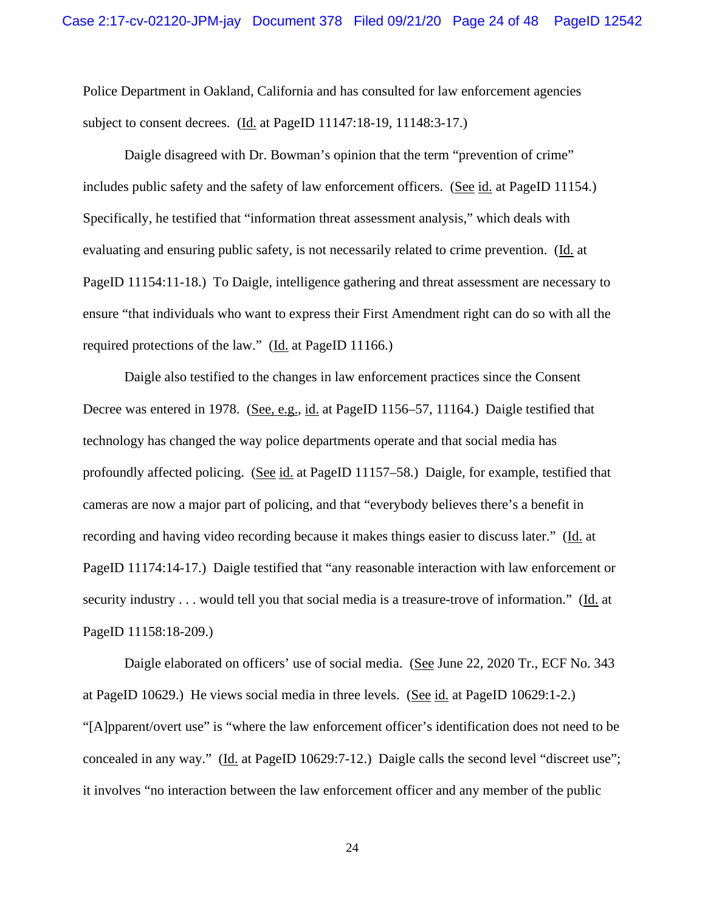Police Department in Oakland, California and has consulted for law enforcement agencies subject to consent decrees. (Id. at PageID 11147:18-19, 11148:3-17.)

Daigle disagreed with Dr. Bowman's opinion that the term "prevention of crime" includes public safety and the safety of law enforcement officers. (See id. at PageID 11154.) Specifically, he testified that "information threat assessment analysis," which deals with evaluating and ensuring public safety, is not necessarily related to crime prevention. (Id. at PageID 11154:11-18.) To Daigle, intelligence gathering and threat assessment are necessary to ensure "that individuals who want to express their First Amendment right can do so with all the required protections of the law." (Id. at PageID 11166.)

Daigle also testified to the changes in law enforcement practices since the Consent Decree was entered in 1978. (See, e.g., id. at PageID 1156–57, 11164.) Daigle testified that technology has changed the way police departments operate and that social media has profoundly affected policing. (See id. at PageID 11157–58.) Daigle, for example, testified that cameras are now a major part of policing, and that "everybody believes there's a benefit in recording and having video recording because it makes things easier to discuss later." (Id. at PageID 11174:14-17.) Daigle testified that "any reasonable interaction with law enforcement or security industry . . . would tell you that social media is a treasure-trove of information." (Id. at PageID 11158:18-209.)

Daigle elaborated on officers' use of social media. (See June 22, 2020 Tr., ECF No. 343 at PageID 10629.) He views social media in three levels. (See id. at PageID 10629:1-2.) "[A]pparent/overt use" is "where the law enforcement officer's identification does not need to be concealed in any way." (Id. at PageID 10629:7-12.) Daigle calls the second level "discreet use"; it involves "no interaction between the law enforcement officer and any member of the public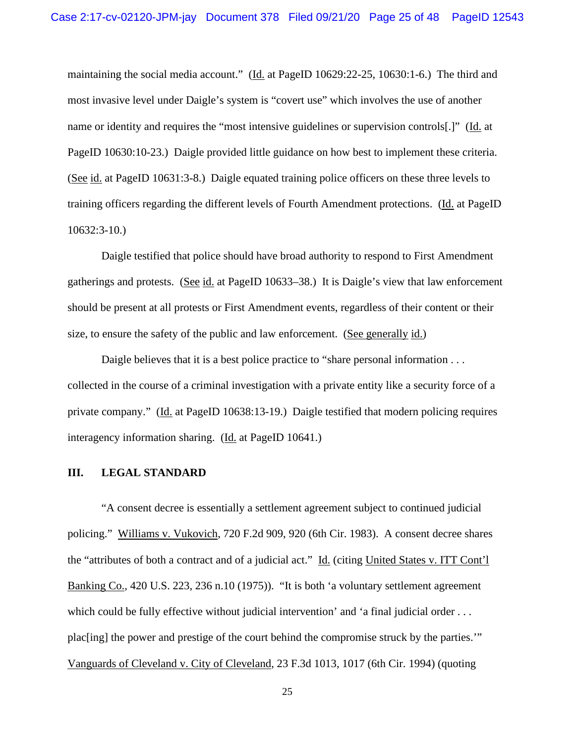maintaining the social media account." (Id. at PageID 10629:22-25, 10630:1-6.) The third and most invasive level under Daigle's system is "covert use" which involves the use of another name or identity and requires the "most intensive guidelines or supervision controls[.]" (Id. at PageID 10630:10-23.) Daigle provided little guidance on how best to implement these criteria. (See id. at PageID 10631:3-8.) Daigle equated training police officers on these three levels to training officers regarding the different levels of Fourth Amendment protections. (Id. at PageID 10632:3-10.)

Daigle testified that police should have broad authority to respond to First Amendment gatherings and protests. (See id. at PageID 10633–38.) It is Daigle's view that law enforcement should be present at all protests or First Amendment events, regardless of their content or their size, to ensure the safety of the public and law enforcement. (See generally id.)

Daigle believes that it is a best police practice to "share personal information . . . collected in the course of a criminal investigation with a private entity like a security force of a private company." (Id. at PageID 10638:13-19.) Daigle testified that modern policing requires interagency information sharing. (Id. at PageID 10641.)

## III. LEGAL STANDARD

"A consent decree is essentially a settlement agreement subject to continued judicial policing." Williams v. Vukovich, 720 F.2d 909, 920 (6th Cir. 1983). A consent decree shares the "attributes of both a contract and of a judicial act." Id. (citing United States v. ITT Cont'l Banking Co., 420 U.S. 223, 236 n.10 (1975)). "It is both 'a voluntary settlement agreement which could be fully effective without judicial intervention' and 'a final judicial order . . . plac[ing] the power and prestige of the court behind the compromise struck by the parties.'" Vanguards of Cleveland v. City of Cleveland, 23 F.3d 1013, 1017 (6th Cir. 1994) (quoting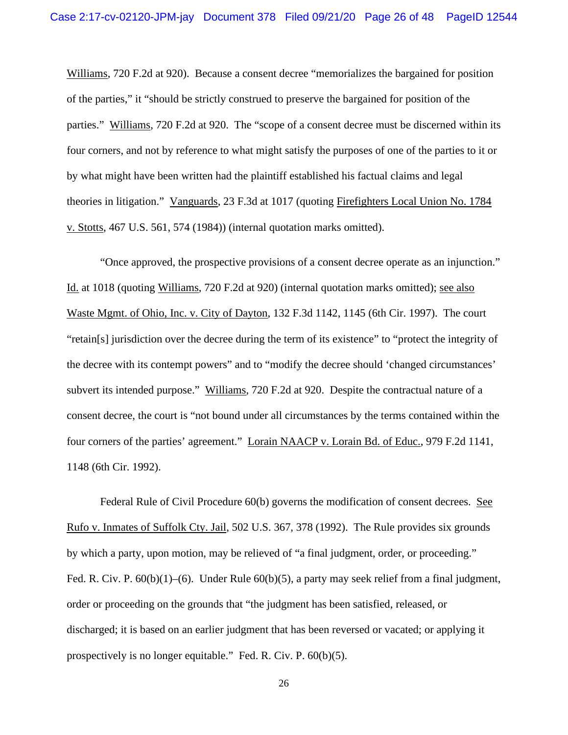Williams, 720 F.2d at 920). Because a consent decree "memorializes the bargained for position of the parties," it "should be strictly construed to preserve the bargained for position of the parties." Williams, 720 F.2d at 920. The "scope of a consent decree must be discerned within its four corners, and not by reference to what might satisfy the purposes of one of the parties to it or by what might have been written had the plaintiff established his factual claims and legal theories in litigation." Vanguards, 23 F.3d at 1017 (quoting Firefighters Local Union No. 1784 v. Stotts, 467 U.S. 561, 574 (1984)) (internal quotation marks omitted).

"Once approved, the prospective provisions of a consent decree operate as an injunction." Id. at 1018 (quoting Williams, 720 F.2d at 920) (internal quotation marks omitted); see also Waste Mgmt. of Ohio, Inc. v. City of Dayton, 132 F.3d 1142, 1145 (6th Cir. 1997). The court "retain[s] jurisdiction over the decree during the term of its existence" to "protect the integrity of the decree with its contempt powers" and to "modify the decree should 'changed circumstances' subvert its intended purpose." Williams, 720 F.2d at 920. Despite the contractual nature of a consent decree, the court is "not bound under all circumstances by the terms contained within the four corners of the parties' agreement." Lorain NAACP v. Lorain Bd. of Educ., 979 F.2d 1141, 1148 (6th Cir. 1992).

Federal Rule of Civil Procedure 60(b) governs the modification of consent decrees. See Rufo v. Inmates of Suffolk Cty. Jail, 502 U.S. 367, 378 (1992). The Rule provides six grounds by which a party, upon motion, may be relieved of "a final judgment, order, or proceeding." Fed. R. Civ. P. 60(b)(1)–(6). Under Rule 60(b)(5), a party may seek relief from a final judgment, order or proceeding on the grounds that "the judgment has been satisfied, released, or discharged; it is based on an earlier judgment that has been reversed or vacated; or applying it prospectively is no longer equitable." Fed. R. Civ. P. 60(b)(5).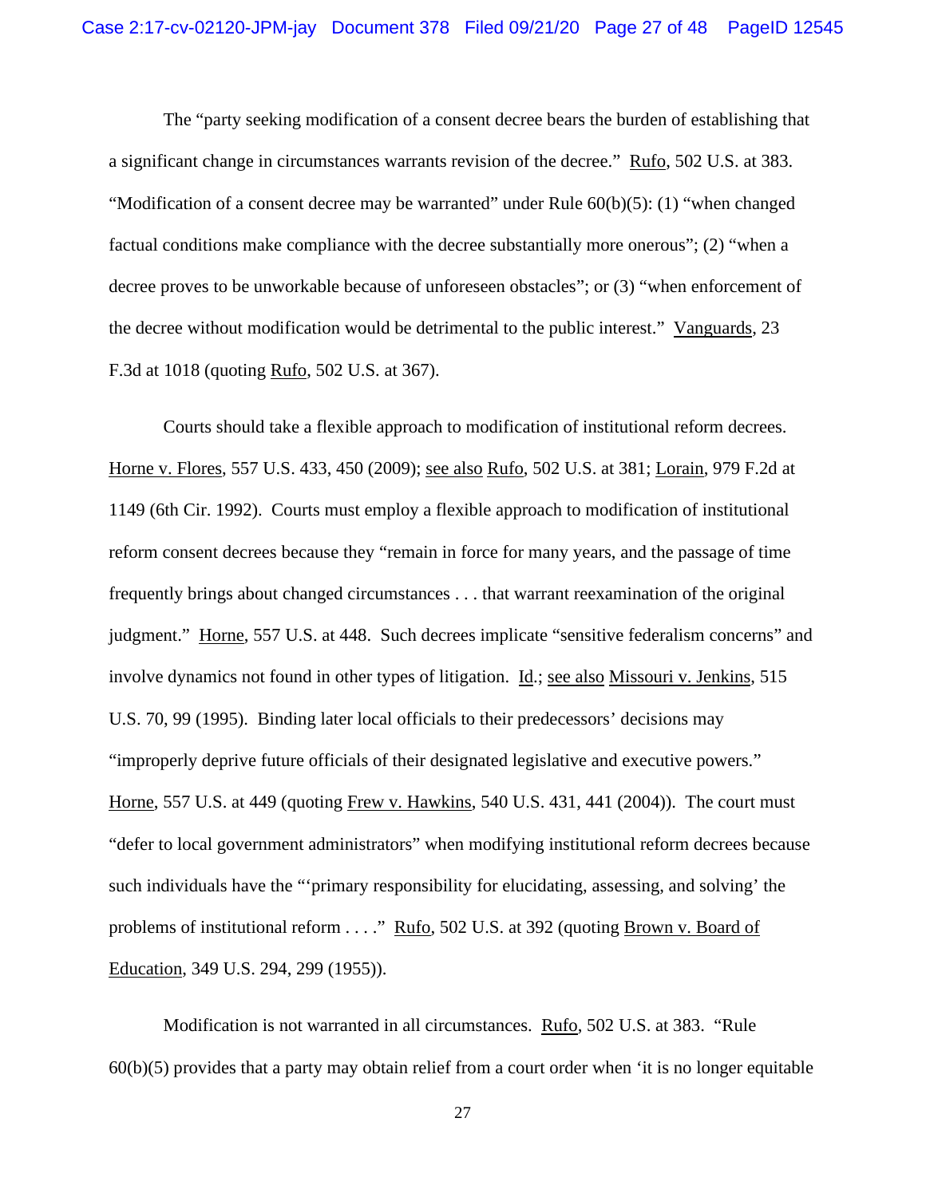The "party seeking modification of a consent decree bears the burden of establishing that a significant change in circumstances warrants revision of the decree." Rufo, 502 U.S. at 383. "Modification of a consent decree may be warranted" under Rule 60(b)(5): (1) "when changed factual conditions make compliance with the decree substantially more onerous"; (2) "when a decree proves to be unworkable because of unforeseen obstacles"; or (3) "when enforcement of the decree without modification would be detrimental to the public interest." Vanguards, 23 F.3d at 1018 (quoting Rufo, 502 U.S. at 367).

Courts should take a flexible approach to modification of institutional reform decrees. Horne v. Flores, 557 U.S. 433, 450 (2009); see also Rufo, 502 U.S. at 381; Lorain, 979 F.2d at 1149 (6th Cir. 1992). Courts must employ a flexible approach to modification of institutional reform consent decrees because they "remain in force for many years, and the passage of time frequently brings about changed circumstances . . . that warrant reexamination of the original judgment." Horne, 557 U.S. at 448. Such decrees implicate "sensitive federalism concerns" and involve dynamics not found in other types of litigation. Id.; see also Missouri v. Jenkins, 515 U.S. 70, 99 (1995). Binding later local officials to their predecessors' decisions may "improperly deprive future officials of their designated legislative and executive powers." Horne, 557 U.S. at 449 (quoting Frew v. Hawkins, 540 U.S. 431, 441 (2004)). The court must "defer to local government administrators" when modifying institutional reform decrees because such individuals have the "'primary responsibility for elucidating, assessing, and solving' the problems of institutional reform . . . ." Rufo, 502 U.S. at 392 (quoting Brown v. Board of Education, 349 U.S. 294, 299 (1955)).

Modification is not warranted in all circumstances. Rufo, 502 U.S. at 383. "Rule 60(b)(5) provides that a party may obtain relief from a court order when 'it is no longer equitable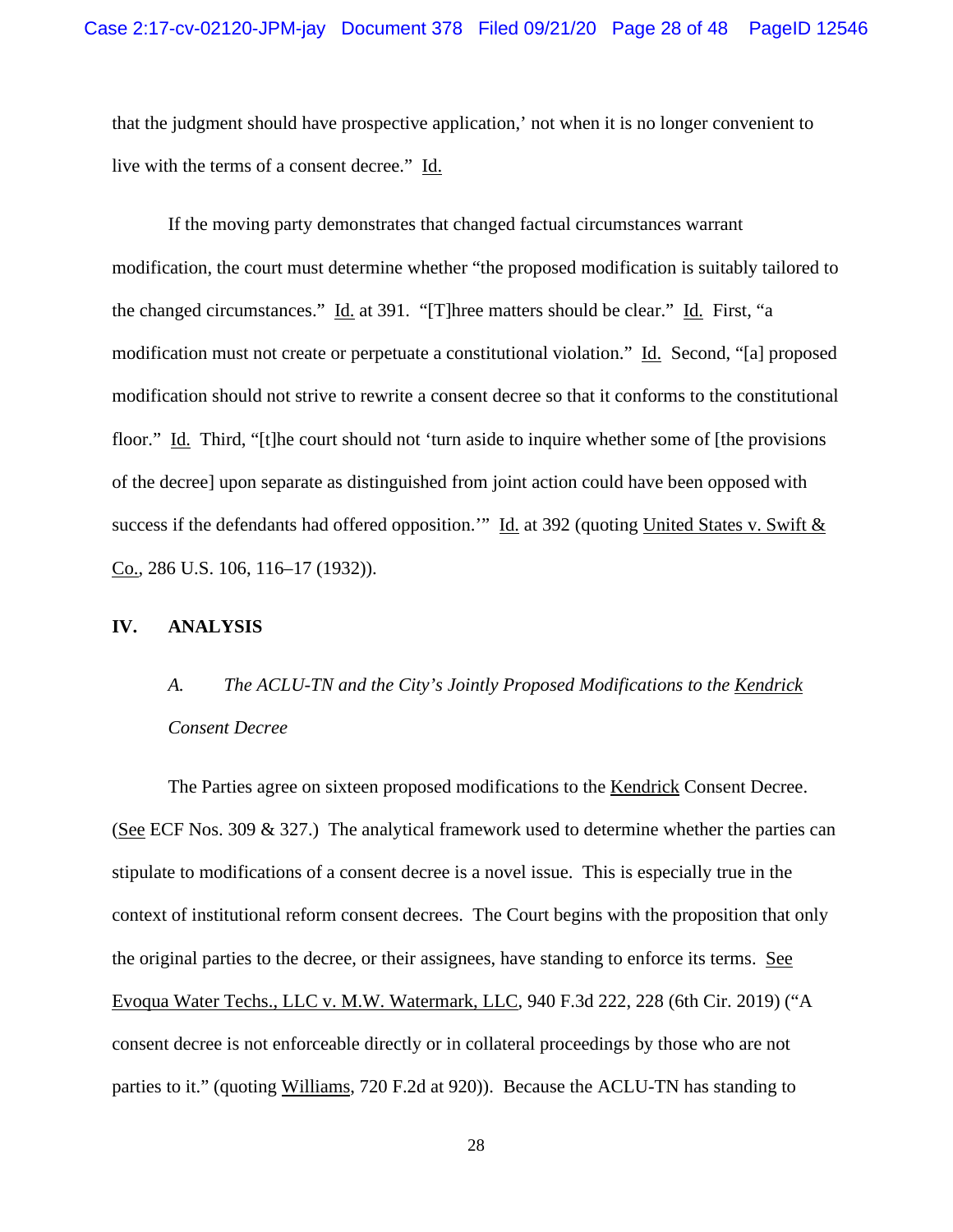that the judgment should have prospective application,' not when it is no longer convenient to live with the terms of a consent decree." Id.

If the moving party demonstrates that changed factual circumstances warrant modification, the court must determine whether "the proposed modification is suitably tailored to the changed circumstances." Id. at 391. "[T]hree matters should be clear." Id. First, "a modification must not create or perpetuate a constitutional violation." Id. Second, "[a] proposed modification should not strive to rewrite a consent decree so that it conforms to the constitutional floor." Id. Third, "[t]he court should not 'turn aside to inquire whether some of [the provisions of the decree] upon separate as distinguished from joint action could have been opposed with success if the defendants had offered opposition.'" Id. at 392 (quoting United States v. Swift & Co., 286 U.S. 106, 116–17 (1932)).

## IV. ANALYSIS

### *A. The ACLU-TN and the City's Jointly Proposed Modifications to the Kendrick Consent Decree*

The Parties agree on sixteen proposed modifications to the Kendrick Consent Decree. (See ECF Nos. 309 & 327.) The analytical framework used to determine whether the parties can stipulate to modifications of a consent decree is a novel issue. This is especially true in the context of institutional reform consent decrees. The Court begins with the proposition that only the original parties to the decree, or their assignees, have standing to enforce its terms. See Evoqua Water Techs., LLC v. M.W. Watermark, LLC, 940 F.3d 222, 228 (6th Cir. 2019) ("A consent decree is not enforceable directly or in collateral proceedings by those who are not parties to it." (quoting Williams, 720 F.2d at 920)). Because the ACLU-TN has standing to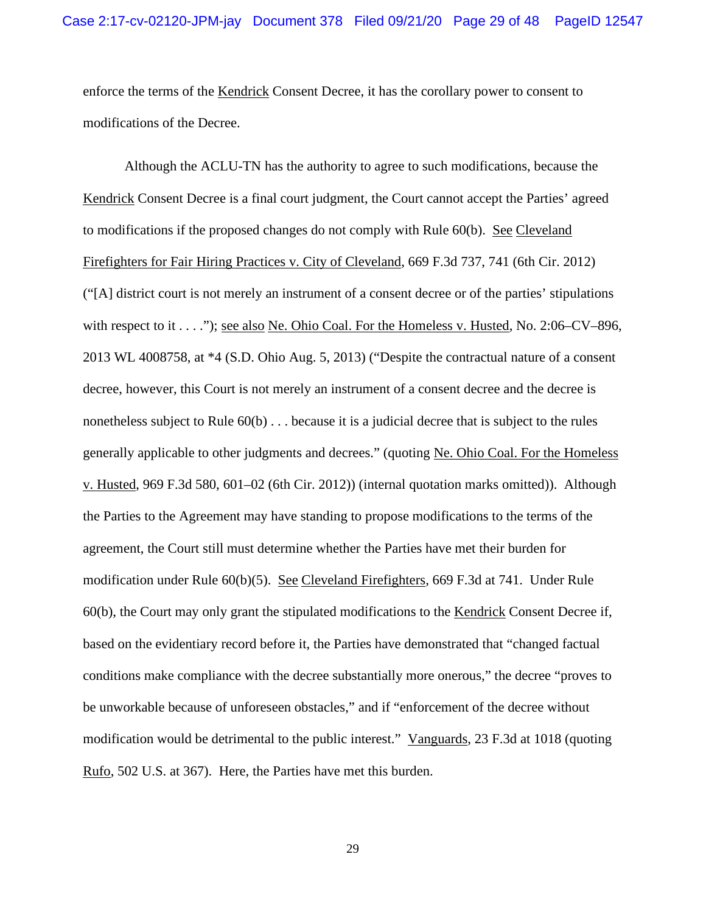enforce the terms of the Kendrick Consent Decree, it has the corollary power to consent to modifications of the Decree.

Although the ACLU-TN has the authority to agree to such modifications, because the Kendrick Consent Decree is a final court judgment, the Court cannot accept the Parties' agreed to modifications if the proposed changes do not comply with Rule 60(b). See Cleveland Firefighters for Fair Hiring Practices v. City of Cleveland, 669 F.3d 737, 741 (6th Cir. 2012) ("[A] district court is not merely an instrument of a consent decree or of the parties' stipulations with respect to it . . . ."); see also Ne. Ohio Coal. For the Homeless v. Husted, No. 2:06–CV–896, 2013 WL 4008758, at *4 (S.D. Ohio Aug. 5, 2013) ("Despite the contractual nature of a consent decree, however, this Court is not merely an instrument of a consent decree and the decree is nonetheless subject to Rule 60(b) . . . because it is a judicial decree that is subject to the rules generally applicable to other judgments and decrees." (quoting Ne. Ohio Coal. For the Homeless v. Husted, 969 F.3d 580, 601–02 (6th Cir. 2012)) (internal quotation marks omitted)). Although the Parties to the Agreement may have standing to propose modifications to the terms of the agreement, the Court still must determine whether the Parties have met their burden for modification under Rule 60(b)(5). See Cleveland Firefighters, 669 F.3d at 741. Under Rule 60(b), the Court may only grant the stipulated modifications to the Kendrick Consent Decree if, based on the evidentiary record before it, the Parties have demonstrated that "changed factual conditions make compliance with the decree substantially more onerous," the decree "proves to be unworkable because of unforeseen obstacles," and if "enforcement of the decree without modification would be detrimental to the public interest." Vanguards, 23 F.3d at 1018 (quoting Rufo, 502 U.S. at 367). Here, the Parties have met this burden.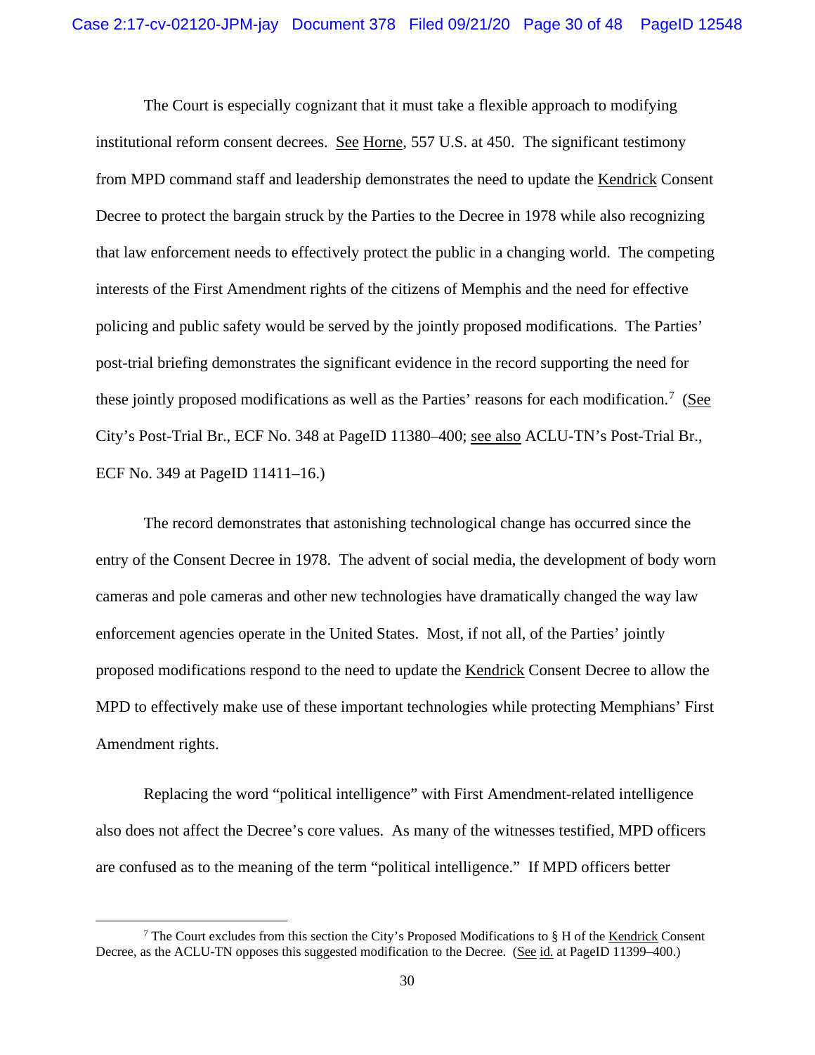The Court is especially cognizant that it must take a flexible approach to modifying institutional reform consent decrees. See Horne, 557 U.S. at 450. The significant testimony from MPD command staff and leadership demonstrates the need to update the Kendrick Consent Decree to protect the bargain struck by the Parties to the Decree in 1978 while also recognizing that law enforcement needs to effectively protect the public in a changing world. The competing interests of the First Amendment rights of the citizens of Memphis and the need for effective policing and public safety would be served by the jointly proposed modifications. The Parties' post-trial briefing demonstrates the significant evidence in the record supporting the need for these jointly proposed modifications as well as the Parties' reasons for each modification.[7] (See City's Post-Trial Br., ECF No. 348 at PageID 11380–400; see also ACLU-TN's Post-Trial Br., ECF No. 349 at PageID 11411–16.)

The record demonstrates that astonishing technological change has occurred since the entry of the Consent Decree in 1978. The advent of social media, the development of body worn cameras and pole cameras and other new technologies have dramatically changed the way law enforcement agencies operate in the United States. Most, if not all, of the Parties' jointly proposed modifications respond to the need to update the Kendrick Consent Decree to allow the MPD to effectively make use of these important technologies while protecting Memphians' First Amendment rights.

Replacing the word "political intelligence" with First Amendment-related intelligence also does not affect the Decree's core values. As many of the witnesses testified, MPD officers are confused as to the meaning of the term "political intelligence." If MPD officers better

[7] The Court excludes from this section the City's Proposed Modifications to § H of the Kendrick Consent Decree, as the ACLU-TN opposes this suggested modification to the Decree. (See id. at PageID 11399–400.)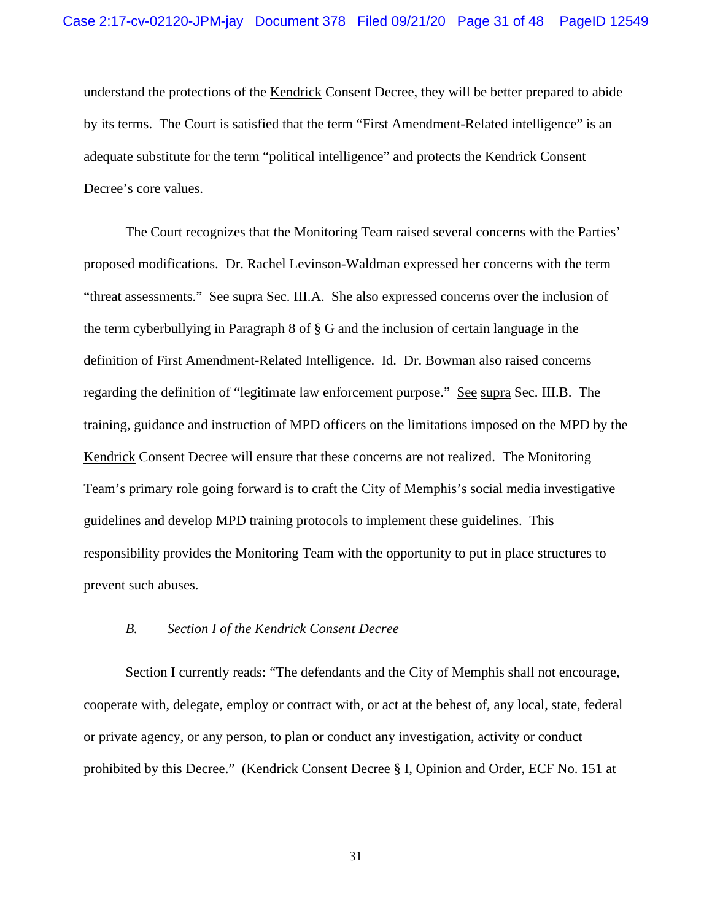understand the protections of the Kendrick Consent Decree, they will be better prepared to abide by its terms. The Court is satisfied that the term "First Amendment-Related intelligence" is an adequate substitute for the term "political intelligence" and protects the Kendrick Consent Decree's core values.

The Court recognizes that the Monitoring Team raised several concerns with the Parties' proposed modifications. Dr. Rachel Levinson-Waldman expressed her concerns with the term "threat assessments." See supra Sec. III.A. She also expressed concerns over the inclusion of the term cyberbullying in Paragraph 8 of § G and the inclusion of certain language in the definition of First Amendment-Related Intelligence. Id. Dr. Bowman also raised concerns regarding the definition of "legitimate law enforcement purpose." See supra Sec. III.B. The training, guidance and instruction of MPD officers on the limitations imposed on the MPD by the Kendrick Consent Decree will ensure that these concerns are not realized. The Monitoring Team's primary role going forward is to craft the City of Memphis's social media investigative guidelines and develop MPD training protocols to implement these guidelines. This responsibility provides the Monitoring Team with the opportunity to put in place structures to prevent such abuses.

### *B. Section I of the Kendrick Consent Decree*

Section I currently reads: "The defendants and the City of Memphis shall not encourage, cooperate with, delegate, employ or contract with, or act at the behest of, any local, state, federal or private agency, or any person, to plan or conduct any investigation, activity or conduct prohibited by this Decree." (Kendrick Consent Decree § I, Opinion and Order, ECF No. 151 at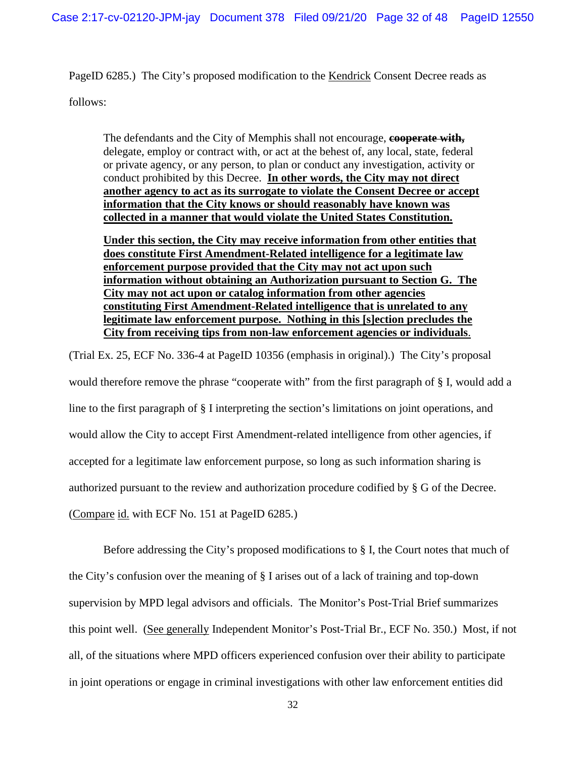PageID 6285.) The City's proposed modification to the Kendrick Consent Decree reads as follows:

> The defendants and the City of Memphis shall not encourage, ~~**cooperate with,**~~ delegate, employ or contract with, or act at the behest of, any local, state, federal or private agency, or any person, to plan or conduct any investigation, activity or conduct prohibited by this Decree. **<u>In other words, the City may not direct another agency to act as its surrogate to violate the Consent Decree or accept information that the City knows or should reasonably have known was collected in a manner that would violate the United States Constitution.</u>**
>
> **<u>Under this section, the City may receive information from other entities that does constitute First Amendment-Related intelligence for a legitimate law enforcement purpose provided that the City may not act upon such information without obtaining an Authorization pursuant to Section G. The City may not act upon or catalog information from other agencies constituting First Amendment-Related intelligence that is unrelated to any legitimate law enforcement purpose. Nothing in this [s]ection precludes the City from receiving tips from non-law enforcement agencies or individuals</u>**.

(Trial Ex. 25, ECF No. 336-4 at PageID 10356 (emphasis in original).) The City's proposal would therefore remove the phrase "cooperate with" from the first paragraph of § I, would add a line to the first paragraph of § I interpreting the section's limitations on joint operations, and would allow the City to accept First Amendment-related intelligence from other agencies, if accepted for a legitimate law enforcement purpose, so long as such information sharing is authorized pursuant to the review and authorization procedure codified by § G of the Decree. (Compare id. with ECF No. 151 at PageID 6285.)

Before addressing the City's proposed modifications to § I, the Court notes that much of the City's confusion over the meaning of § I arises out of a lack of training and top-down supervision by MPD legal advisors and officials. The Monitor's Post-Trial Brief summarizes this point well. (See generally Independent Monitor's Post-Trial Br., ECF No. 350.) Most, if not all, of the situations where MPD officers experienced confusion over their ability to participate in joint operations or engage in criminal investigations with other law enforcement entities did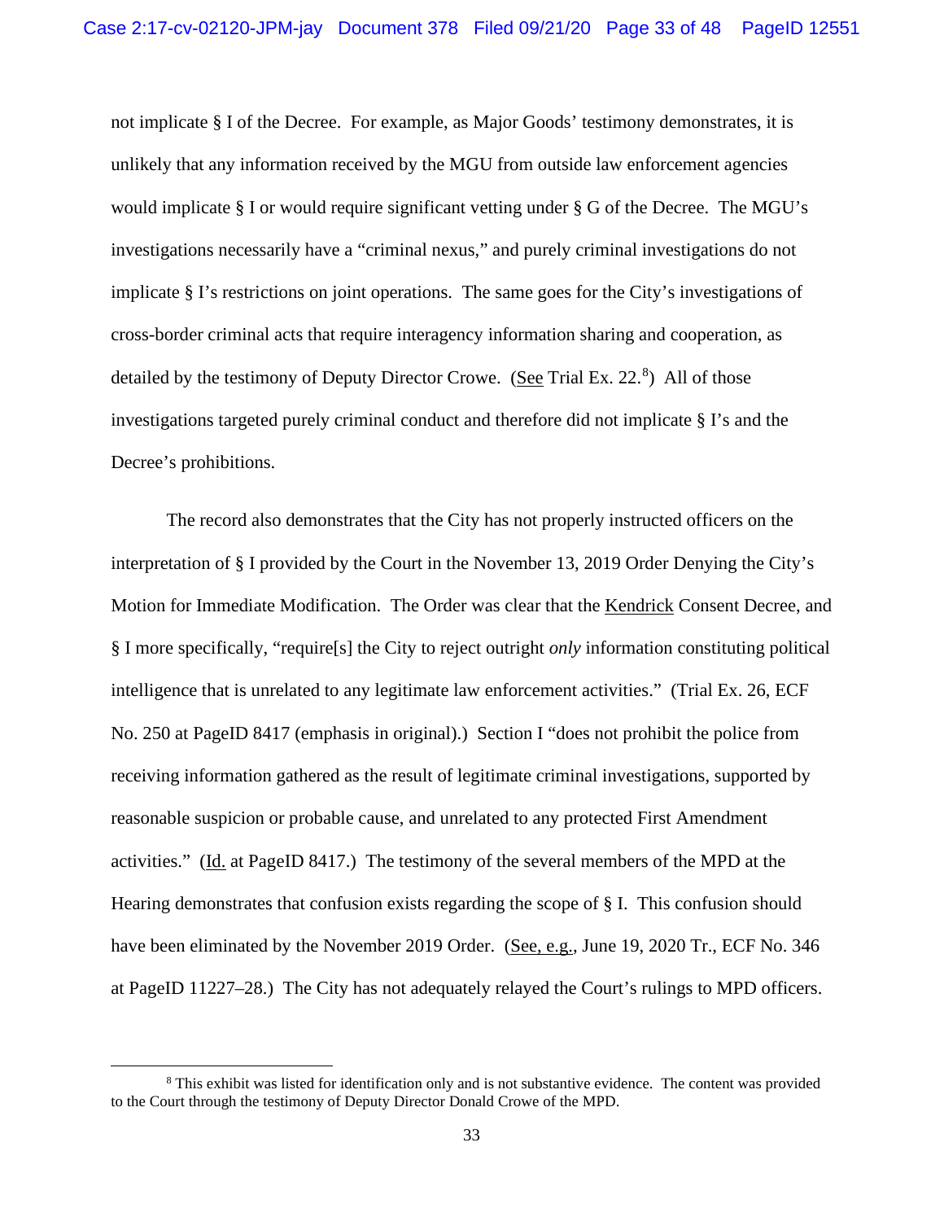not implicate § I of the Decree. For example, as Major Goods' testimony demonstrates, it is unlikely that any information received by the MGU from outside law enforcement agencies would implicate § I or would require significant vetting under § G of the Decree. The MGU's investigations necessarily have a "criminal nexus," and purely criminal investigations do not implicate § I's restrictions on joint operations. The same goes for the City's investigations of cross-border criminal acts that require interagency information sharing and cooperation, as detailed by the testimony of Deputy Director Crowe. (See Trial Ex. 22.[8]) All of those investigations targeted purely criminal conduct and therefore did not implicate § I's and the Decree's prohibitions.

The record also demonstrates that the City has not properly instructed officers on the interpretation of § I provided by the Court in the November 13, 2019 Order Denying the City's Motion for Immediate Modification. The Order was clear that the Kendrick Consent Decree, and § I more specifically, "require[s] the City to reject outright *only* information constituting political intelligence that is unrelated to any legitimate law enforcement activities." (Trial Ex. 26, ECF No. 250 at PageID 8417 (emphasis in original).) Section I "does not prohibit the police from receiving information gathered as the result of legitimate criminal investigations, supported by reasonable suspicion or probable cause, and unrelated to any protected First Amendment activities." (Id. at PageID 8417.) The testimony of the several members of the MPD at the Hearing demonstrates that confusion exists regarding the scope of § I. This confusion should have been eliminated by the November 2019 Order. (See, e.g., June 19, 2020 Tr., ECF No. 346 at PageID 11227–28.) The City has not adequately relayed the Court's rulings to MPD officers.

[8] This exhibit was listed for identification only and is not substantive evidence. The content was provided to the Court through the testimony of Deputy Director Donald Crowe of the MPD.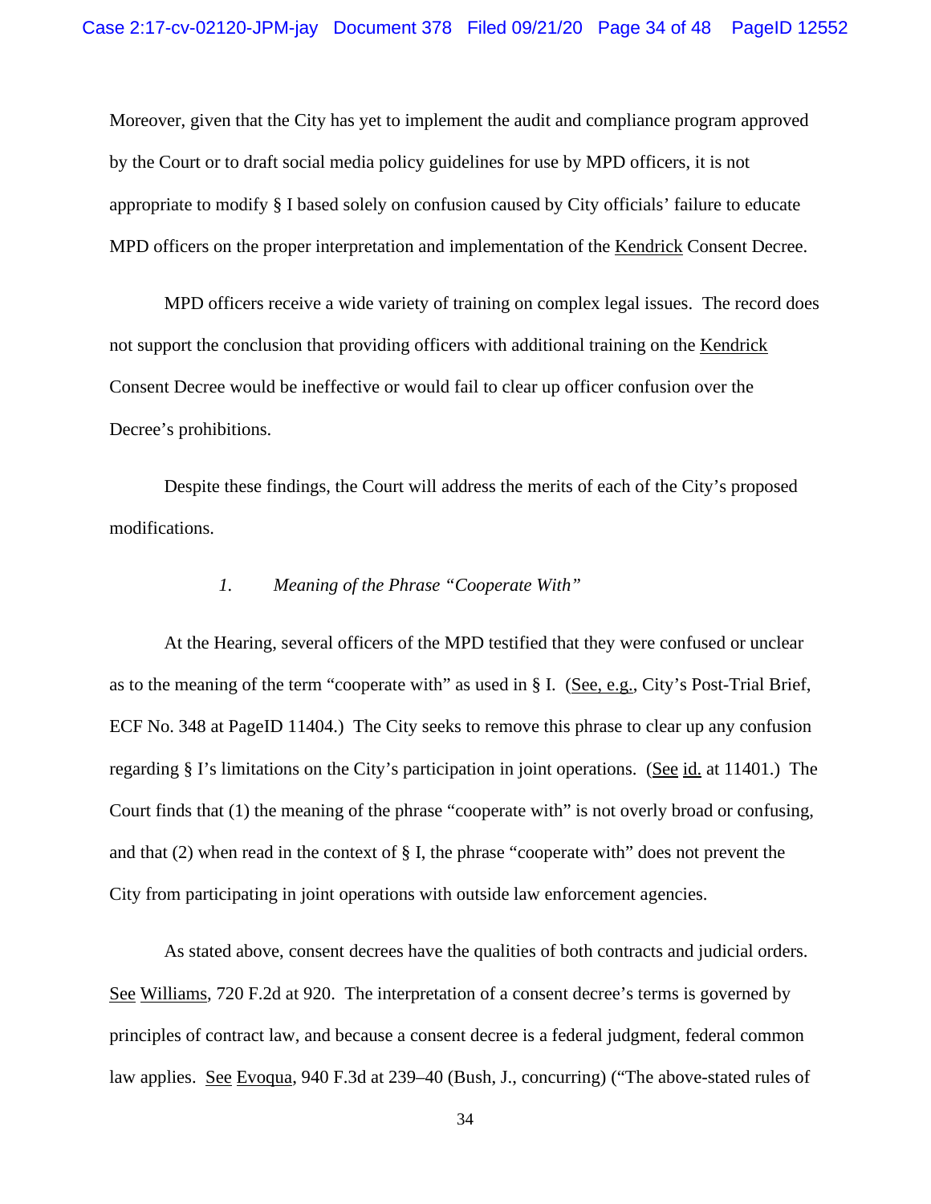Moreover, given that the City has yet to implement the audit and compliance program approved by the Court or to draft social media policy guidelines for use by MPD officers, it is not appropriate to modify § I based solely on confusion caused by City officials' failure to educate MPD officers on the proper interpretation and implementation of the Kendrick Consent Decree.

MPD officers receive a wide variety of training on complex legal issues. The record does not support the conclusion that providing officers with additional training on the Kendrick Consent Decree would be ineffective or would fail to clear up officer confusion over the Decree's prohibitions.

Despite these findings, the Court will address the merits of each of the City's proposed modifications.

### *1. Meaning of the Phrase "Cooperate With"*

At the Hearing, several officers of the MPD testified that they were confused or unclear as to the meaning of the term "cooperate with" as used in § I. (See, e.g., City's Post-Trial Brief, ECF No. 348 at PageID 11404.) The City seeks to remove this phrase to clear up any confusion regarding § I's limitations on the City's participation in joint operations. (See id. at 11401.) The Court finds that (1) the meaning of the phrase "cooperate with" is not overly broad or confusing, and that (2) when read in the context of § I, the phrase "cooperate with" does not prevent the City from participating in joint operations with outside law enforcement agencies.

As stated above, consent decrees have the qualities of both contracts and judicial orders. See Williams, 720 F.2d at 920. The interpretation of a consent decree's terms is governed by principles of contract law, and because a consent decree is a federal judgment, federal common law applies. See Evoqua, 940 F.3d at 239–40 (Bush, J., concurring) ("The above-stated rules of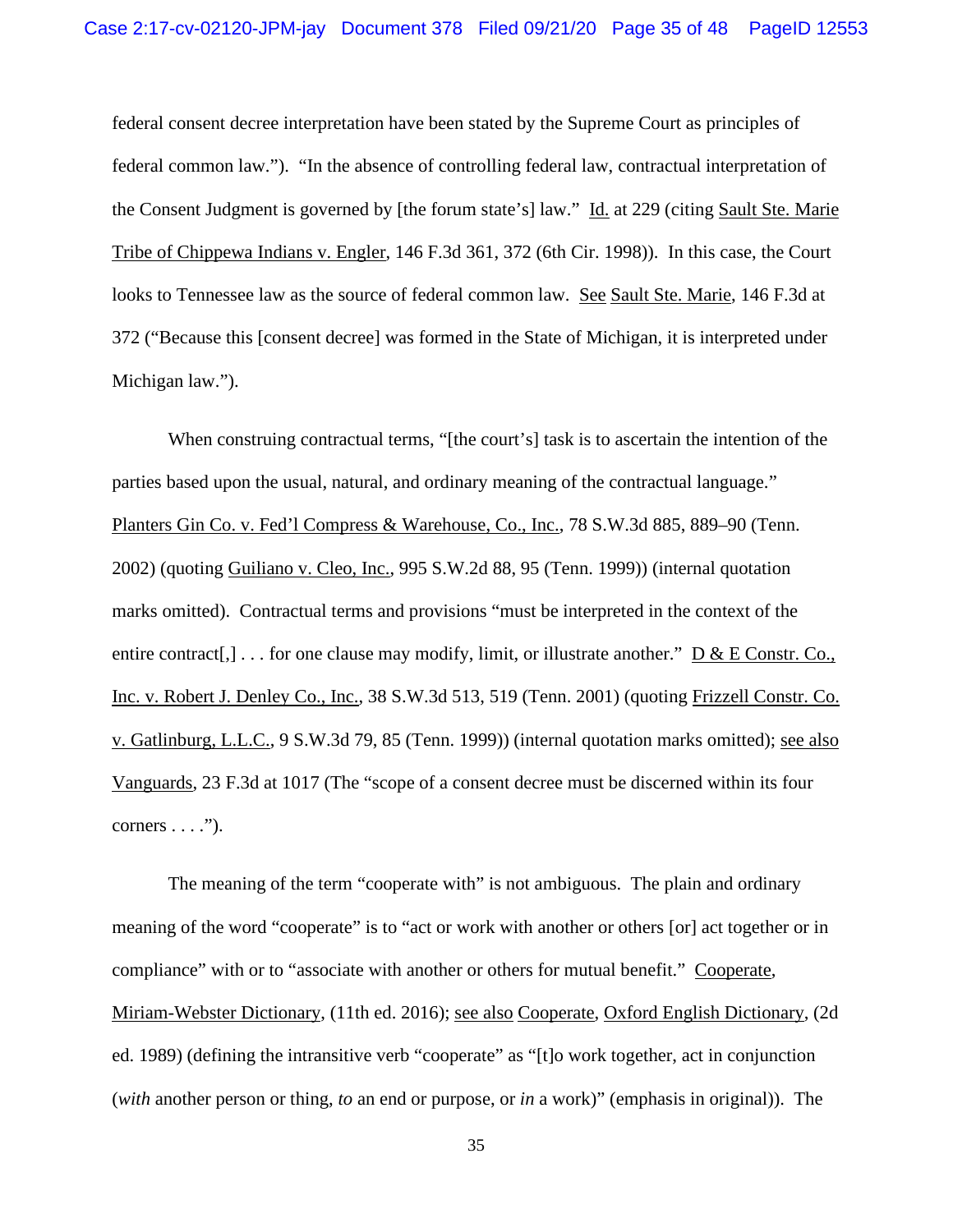federal consent decree interpretation have been stated by the Supreme Court as principles of federal common law."). "In the absence of controlling federal law, contractual interpretation of the Consent Judgment is governed by [the forum state's] law." Id. at 229 (citing Sault Ste. Marie Tribe of Chippewa Indians v. Engler, 146 F.3d 361, 372 (6th Cir. 1998)). In this case, the Court looks to Tennessee law as the source of federal common law. See Sault Ste. Marie, 146 F.3d at 372 ("Because this [consent decree] was formed in the State of Michigan, it is interpreted under Michigan law.").

When construing contractual terms, "[the court's] task is to ascertain the intention of the parties based upon the usual, natural, and ordinary meaning of the contractual language." Planters Gin Co. v. Fed'l Compress & Warehouse, Co., Inc., 78 S.W.3d 885, 889–90 (Tenn. 2002) (quoting Guiliano v. Cleo, Inc., 995 S.W.2d 88, 95 (Tenn. 1999)) (internal quotation marks omitted). Contractual terms and provisions "must be interpreted in the context of the entire contract[,] . . . for one clause may modify, limit, or illustrate another." D & E Constr. Co., Inc. v. Robert J. Denley Co., Inc., 38 S.W.3d 513, 519 (Tenn. 2001) (quoting Frizzell Constr. Co. v. Gatlinburg, L.L.C., 9 S.W.3d 79, 85 (Tenn. 1999)) (internal quotation marks omitted); see also Vanguards, 23 F.3d at 1017 (The "scope of a consent decree must be discerned within its four corners . . . .").

The meaning of the term "cooperate with" is not ambiguous. The plain and ordinary meaning of the word "cooperate" is to "act or work with another or others [or] act together or in compliance" with or to "associate with another or others for mutual benefit." Cooperate, Miriam-Webster Dictionary, (11th ed. 2016); see also Cooperate, Oxford English Dictionary, (2d ed. 1989) (defining the intransitive verb "cooperate" as "[t]o work together, act in conjunction (*with* another person or thing, *to* an end or purpose, or *in* a work)" (emphasis in original)). The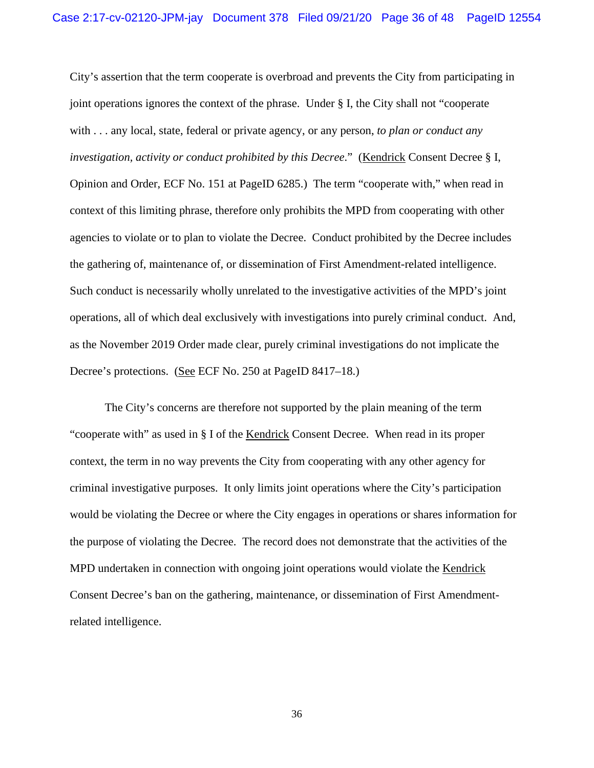City's assertion that the term cooperate is overbroad and prevents the City from participating in joint operations ignores the context of the phrase. Under § I, the City shall not "cooperate with . . . any local, state, federal or private agency, or any person, *to plan or conduct any investigation, activity or conduct prohibited by this Decree*." (Kendrick Consent Decree § I, Opinion and Order, ECF No. 151 at PageID 6285.) The term "cooperate with," when read in context of this limiting phrase, therefore only prohibits the MPD from cooperating with other agencies to violate or to plan to violate the Decree. Conduct prohibited by the Decree includes the gathering of, maintenance of, or dissemination of First Amendment-related intelligence. Such conduct is necessarily wholly unrelated to the investigative activities of the MPD's joint operations, all of which deal exclusively with investigations into purely criminal conduct. And, as the November 2019 Order made clear, purely criminal investigations do not implicate the Decree's protections. (See ECF No. 250 at PageID 8417–18.)

The City's concerns are therefore not supported by the plain meaning of the term "cooperate with" as used in § I of the Kendrick Consent Decree. When read in its proper context, the term in no way prevents the City from cooperating with any other agency for criminal investigative purposes. It only limits joint operations where the City's participation would be violating the Decree or where the City engages in operations or shares information for the purpose of violating the Decree. The record does not demonstrate that the activities of the MPD undertaken in connection with ongoing joint operations would violate the Kendrick Consent Decree's ban on the gathering, maintenance, or dissemination of First Amendment-related intelligence.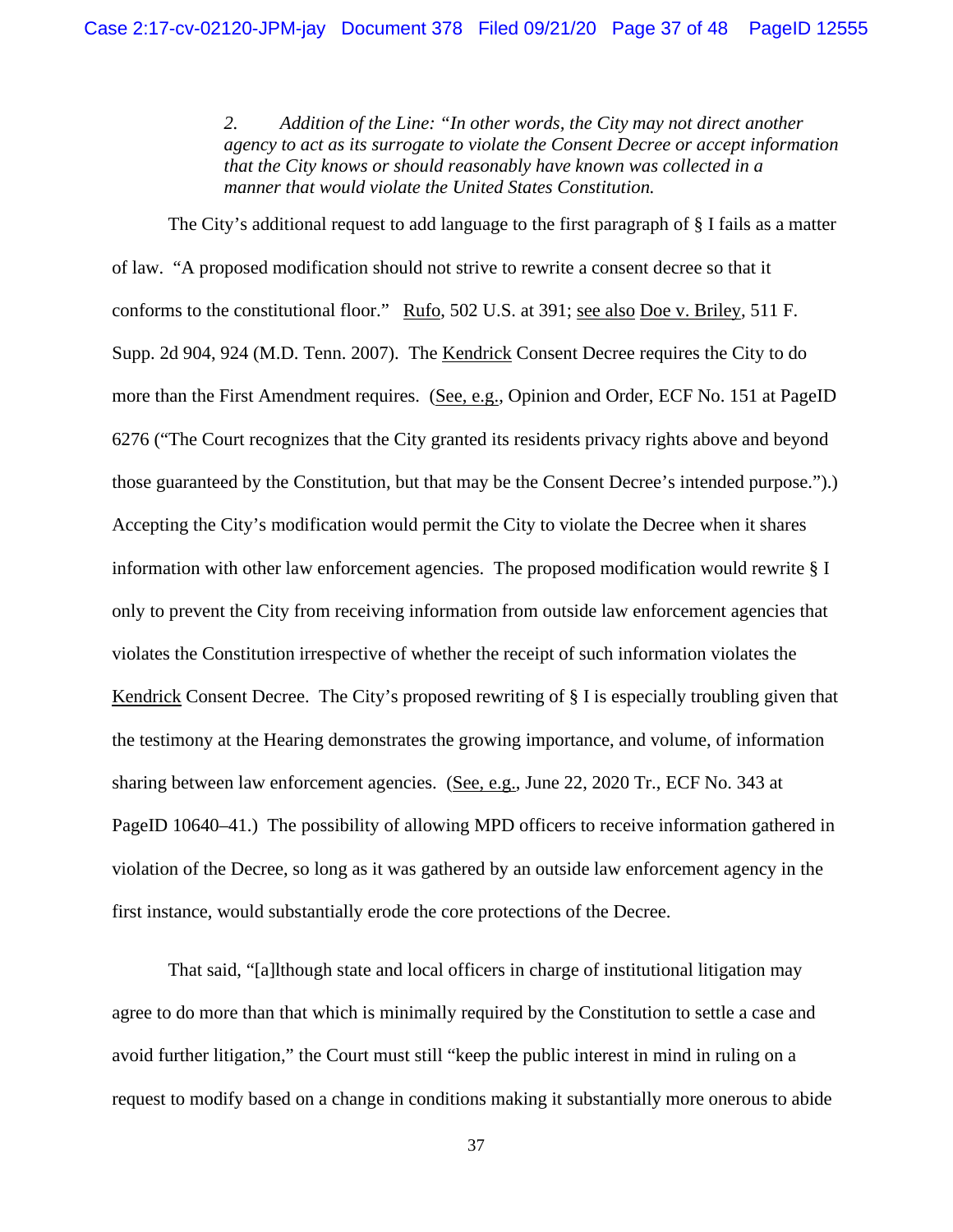*2. Addition of the Line: "In other words, the City may not direct another agency to act as its surrogate to violate the Consent Decree or accept information that the City knows or should reasonably have known was collected in a manner that would violate the United States Constitution.*

The City's additional request to add language to the first paragraph of § I fails as a matter of law. "A proposed modification should not strive to rewrite a consent decree so that it conforms to the constitutional floor." Rufo, 502 U.S. at 391; see also Doe v. Briley, 511 F. Supp. 2d 904, 924 (M.D. Tenn. 2007). The Kendrick Consent Decree requires the City to do more than the First Amendment requires. (See, e.g., Opinion and Order, ECF No. 151 at PageID 6276 ("The Court recognizes that the City granted its residents privacy rights above and beyond those guaranteed by the Constitution, but that may be the Consent Decree's intended purpose.").) Accepting the City's modification would permit the City to violate the Decree when it shares information with other law enforcement agencies. The proposed modification would rewrite § I only to prevent the City from receiving information from outside law enforcement agencies that violates the Constitution irrespective of whether the receipt of such information violates the Kendrick Consent Decree. The City's proposed rewriting of § I is especially troubling given that the testimony at the Hearing demonstrates the growing importance, and volume, of information sharing between law enforcement agencies. (See, e.g., June 22, 2020 Tr., ECF No. 343 at PageID 10640–41.) The possibility of allowing MPD officers to receive information gathered in violation of the Decree, so long as it was gathered by an outside law enforcement agency in the first instance, would substantially erode the core protections of the Decree.

That said, "[a]lthough state and local officers in charge of institutional litigation may agree to do more than that which is minimally required by the Constitution to settle a case and avoid further litigation," the Court must still "keep the public interest in mind in ruling on a request to modify based on a change in conditions making it substantially more onerous to abide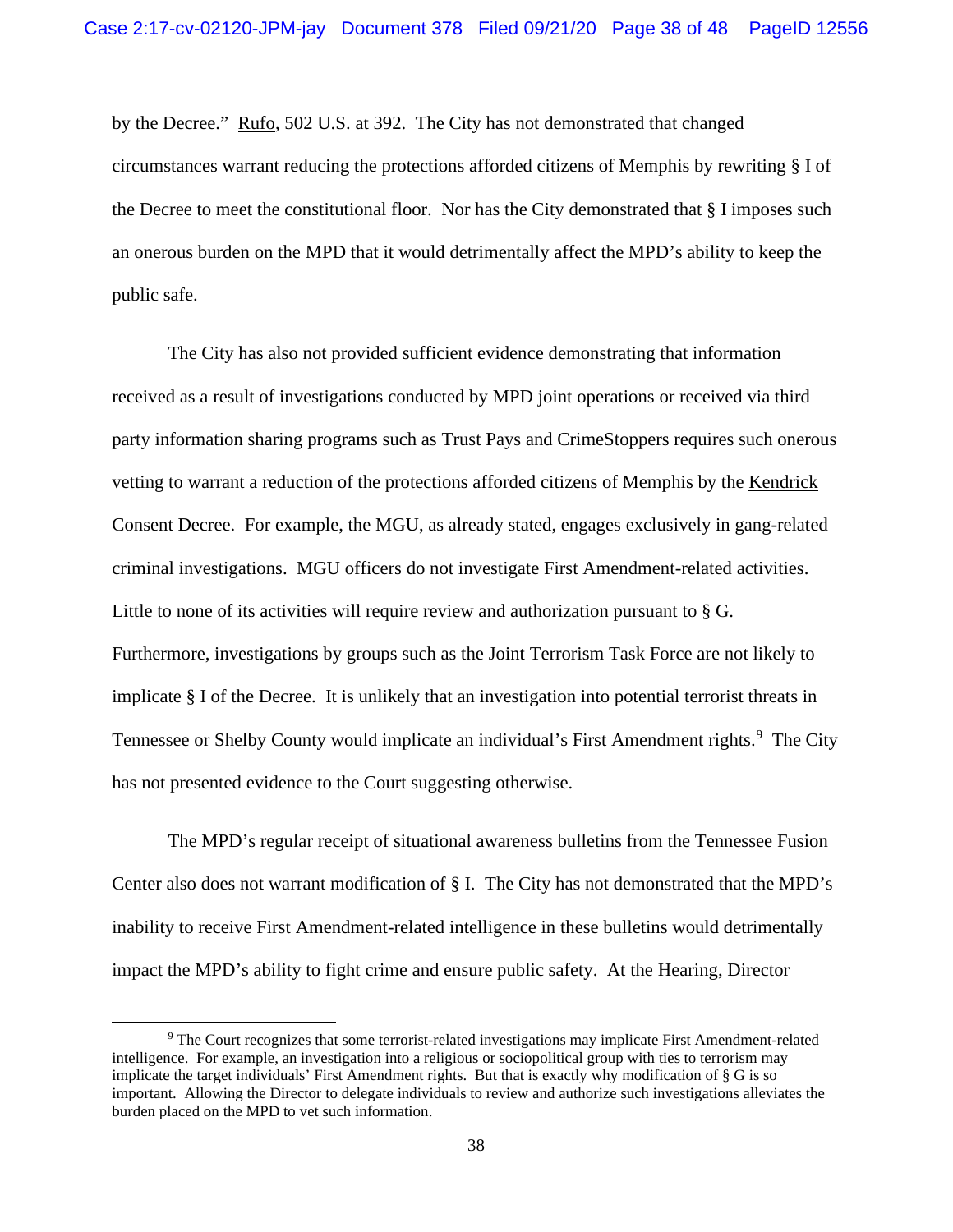by the Decree." Rufo, 502 U.S. at 392. The City has not demonstrated that changed circumstances warrant reducing the protections afforded citizens of Memphis by rewriting § I of the Decree to meet the constitutional floor. Nor has the City demonstrated that § I imposes such an onerous burden on the MPD that it would detrimentally affect the MPD's ability to keep the public safe.

The City has also not provided sufficient evidence demonstrating that information received as a result of investigations conducted by MPD joint operations or received via third party information sharing programs such as Trust Pays and CrimeStoppers requires such onerous vetting to warrant a reduction of the protections afforded citizens of Memphis by the Kendrick Consent Decree. For example, the MGU, as already stated, engages exclusively in gang-related criminal investigations. MGU officers do not investigate First Amendment-related activities. Little to none of its activities will require review and authorization pursuant to § G. Furthermore, investigations by groups such as the Joint Terrorism Task Force are not likely to implicate § I of the Decree. It is unlikely that an investigation into potential terrorist threats in Tennessee or Shelby County would implicate an individual's First Amendment rights.[9] The City has not presented evidence to the Court suggesting otherwise.

The MPD's regular receipt of situational awareness bulletins from the Tennessee Fusion Center also does not warrant modification of § I. The City has not demonstrated that the MPD's inability to receive First Amendment-related intelligence in these bulletins would detrimentally impact the MPD's ability to fight crime and ensure public safety. At the Hearing, Director

---

[9] The Court recognizes that some terrorist-related investigations may implicate First Amendment-related intelligence. For example, an investigation into a religious or sociopolitical group with ties to terrorism may implicate the target individuals' First Amendment rights. But that is exactly why modification of § G is so important. Allowing the Director to delegate individuals to review and authorize such investigations alleviates the burden placed on the MPD to vet such information.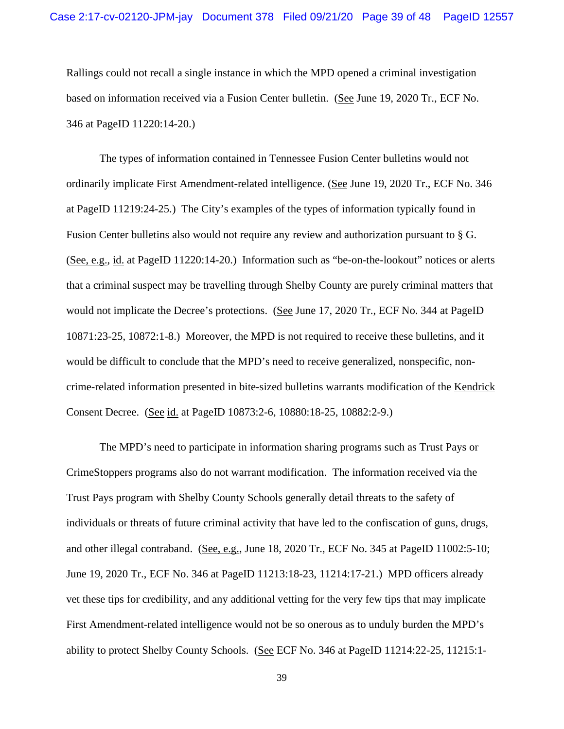Rallings could not recall a single instance in which the MPD opened a criminal investigation based on information received via a Fusion Center bulletin. (See June 19, 2020 Tr., ECF No. 346 at PageID 11220:14-20.)

The types of information contained in Tennessee Fusion Center bulletins would not ordinarily implicate First Amendment-related intelligence. (See June 19, 2020 Tr., ECF No. 346 at PageID 11219:24-25.) The City's examples of the types of information typically found in Fusion Center bulletins also would not require any review and authorization pursuant to § G. (See, e.g., id. at PageID 11220:14-20.) Information such as "be-on-the-lookout" notices or alerts that a criminal suspect may be travelling through Shelby County are purely criminal matters that would not implicate the Decree's protections. (See June 17, 2020 Tr., ECF No. 344 at PageID 10871:23-25, 10872:1-8.) Moreover, the MPD is not required to receive these bulletins, and it would be difficult to conclude that the MPD's need to receive generalized, nonspecific, non-crime-related information presented in bite-sized bulletins warrants modification of the Kendrick Consent Decree. (See id. at PageID 10873:2-6, 10880:18-25, 10882:2-9.)

The MPD's need to participate in information sharing programs such as Trust Pays or CrimeStoppers programs also do not warrant modification. The information received via the Trust Pays program with Shelby County Schools generally detail threats to the safety of individuals or threats of future criminal activity that have led to the confiscation of guns, drugs, and other illegal contraband. (See, e.g., June 18, 2020 Tr., ECF No. 345 at PageID 11002:5-10; June 19, 2020 Tr., ECF No. 346 at PageID 11213:18-23, 11214:17-21.) MPD officers already vet these tips for credibility, and any additional vetting for the very few tips that may implicate First Amendment-related intelligence would not be so onerous as to unduly burden the MPD's ability to protect Shelby County Schools. (See ECF No. 346 at PageID 11214:22-25, 11215:1-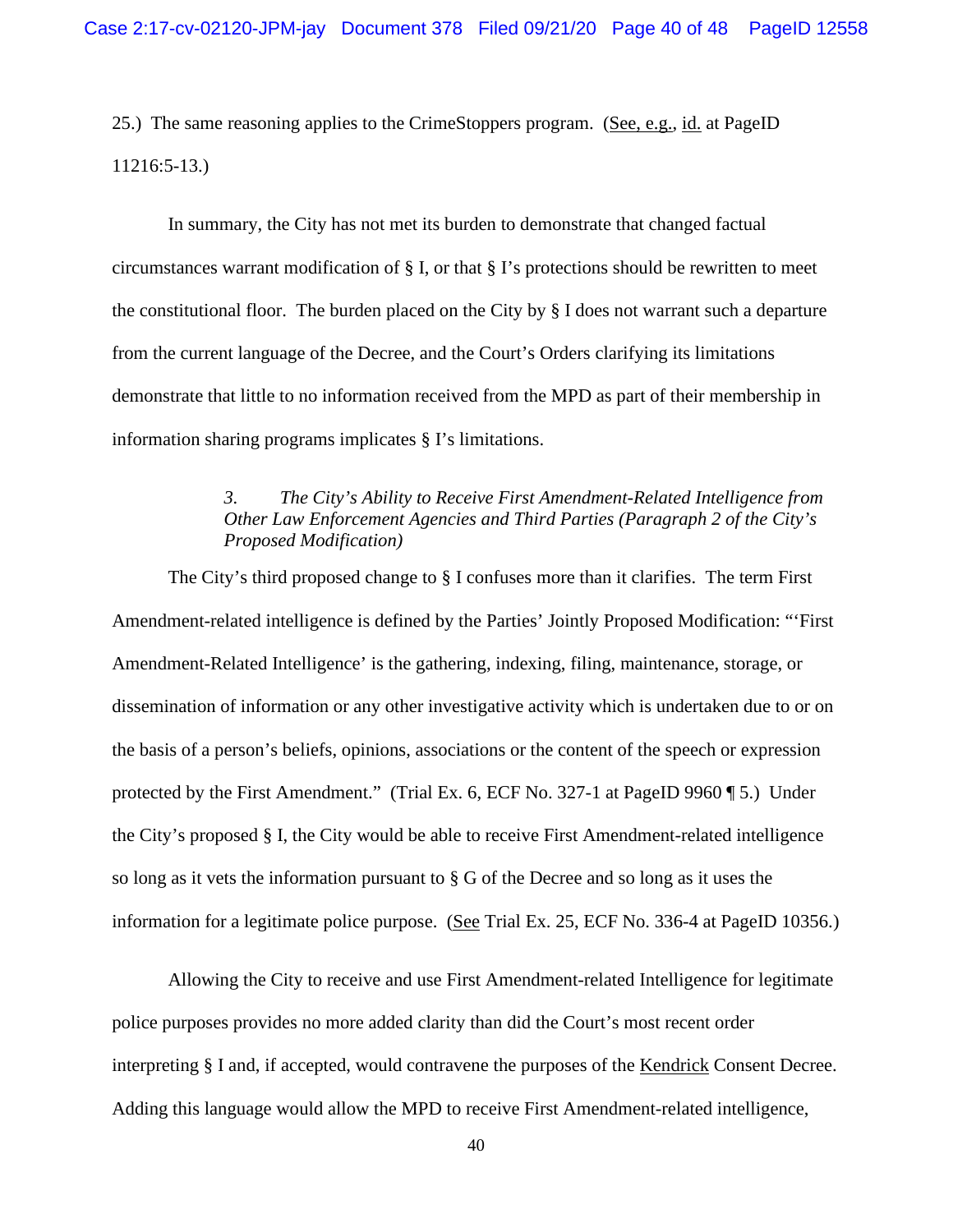25.) The same reasoning applies to the CrimeStoppers program. (See, e.g., id. at PageID 11216:5-13.)

In summary, the City has not met its burden to demonstrate that changed factual circumstances warrant modification of § I, or that § I's protections should be rewritten to meet the constitutional floor. The burden placed on the City by § I does not warrant such a departure from the current language of the Decree, and the Court's Orders clarifying its limitations demonstrate that little to no information received from the MPD as part of their membership in information sharing programs implicates § I's limitations.

*3. The City's Ability to Receive First Amendment-Related Intelligence from Other Law Enforcement Agencies and Third Parties (Paragraph 2 of the City's Proposed Modification)*

The City's third proposed change to § I confuses more than it clarifies. The term First Amendment-related intelligence is defined by the Parties' Jointly Proposed Modification: "'First Amendment-Related Intelligence' is the gathering, indexing, filing, maintenance, storage, or dissemination of information or any other investigative activity which is undertaken due to or on the basis of a person's beliefs, opinions, associations or the content of the speech or expression protected by the First Amendment." (Trial Ex. 6, ECF No. 327-1 at PageID 9960 ¶ 5.) Under the City's proposed § I, the City would be able to receive First Amendment-related intelligence so long as it vets the information pursuant to § G of the Decree and so long as it uses the information for a legitimate police purpose. (See Trial Ex. 25, ECF No. 336-4 at PageID 10356.)

Allowing the City to receive and use First Amendment-related Intelligence for legitimate police purposes provides no more added clarity than did the Court's most recent order interpreting § I and, if accepted, would contravene the purposes of the Kendrick Consent Decree. Adding this language would allow the MPD to receive First Amendment-related intelligence,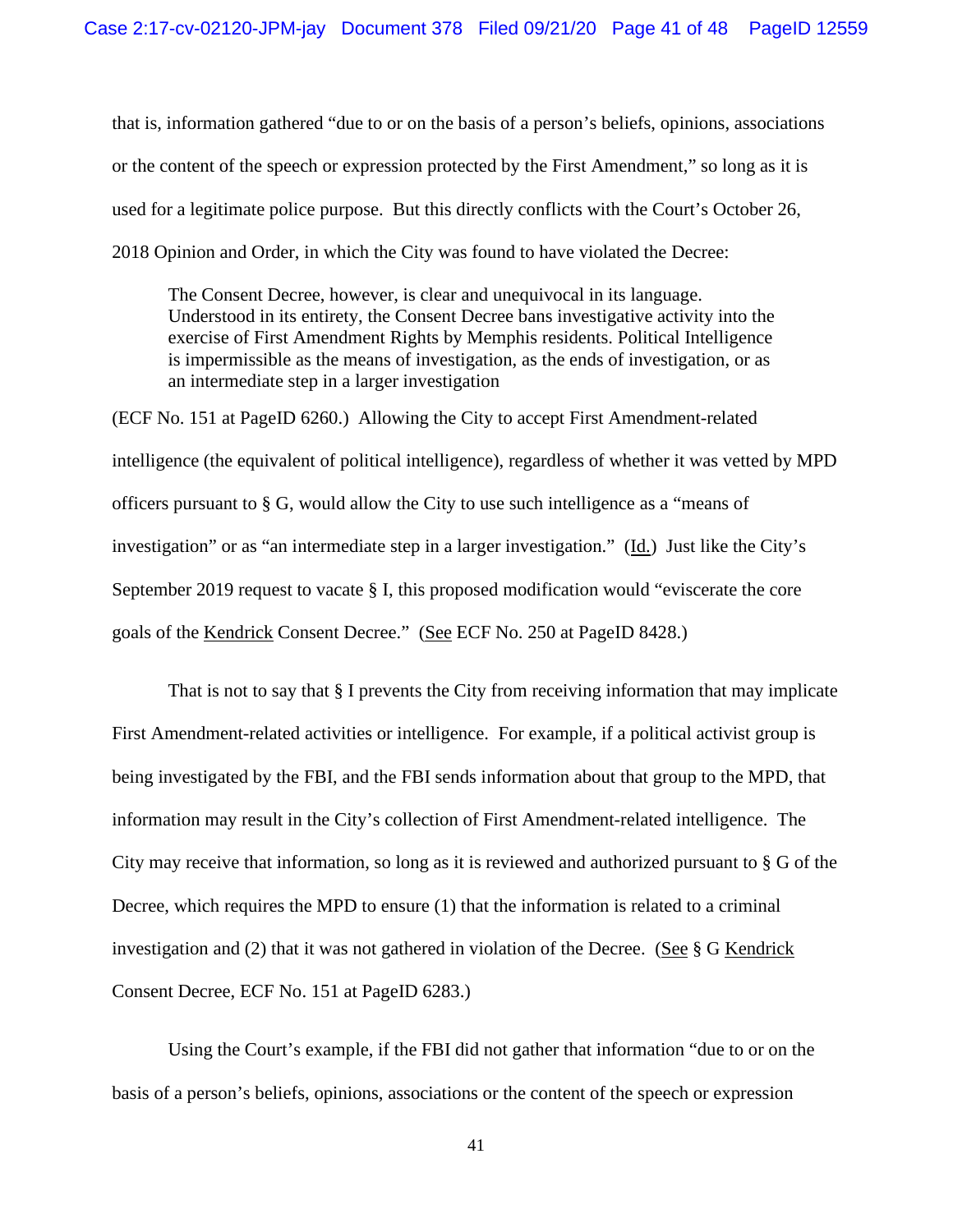that is, information gathered "due to or on the basis of a person's beliefs, opinions, associations or the content of the speech or expression protected by the First Amendment," so long as it is used for a legitimate police purpose. But this directly conflicts with the Court's October 26, 2018 Opinion and Order, in which the City was found to have violated the Decree:

> The Consent Decree, however, is clear and unequivocal in its language. Understood in its entirety, the Consent Decree bans investigative activity into the exercise of First Amendment Rights by Memphis residents. Political Intelligence is impermissible as the means of investigation, as the ends of investigation, or as an intermediate step in a larger investigation

(ECF No. 151 at PageID 6260.) Allowing the City to accept First Amendment-related intelligence (the equivalent of political intelligence), regardless of whether it was vetted by MPD officers pursuant to § G, would allow the City to use such intelligence as a "means of investigation" or as "an intermediate step in a larger investigation." (Id.) Just like the City's September 2019 request to vacate § I, this proposed modification would "eviscerate the core goals of the Kendrick Consent Decree." (See ECF No. 250 at PageID 8428.)

That is not to say that § I prevents the City from receiving information that may implicate First Amendment-related activities or intelligence. For example, if a political activist group is being investigated by the FBI, and the FBI sends information about that group to the MPD, that information may result in the City's collection of First Amendment-related intelligence. The City may receive that information, so long as it is reviewed and authorized pursuant to § G of the Decree, which requires the MPD to ensure (1) that the information is related to a criminal investigation and (2) that it was not gathered in violation of the Decree. (See § G Kendrick Consent Decree, ECF No. 151 at PageID 6283.)

Using the Court's example, if the FBI did not gather that information "due to or on the basis of a person's beliefs, opinions, associations or the content of the speech or expression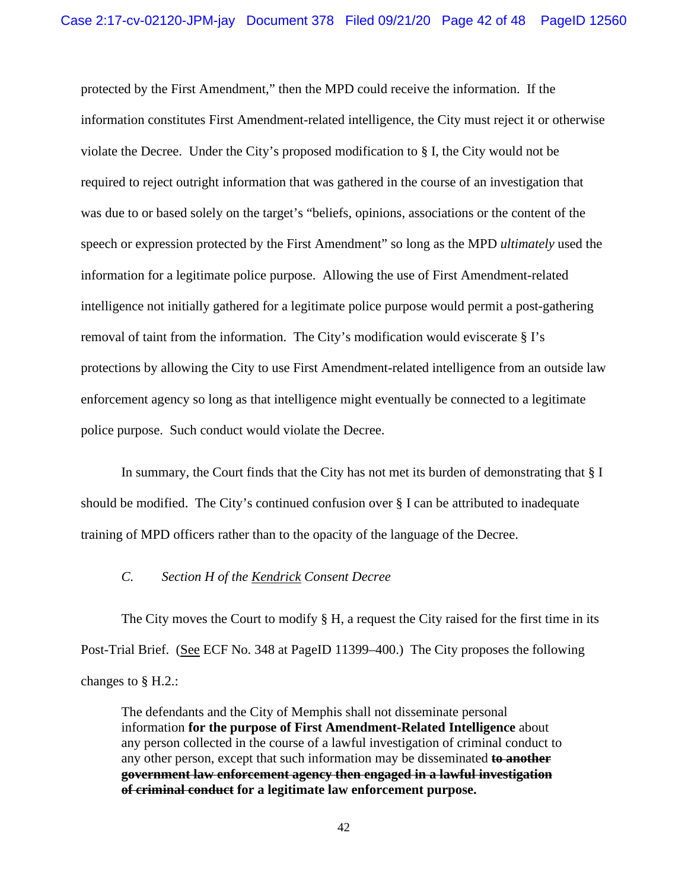protected by the First Amendment," then the MPD could receive the information. If the information constitutes First Amendment-related intelligence, the City must reject it or otherwise violate the Decree. Under the City's proposed modification to § I, the City would not be required to reject outright information that was gathered in the course of an investigation that was due to or based solely on the target's "beliefs, opinions, associations or the content of the speech or expression protected by the First Amendment" so long as the MPD *ultimately* used the information for a legitimate police purpose. Allowing the use of First Amendment-related intelligence not initially gathered for a legitimate police purpose would permit a post-gathering removal of taint from the information. The City's modification would eviscerate § I's protections by allowing the City to use First Amendment-related intelligence from an outside law enforcement agency so long as that intelligence might eventually be connected to a legitimate police purpose. Such conduct would violate the Decree.

In summary, the Court finds that the City has not met its burden of demonstrating that § I should be modified. The City's continued confusion over § I can be attributed to inadequate training of MPD officers rather than to the opacity of the language of the Decree.

### *C. Section H of the Kendrick Consent Decree*

The City moves the Court to modify § H, a request the City raised for the first time in its Post-Trial Brief. (See ECF No. 348 at PageID 11399–400.) The City proposes the following changes to § H.2.:

> The defendants and the City of Memphis shall not disseminate personal information **for the purpose of First Amendment-Related Intelligence** about any person collected in the course of a lawful investigation of criminal conduct to any other person, except that such information may be disseminated **~~to another government law enforcement agency then engaged in a lawful investigation of criminal conduct~~ for a legitimate law enforcement purpose.**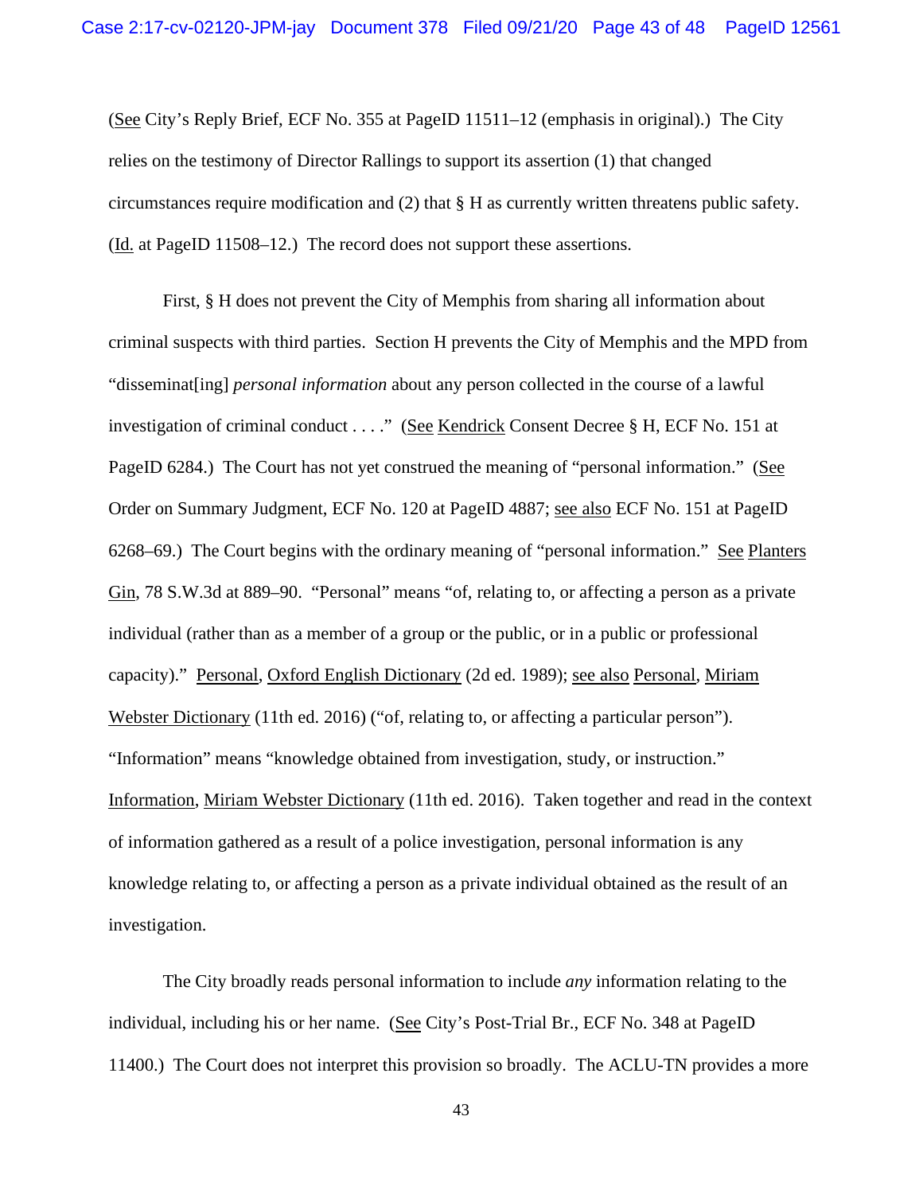(See City's Reply Brief, ECF No. 355 at PageID 11511–12 (emphasis in original).) The City relies on the testimony of Director Rallings to support its assertion (1) that changed circumstances require modification and (2) that § H as currently written threatens public safety. (Id. at PageID 11508–12.) The record does not support these assertions.

First, § H does not prevent the City of Memphis from sharing all information about criminal suspects with third parties. Section H prevents the City of Memphis and the MPD from "disseminat[ing] *personal information* about any person collected in the course of a lawful investigation of criminal conduct . . . ." (See Kendrick Consent Decree § H, ECF No. 151 at PageID 6284.) The Court has not yet construed the meaning of "personal information." (See Order on Summary Judgment, ECF No. 120 at PageID 4887; see also ECF No. 151 at PageID 6268–69.) The Court begins with the ordinary meaning of "personal information." See Planters Gin, 78 S.W.3d at 889–90. "Personal" means "of, relating to, or affecting a person as a private individual (rather than as a member of a group or the public, or in a public or professional capacity)." Personal, Oxford English Dictionary (2d ed. 1989); see also Personal, Miriam Webster Dictionary (11th ed. 2016) ("of, relating to, or affecting a particular person"). "Information" means "knowledge obtained from investigation, study, or instruction." Information, Miriam Webster Dictionary (11th ed. 2016). Taken together and read in the context of information gathered as a result of a police investigation, personal information is any knowledge relating to, or affecting a person as a private individual obtained as the result of an investigation.

The City broadly reads personal information to include *any* information relating to the individual, including his or her name. (See City's Post-Trial Br., ECF No. 348 at PageID 11400.) The Court does not interpret this provision so broadly. The ACLU-TN provides a more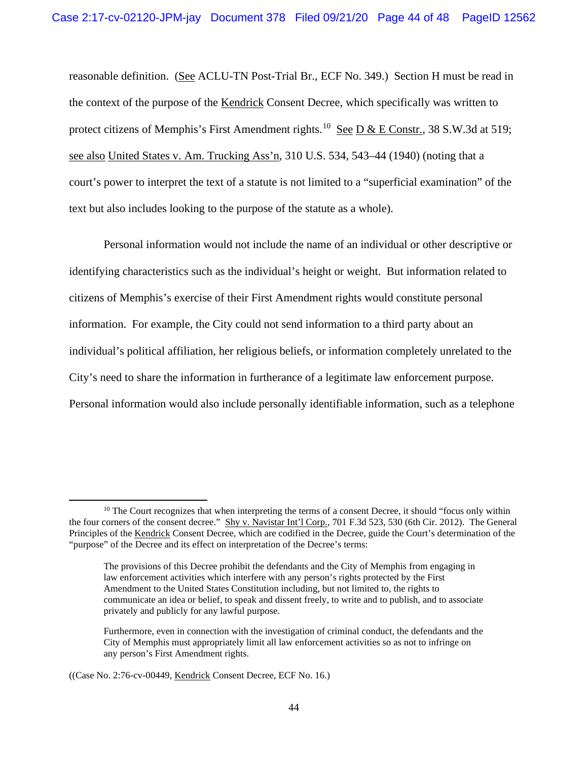reasonable definition. (See ACLU-TN Post-Trial Br., ECF No. 349.) Section H must be read in the context of the purpose of the Kendrick Consent Decree, which specifically was written to protect citizens of Memphis's First Amendment rights.[10] See D & E Constr., 38 S.W.3d at 519; see also United States v. Am. Trucking Ass'n, 310 U.S. 534, 543–44 (1940) (noting that a court's power to interpret the text of a statute is not limited to a "superficial examination" of the text but also includes looking to the purpose of the statute as a whole).

Personal information would not include the name of an individual or other descriptive or identifying characteristics such as the individual's height or weight. But information related to citizens of Memphis's exercise of their First Amendment rights would constitute personal information. For example, the City could not send information to a third party about an individual's political affiliation, her religious beliefs, or information completely unrelated to the City's need to share the information in furtherance of a legitimate law enforcement purpose. Personal information would also include personally identifiable information, such as a telephone

---

[10] The Court recognizes that when interpreting the terms of a consent Decree, it should "focus only within the four corners of the consent decree." Shy v. Navistar Int'l Corp., 701 F.3d 523, 530 (6th Cir. 2012). The General Principles of the Kendrick Consent Decree, which are codified in the Decree, guide the Court's determination of the "purpose" of the Decree and its effect on interpretation of the Decree's terms:

> The provisions of this Decree prohibit the defendants and the City of Memphis from engaging in law enforcement activities which interfere with any person's rights protected by the First Amendment to the United States Constitution including, but not limited to, the rights to communicate an idea or belief, to speak and dissent freely, to write and to publish, and to associate privately and publicly for any lawful purpose.
>
> Furthermore, even in connection with the investigation of criminal conduct, the defendants and the City of Memphis must appropriately limit all law enforcement activities so as not to infringe on any person's First Amendment rights.

((Case No. 2:76-cv-00449, Kendrick Consent Decree, ECF No. 16.)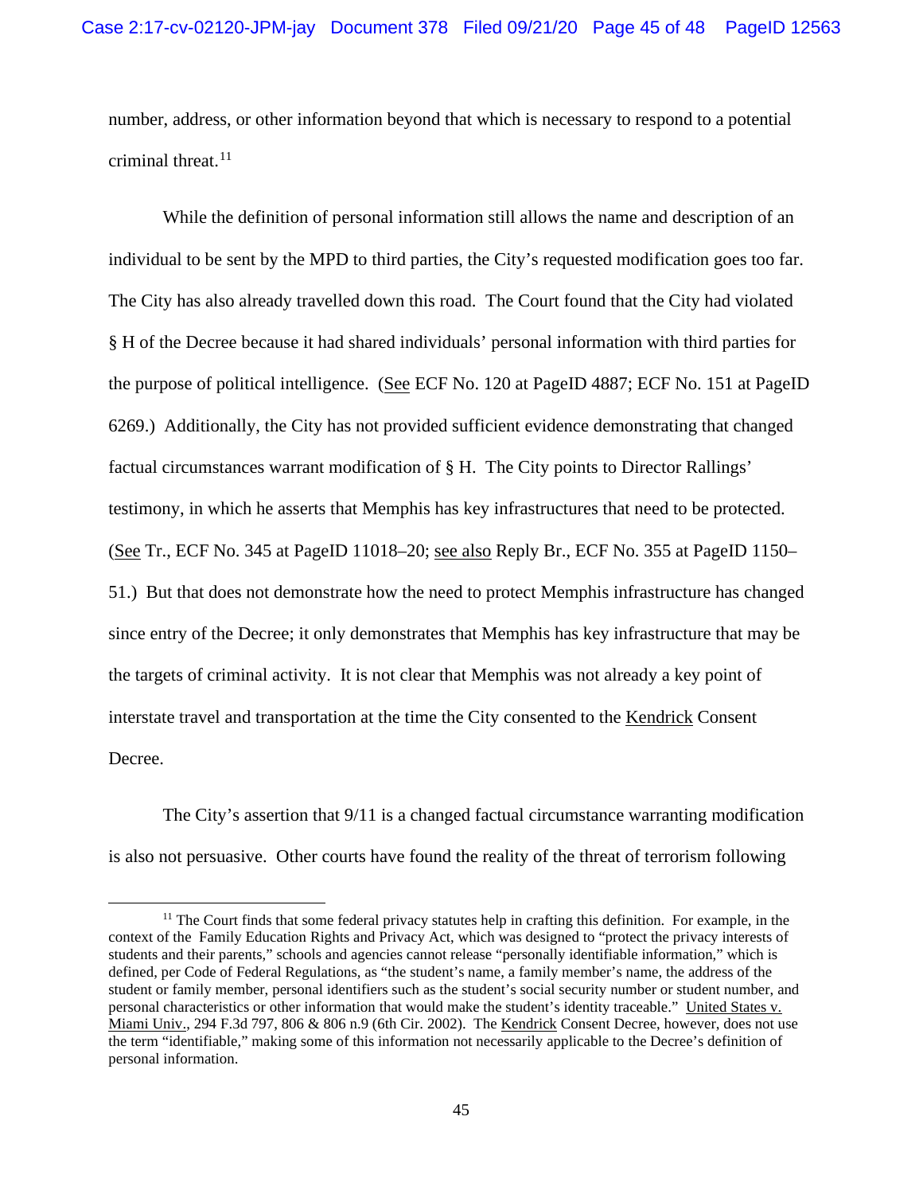number, address, or other information beyond that which is necessary to respond to a potential criminal threat.[11]

While the definition of personal information still allows the name and description of an individual to be sent by the MPD to third parties, the City's requested modification goes too far. The City has also already travelled down this road. The Court found that the City had violated § H of the Decree because it had shared individuals' personal information with third parties for the purpose of political intelligence. (See ECF No. 120 at PageID 4887; ECF No. 151 at PageID 6269.) Additionally, the City has not provided sufficient evidence demonstrating that changed factual circumstances warrant modification of § H. The City points to Director Rallings' testimony, in which he asserts that Memphis has key infrastructures that need to be protected. (See Tr., ECF No. 345 at PageID 11018–20; see also Reply Br., ECF No. 355 at PageID 1150–51.) But that does not demonstrate how the need to protect Memphis infrastructure has changed since entry of the Decree; it only demonstrates that Memphis has key infrastructure that may be the targets of criminal activity. It is not clear that Memphis was not already a key point of interstate travel and transportation at the time the City consented to the Kendrick Consent Decree.

The City's assertion that 9/11 is a changed factual circumstance warranting modification is also not persuasive. Other courts have found the reality of the threat of terrorism following

[11] The Court finds that some federal privacy statutes help in crafting this definition. For example, in the context of the Family Education Rights and Privacy Act, which was designed to "protect the privacy interests of students and their parents," schools and agencies cannot release "personally identifiable information," which is defined, per Code of Federal Regulations, as "the student's name, a family member's name, the address of the student or family member, personal identifiers such as the student's social security number or student number, and personal characteristics or other information that would make the student's identity traceable." United States v. Miami Univ., 294 F.3d 797, 806 & 806 n.9 (6th Cir. 2002). The Kendrick Consent Decree, however, does not use the term "identifiable," making some of this information not necessarily applicable to the Decree's definition of personal information.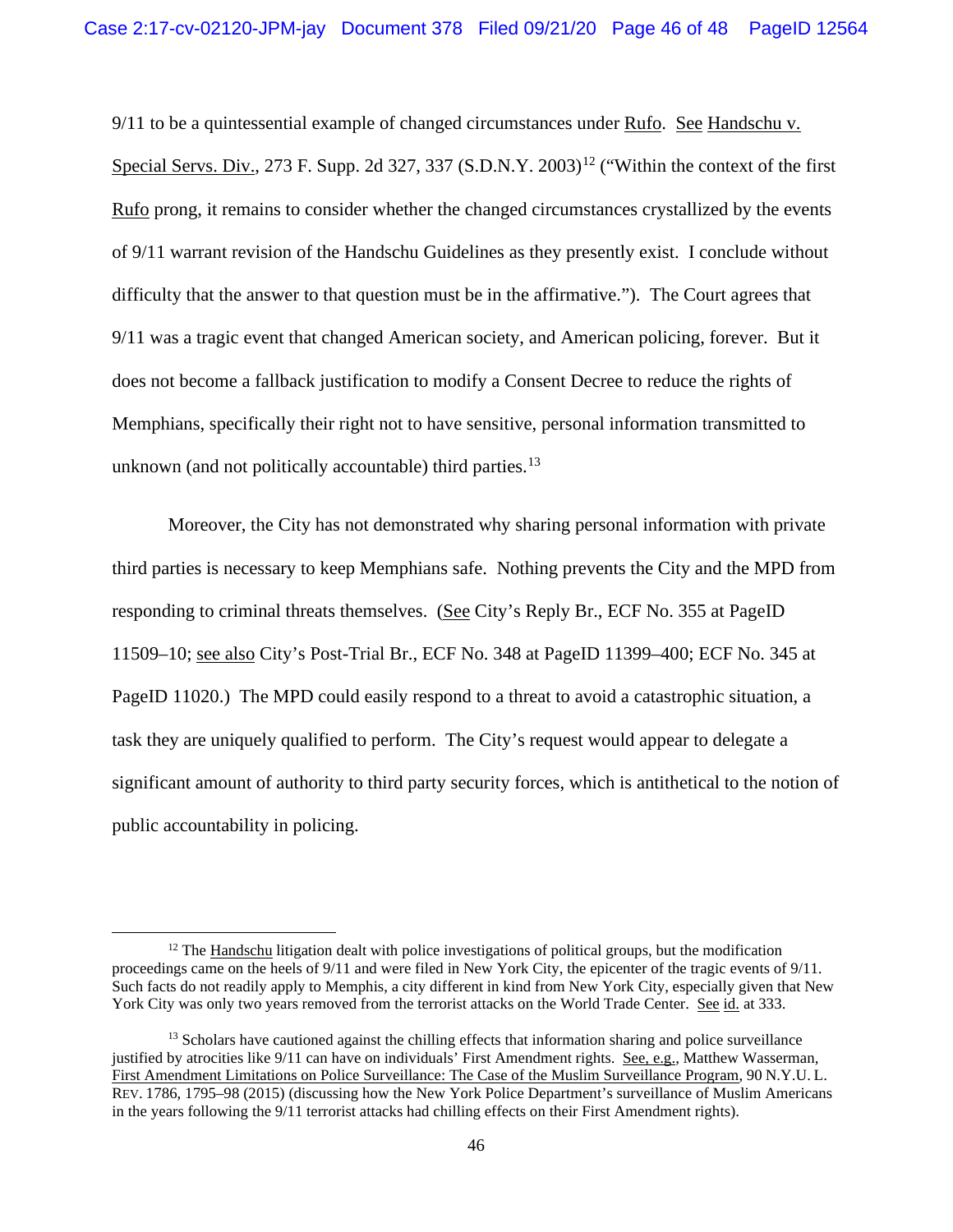9/11 to be a quintessential example of changed circumstances under Rufo. See Handschu v. Special Servs. Div., 273 F. Supp. 2d 327, 337 (S.D.N.Y. 2003)[12] ("Within the context of the first Rufo prong, it remains to consider whether the changed circumstances crystallized by the events of 9/11 warrant revision of the Handschu Guidelines as they presently exist. I conclude without difficulty that the answer to that question must be in the affirmative."). The Court agrees that 9/11 was a tragic event that changed American society, and American policing, forever. But it does not become a fallback justification to modify a Consent Decree to reduce the rights of Memphians, specifically their right not to have sensitive, personal information transmitted to unknown (and not politically accountable) third parties.[13]

Moreover, the City has not demonstrated why sharing personal information with private third parties is necessary to keep Memphians safe. Nothing prevents the City and the MPD from responding to criminal threats themselves. (See City's Reply Br., ECF No. 355 at PageID 11509–10; see also City's Post-Trial Br., ECF No. 348 at PageID 11399–400; ECF No. 345 at PageID 11020.) The MPD could easily respond to a threat to avoid a catastrophic situation, a task they are uniquely qualified to perform. The City's request would appear to delegate a significant amount of authority to third party security forces, which is antithetical to the notion of public accountability in policing.

---

[12] The Handschu litigation dealt with police investigations of political groups, but the modification proceedings came on the heels of 9/11 and were filed in New York City, the epicenter of the tragic events of 9/11. Such facts do not readily apply to Memphis, a city different in kind from New York City, especially given that New York City was only two years removed from the terrorist attacks on the World Trade Center. See id. at 333.

[13] Scholars have cautioned against the chilling effects that information sharing and police surveillance justified by atrocities like 9/11 can have on individuals' First Amendment rights. See, e.g., Matthew Wasserman, First Amendment Limitations on Police Surveillance: The Case of the Muslim Surveillance Program, 90 N.Y.U. L. REV. 1786, 1795–98 (2015) (discussing how the New York Police Department's surveillance of Muslim Americans in the years following the 9/11 terrorist attacks had chilling effects on their First Amendment rights).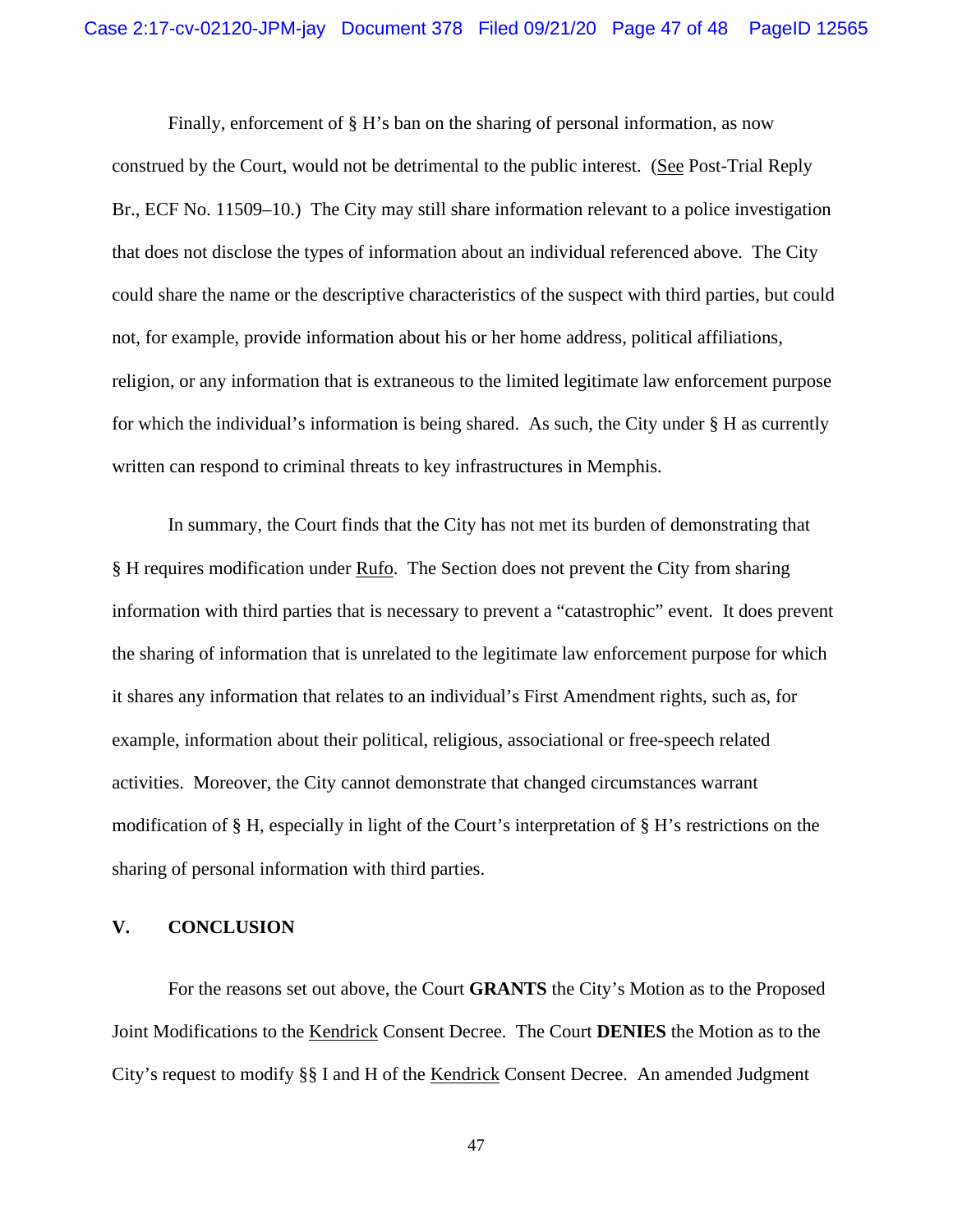Finally, enforcement of § H's ban on the sharing of personal information, as now construed by the Court, would not be detrimental to the public interest. (See Post-Trial Reply Br., ECF No. 11509–10.) The City may still share information relevant to a police investigation that does not disclose the types of information about an individual referenced above. The City could share the name or the descriptive characteristics of the suspect with third parties, but could not, for example, provide information about his or her home address, political affiliations, religion, or any information that is extraneous to the limited legitimate law enforcement purpose for which the individual's information is being shared. As such, the City under § H as currently written can respond to criminal threats to key infrastructures in Memphis.

In summary, the Court finds that the City has not met its burden of demonstrating that § H requires modification under Rufo. The Section does not prevent the City from sharing information with third parties that is necessary to prevent a "catastrophic" event. It does prevent the sharing of information that is unrelated to the legitimate law enforcement purpose for which it shares any information that relates to an individual's First Amendment rights, such as, for example, information about their political, religious, associational or free-speech related activities. Moreover, the City cannot demonstrate that changed circumstances warrant modification of § H, especially in light of the Court's interpretation of § H's restrictions on the sharing of personal information with third parties.

## V. CONCLUSION

For the reasons set out above, the Court **GRANTS** the City's Motion as to the Proposed Joint Modifications to the Kendrick Consent Decree. The Court **DENIES** the Motion as to the City's request to modify §§ I and H of the Kendrick Consent Decree. An amended Judgment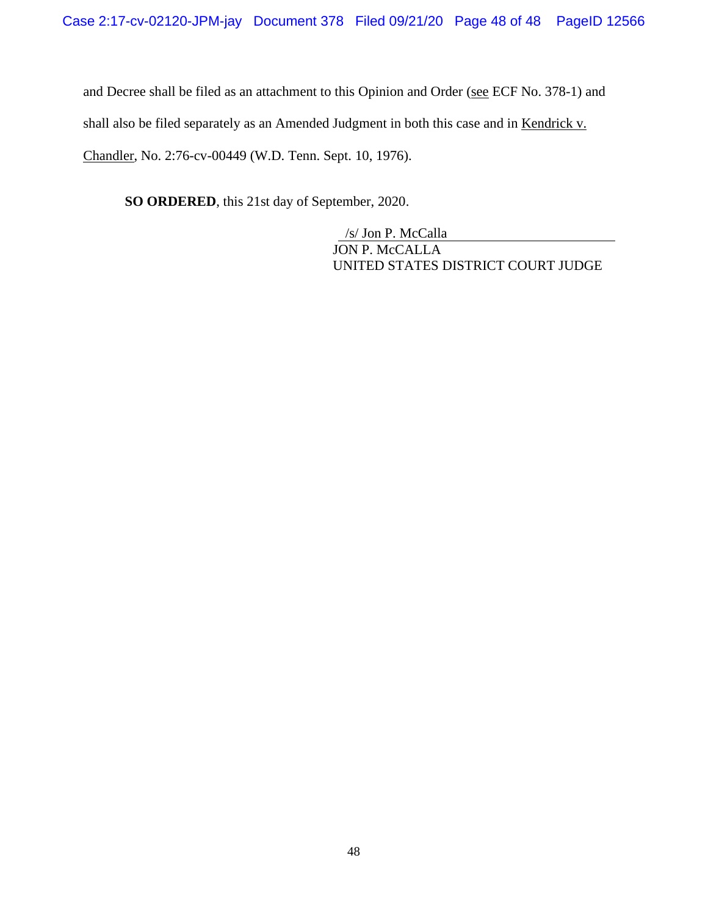and Decree shall be filed as an attachment to this Opinion and Order (see ECF No. 378-1) and shall also be filed separately as an Amended Judgment in both this case and in Kendrick v. Chandler, No. 2:76-cv-00449 (W.D. Tenn. Sept. 10, 1976).

**SO ORDERED**, this 21st day of September, 2020.

/s/ Jon P. McCalla
JON P. McCALLA
UNITED STATES DISTRICT COURT JUDGE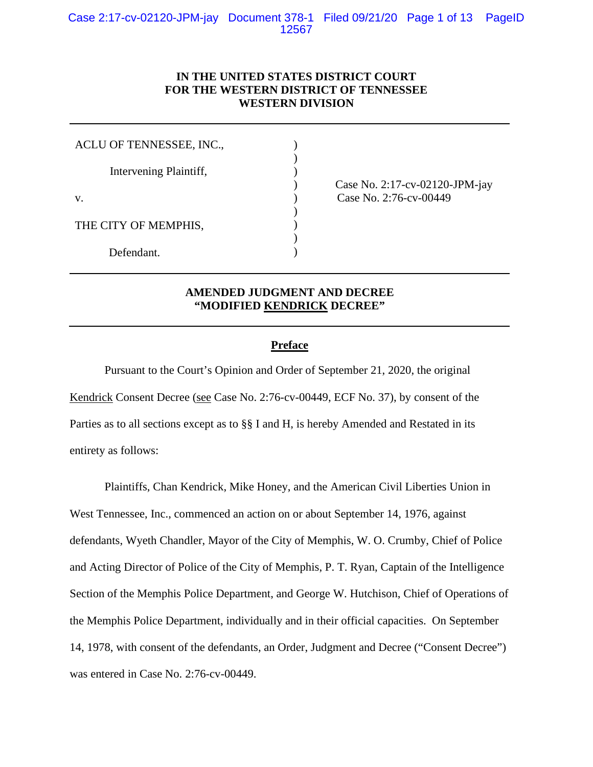**IN THE UNITED STATES DISTRICT COURT**
**FOR THE WESTERN DISTRICT OF TENNESSEE**
**WESTERN DIVISION**

| | | |
|---|---|---|
| ACLU OF TENNESSEE, INC., | ) | |
| | ) | |
| Intervening Plaintiff, | ) | |
| | ) | Case No. 2:17-cv-02120-JPM-jay |
| v. | ) | Case No. 2:76-cv-00449 |
| | ) | |
| THE CITY OF MEMPHIS, | ) | |
| | ) | |
| Defendant. | ) | |

## AMENDED JUDGMENT AND DECREE
## "MODIFIED KENDRICK DECREE"

### Preface

Pursuant to the Court's Opinion and Order of September 21, 2020, the original Kendrick Consent Decree (see Case No. 2:76-cv-00449, ECF No. 37), by consent of the Parties as to all sections except as to §§ I and H, is hereby Amended and Restated in its entirety as follows:

Plaintiffs, Chan Kendrick, Mike Honey, and the American Civil Liberties Union in West Tennessee, Inc., commenced an action on or about September 14, 1976, against defendants, Wyeth Chandler, Mayor of the City of Memphis, W. O. Crumby, Chief of Police and Acting Director of Police of the City of Memphis, P. T. Ryan, Captain of the Intelligence Section of the Memphis Police Department, and George W. Hutchison, Chief of Operations of the Memphis Police Department, individually and in their official capacities. On September 14, 1978, with consent of the defendants, an Order, Judgment and Decree ("Consent Decree") was entered in Case No. 2:76-cv-00449.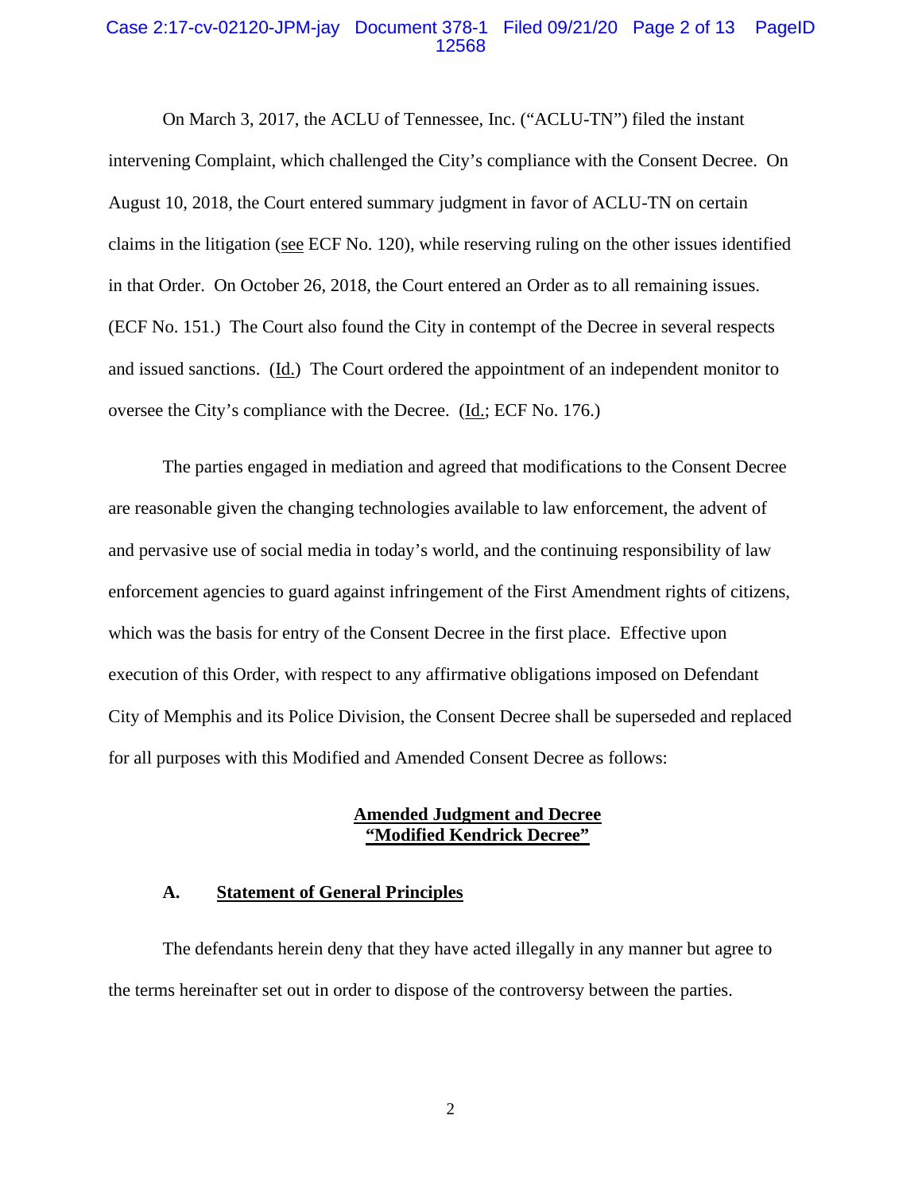On March 3, 2017, the ACLU of Tennessee, Inc. ("ACLU-TN") filed the instant intervening Complaint, which challenged the City's compliance with the Consent Decree. On August 10, 2018, the Court entered summary judgment in favor of ACLU-TN on certain claims in the litigation (see ECF No. 120), while reserving ruling on the other issues identified in that Order. On October 26, 2018, the Court entered an Order as to all remaining issues. (ECF No. 151.) The Court also found the City in contempt of the Decree in several respects and issued sanctions. (Id.) The Court ordered the appointment of an independent monitor to oversee the City's compliance with the Decree. (Id.; ECF No. 176.)

The parties engaged in mediation and agreed that modifications to the Consent Decree are reasonable given the changing technologies available to law enforcement, the advent of and pervasive use of social media in today's world, and the continuing responsibility of law enforcement agencies to guard against infringement of the First Amendment rights of citizens, which was the basis for entry of the Consent Decree in the first place. Effective upon execution of this Order, with respect to any affirmative obligations imposed on Defendant City of Memphis and its Police Division, the Consent Decree shall be superseded and replaced for all purposes with this Modified and Amended Consent Decree as follows:

## Amended Judgment and Decree
## "Modified Kendrick Decree"

### A. Statement of General Principles

The defendants herein deny that they have acted illegally in any manner but agree to the terms hereinafter set out in order to dispose of the controversy between the parties.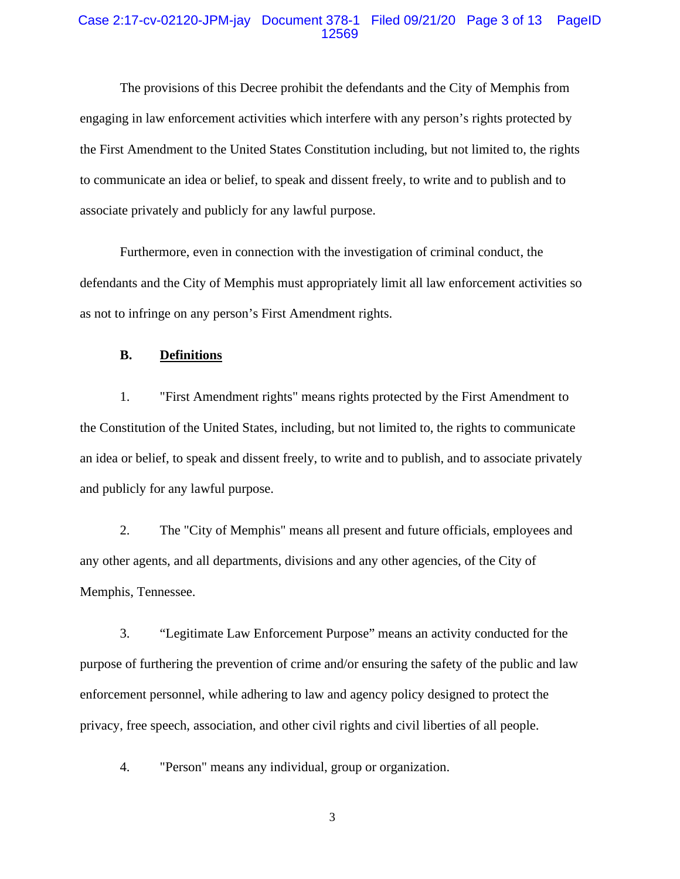The provisions of this Decree prohibit the defendants and the City of Memphis from engaging in law enforcement activities which interfere with any person's rights protected by the First Amendment to the United States Constitution including, but not limited to, the rights to communicate an idea or belief, to speak and dissent freely, to write and to publish and to associate privately and publicly for any lawful purpose.

Furthermore, even in connection with the investigation of criminal conduct, the defendants and the City of Memphis must appropriately limit all law enforcement activities so as not to infringe on any person's First Amendment rights.

### B. Definitions

1. "First Amendment rights" means rights protected by the First Amendment to the Constitution of the United States, including, but not limited to, the rights to communicate an idea or belief, to speak and dissent freely, to write and to publish, and to associate privately and publicly for any lawful purpose.

2. The "City of Memphis" means all present and future officials, employees and any other agents, and all departments, divisions and any other agencies, of the City of Memphis, Tennessee.

3. "Legitimate Law Enforcement Purpose" means an activity conducted for the purpose of furthering the prevention of crime and/or ensuring the safety of the public and law enforcement personnel, while adhering to law and agency policy designed to protect the privacy, free speech, association, and other civil rights and civil liberties of all people.

4. "Person" means any individual, group or organization.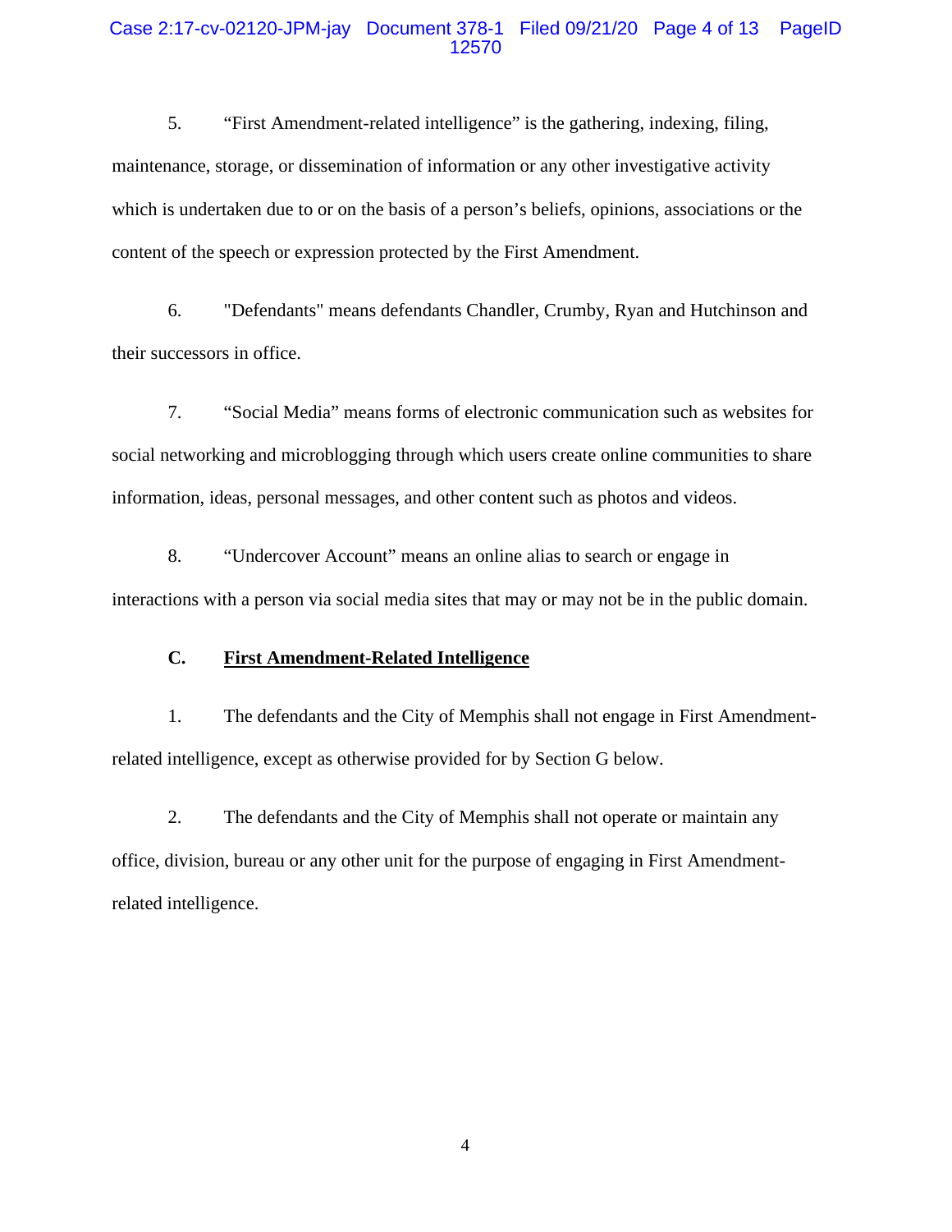5. “First Amendment-related intelligence” is the gathering, indexing, filing, maintenance, storage, or dissemination of information or any other investigative activity which is undertaken due to or on the basis of a person’s beliefs, opinions, associations or the content of the speech or expression protected by the First Amendment.

6. "Defendants" means defendants Chandler, Crumby, Ryan and Hutchinson and their successors in office.

7. “Social Media” means forms of electronic communication such as websites for social networking and microblogging through which users create online communities to share information, ideas, personal messages, and other content such as photos and videos.

8. “Undercover Account” means an online alias to search or engage in interactions with a person via social media sites that may or may not be in the public domain.

**C. First Amendment-Related Intelligence**

1. The defendants and the City of Memphis shall not engage in First Amendment-related intelligence, except as otherwise provided for by Section G below.

2. The defendants and the City of Memphis shall not operate or maintain any office, division, bureau or any other unit for the purpose of engaging in First Amendment-related intelligence.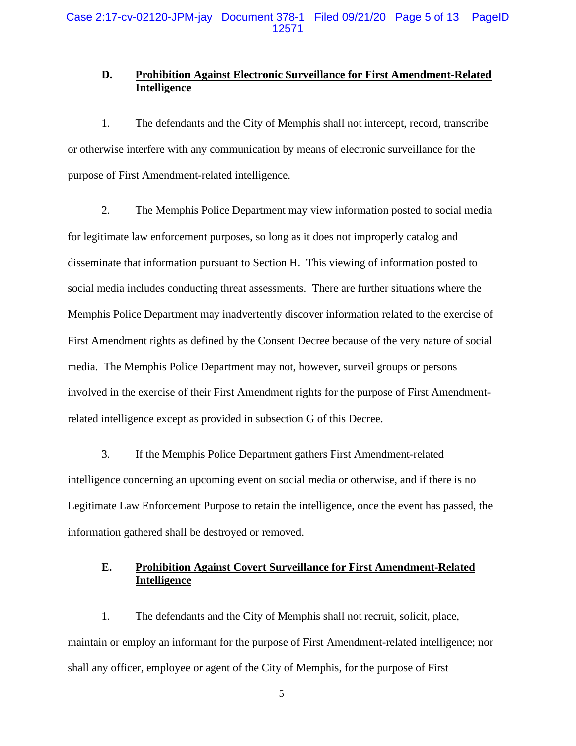### D. Prohibition Against Electronic Surveillance for First Amendment-Related Intelligence

1. The defendants and the City of Memphis shall not intercept, record, transcribe or otherwise interfere with any communication by means of electronic surveillance for the purpose of First Amendment-related intelligence.

2. The Memphis Police Department may view information posted to social media for legitimate law enforcement purposes, so long as it does not improperly catalog and disseminate that information pursuant to Section H. This viewing of information posted to social media includes conducting threat assessments. There are further situations where the Memphis Police Department may inadvertently discover information related to the exercise of First Amendment rights as defined by the Consent Decree because of the very nature of social media. The Memphis Police Department may not, however, surveil groups or persons involved in the exercise of their First Amendment rights for the purpose of First Amendment-related intelligence except as provided in subsection G of this Decree.

3. If the Memphis Police Department gathers First Amendment-related intelligence concerning an upcoming event on social media or otherwise, and if there is no Legitimate Law Enforcement Purpose to retain the intelligence, once the event has passed, the information gathered shall be destroyed or removed.

### E. Prohibition Against Covert Surveillance for First Amendment-Related Intelligence

1. The defendants and the City of Memphis shall not recruit, solicit, place, maintain or employ an informant for the purpose of First Amendment-related intelligence; nor shall any officer, employee or agent of the City of Memphis, for the purpose of First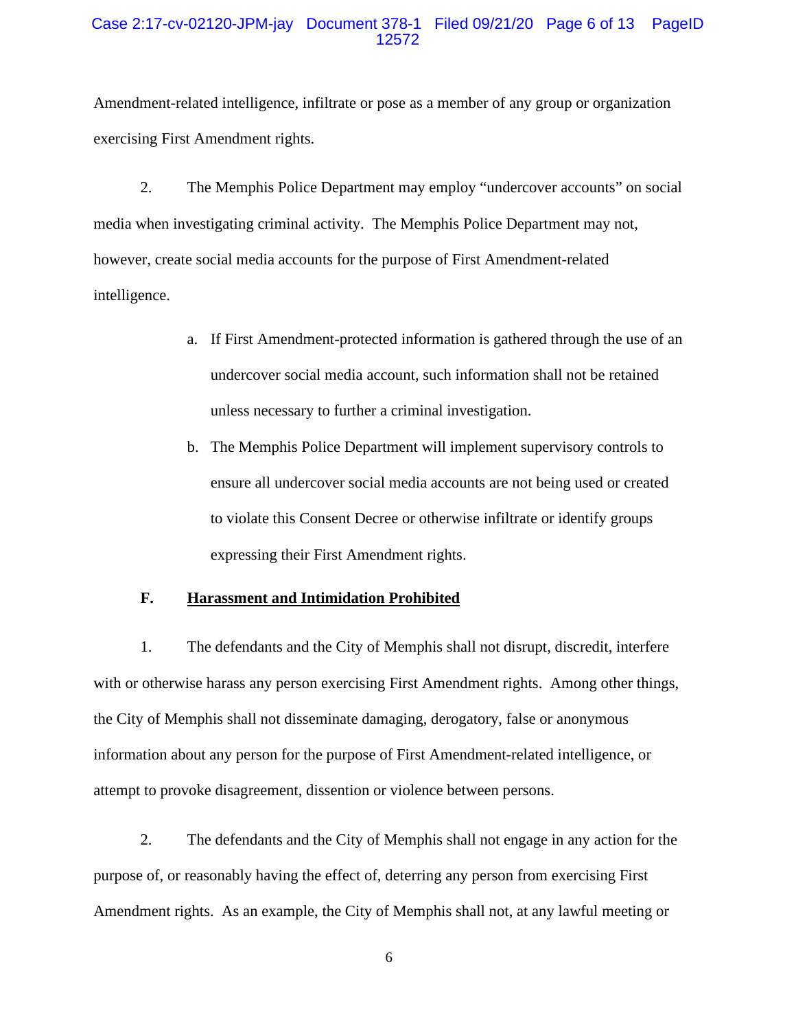Amendment-related intelligence, infiltrate or pose as a member of any group or organization exercising First Amendment rights.

2. The Memphis Police Department may employ "undercover accounts" on social media when investigating criminal activity. The Memphis Police Department may not, however, create social media accounts for the purpose of First Amendment-related intelligence.

   a. If First Amendment-protected information is gathered through the use of an undercover social media account, such information shall not be retained unless necessary to further a criminal investigation.

   b. The Memphis Police Department will implement supervisory controls to ensure all undercover social media accounts are not being used or created to violate this Consent Decree or otherwise infiltrate or identify groups expressing their First Amendment rights.

### F. Harassment and Intimidation Prohibited

1. The defendants and the City of Memphis shall not disrupt, discredit, interfere with or otherwise harass any person exercising First Amendment rights. Among other things, the City of Memphis shall not disseminate damaging, derogatory, false or anonymous information about any person for the purpose of First Amendment-related intelligence, or attempt to provoke disagreement, dissention or violence between persons.

2. The defendants and the City of Memphis shall not engage in any action for the purpose of, or reasonably having the effect of, deterring any person from exercising First Amendment rights. As an example, the City of Memphis shall not, at any lawful meeting or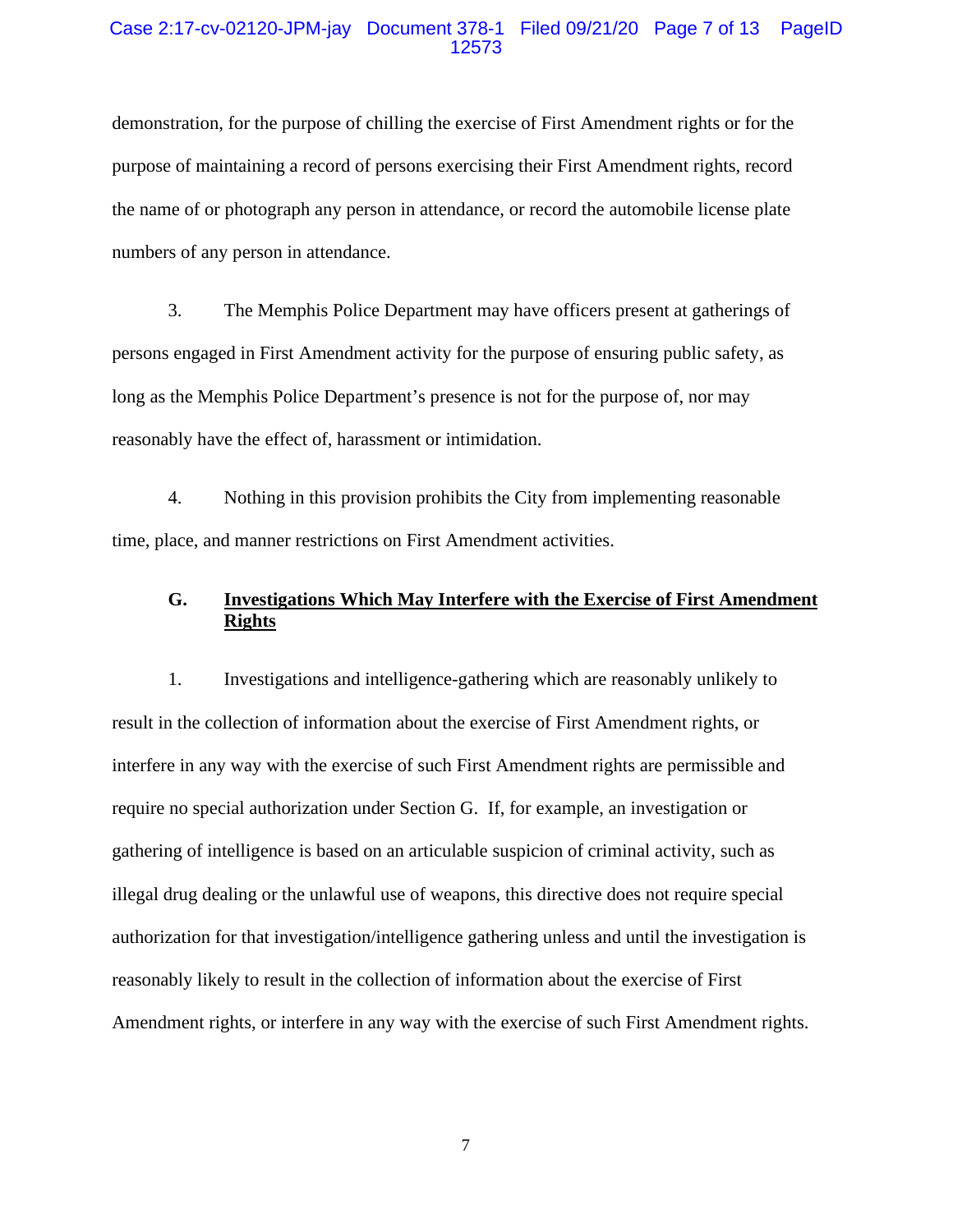demonstration, for the purpose of chilling the exercise of First Amendment rights or for the purpose of maintaining a record of persons exercising their First Amendment rights, record the name of or photograph any person in attendance, or record the automobile license plate numbers of any person in attendance.

3. The Memphis Police Department may have officers present at gatherings of persons engaged in First Amendment activity for the purpose of ensuring public safety, as long as the Memphis Police Department's presence is not for the purpose of, nor may reasonably have the effect of, harassment or intimidation.

4. Nothing in this provision prohibits the City from implementing reasonable time, place, and manner restrictions on First Amendment activities.

### G. <u>Investigations Which May Interfere with the Exercise of First Amendment Rights</u>

1. Investigations and intelligence-gathering which are reasonably unlikely to result in the collection of information about the exercise of First Amendment rights, or interfere in any way with the exercise of such First Amendment rights are permissible and require no special authorization under Section G. If, for example, an investigation or gathering of intelligence is based on an articulable suspicion of criminal activity, such as illegal drug dealing or the unlawful use of weapons, this directive does not require special authorization for that investigation/intelligence gathering unless and until the investigation is reasonably likely to result in the collection of information about the exercise of First Amendment rights, or interfere in any way with the exercise of such First Amendment rights.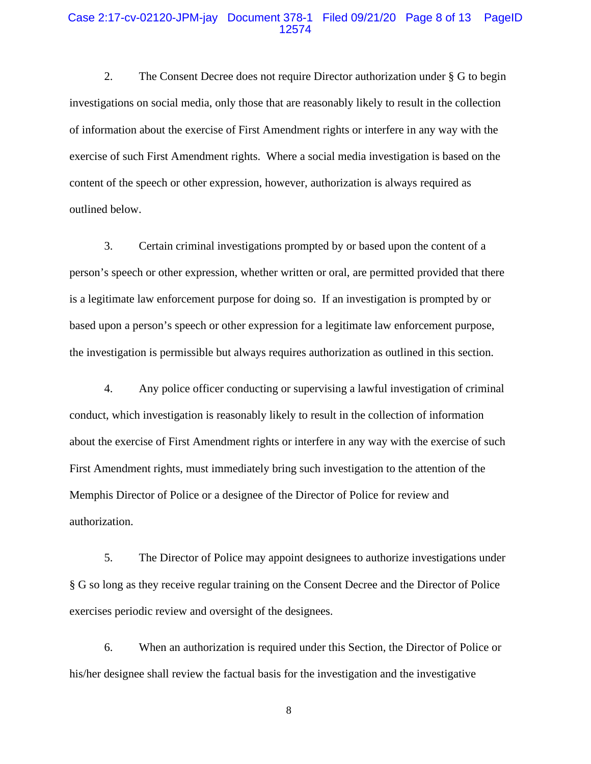2. The Consent Decree does not require Director authorization under § G to begin investigations on social media, only those that are reasonably likely to result in the collection of information about the exercise of First Amendment rights or interfere in any way with the exercise of such First Amendment rights. Where a social media investigation is based on the content of the speech or other expression, however, authorization is always required as outlined below.

3. Certain criminal investigations prompted by or based upon the content of a person's speech or other expression, whether written or oral, are permitted provided that there is a legitimate law enforcement purpose for doing so. If an investigation is prompted by or based upon a person's speech or other expression for a legitimate law enforcement purpose, the investigation is permissible but always requires authorization as outlined in this section.

4. Any police officer conducting or supervising a lawful investigation of criminal conduct, which investigation is reasonably likely to result in the collection of information about the exercise of First Amendment rights or interfere in any way with the exercise of such First Amendment rights, must immediately bring such investigation to the attention of the Memphis Director of Police or a designee of the Director of Police for review and authorization.

5. The Director of Police may appoint designees to authorize investigations under § G so long as they receive regular training on the Consent Decree and the Director of Police exercises periodic review and oversight of the designees.

6. When an authorization is required under this Section, the Director of Police or his/her designee shall review the factual basis for the investigation and the investigative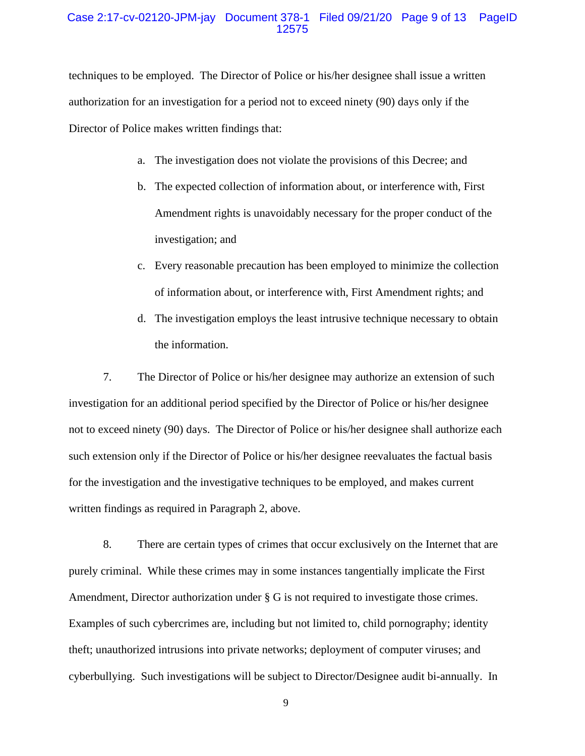techniques to be employed. The Director of Police or his/her designee shall issue a written authorization for an investigation for a period not to exceed ninety (90) days only if the Director of Police makes written findings that:

a. The investigation does not violate the provisions of this Decree; and

b. The expected collection of information about, or interference with, First Amendment rights is unavoidably necessary for the proper conduct of the investigation; and

c. Every reasonable precaution has been employed to minimize the collection of information about, or interference with, First Amendment rights; and

d. The investigation employs the least intrusive technique necessary to obtain the information.

7. The Director of Police or his/her designee may authorize an extension of such investigation for an additional period specified by the Director of Police or his/her designee not to exceed ninety (90) days. The Director of Police or his/her designee shall authorize each such extension only if the Director of Police or his/her designee reevaluates the factual basis for the investigation and the investigative techniques to be employed, and makes current written findings as required in Paragraph 2, above.

8. There are certain types of crimes that occur exclusively on the Internet that are purely criminal. While these crimes may in some instances tangentially implicate the First Amendment, Director authorization under § G is not required to investigate those crimes. Examples of such cybercrimes are, including but not limited to, child pornography; identity theft; unauthorized intrusions into private networks; deployment of computer viruses; and cyberbullying. Such investigations will be subject to Director/Designee audit bi-annually. In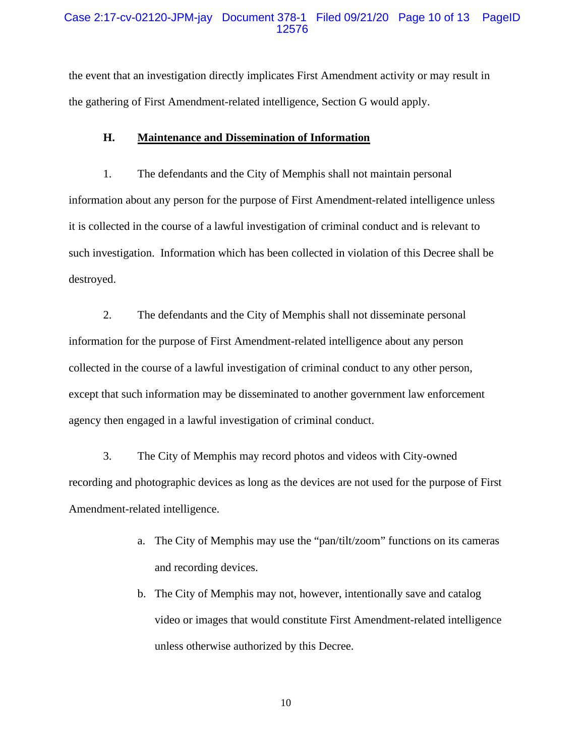the event that an investigation directly implicates First Amendment activity or may result in the gathering of First Amendment-related intelligence, Section G would apply.

### H. Maintenance and Dissemination of Information

1. The defendants and the City of Memphis shall not maintain personal information about any person for the purpose of First Amendment-related intelligence unless it is collected in the course of a lawful investigation of criminal conduct and is relevant to such investigation. Information which has been collected in violation of this Decree shall be destroyed.

2. The defendants and the City of Memphis shall not disseminate personal information for the purpose of First Amendment-related intelligence about any person collected in the course of a lawful investigation of criminal conduct to any other person, except that such information may be disseminated to another government law enforcement agency then engaged in a lawful investigation of criminal conduct.

3. The City of Memphis may record photos and videos with City-owned recording and photographic devices as long as the devices are not used for the purpose of First Amendment-related intelligence.

   a. The City of Memphis may use the "pan/tilt/zoom" functions on its cameras and recording devices.

   b. The City of Memphis may not, however, intentionally save and catalog video or images that would constitute First Amendment-related intelligence unless otherwise authorized by this Decree.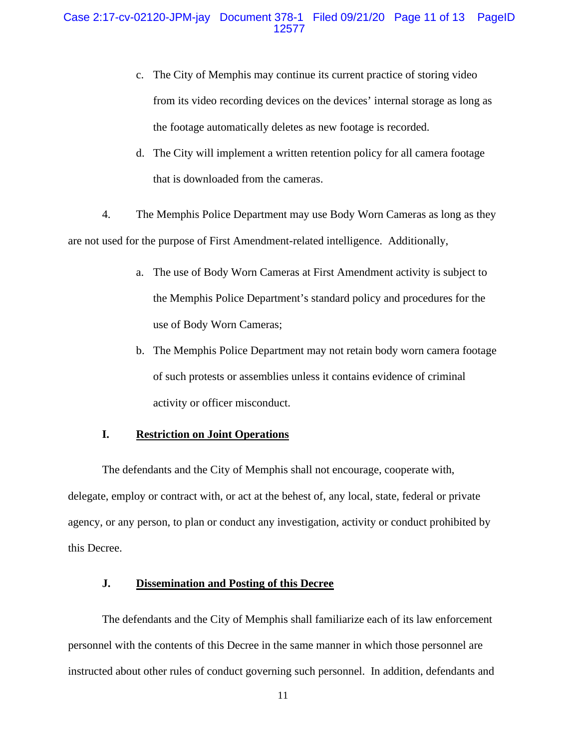c. The City of Memphis may continue its current practice of storing video from its video recording devices on the devices' internal storage as long as the footage automatically deletes as new footage is recorded.

d. The City will implement a written retention policy for all camera footage that is downloaded from the cameras.

4. The Memphis Police Department may use Body Worn Cameras as long as they are not used for the purpose of First Amendment-related intelligence. Additionally,

a. The use of Body Worn Cameras at First Amendment activity is subject to the Memphis Police Department's standard policy and procedures for the use of Body Worn Cameras;

b. The Memphis Police Department may not retain body worn camera footage of such protests or assemblies unless it contains evidence of criminal activity or officer misconduct.

## I. Restriction on Joint Operations

The defendants and the City of Memphis shall not encourage, cooperate with, delegate, employ or contract with, or act at the behest of, any local, state, federal or private agency, or any person, to plan or conduct any investigation, activity or conduct prohibited by this Decree.

## J. Dissemination and Posting of this Decree

The defendants and the City of Memphis shall familiarize each of its law enforcement personnel with the contents of this Decree in the same manner in which those personnel are instructed about other rules of conduct governing such personnel. In addition, defendants and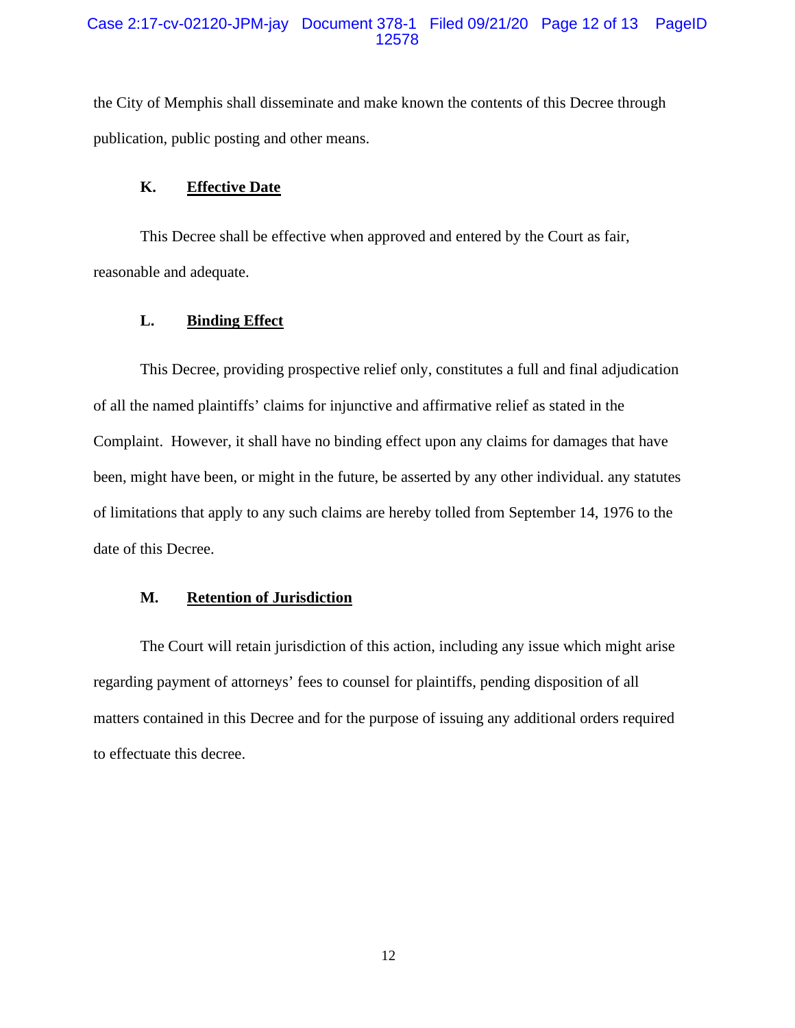the City of Memphis shall disseminate and make known the contents of this Decree through publication, public posting and other means.

**K. Effective Date**

This Decree shall be effective when approved and entered by the Court as fair, reasonable and adequate.

**L. Binding Effect**

This Decree, providing prospective relief only, constitutes a full and final adjudication of all the named plaintiffs' claims for injunctive and affirmative relief as stated in the Complaint. However, it shall have no binding effect upon any claims for damages that have been, might have been, or might in the future, be asserted by any other individual. any statutes of limitations that apply to any such claims are hereby tolled from September 14, 1976 to the date of this Decree.

**M. Retention of Jurisdiction**

The Court will retain jurisdiction of this action, including any issue which might arise regarding payment of attorneys' fees to counsel for plaintiffs, pending disposition of all matters contained in this Decree and for the purpose of issuing any additional orders required to effectuate this decree.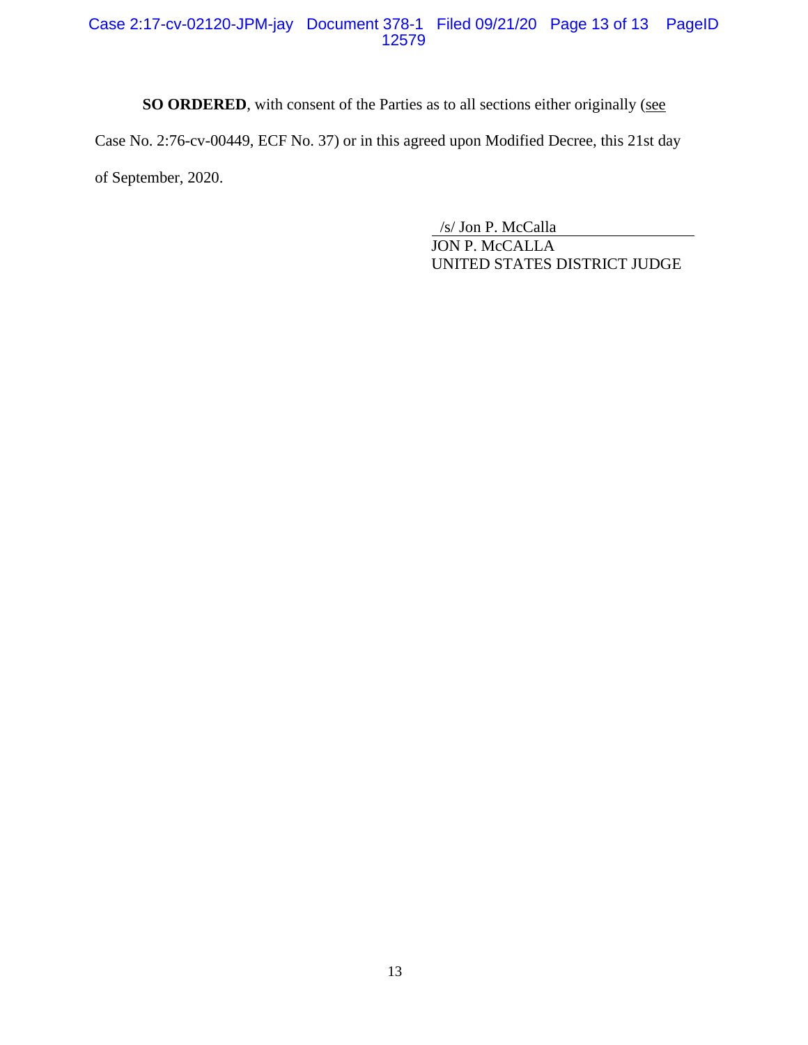**SO ORDERED**, with consent of the Parties as to all sections either originally (see Case No. 2:76-cv-00449, ECF No. 37) or in this agreed upon Modified Decree, this 21st day of September, 2020.

/s/ Jon P. McCalla
JON P. McCALLA
UNITED STATES DISTRICT JUDGE